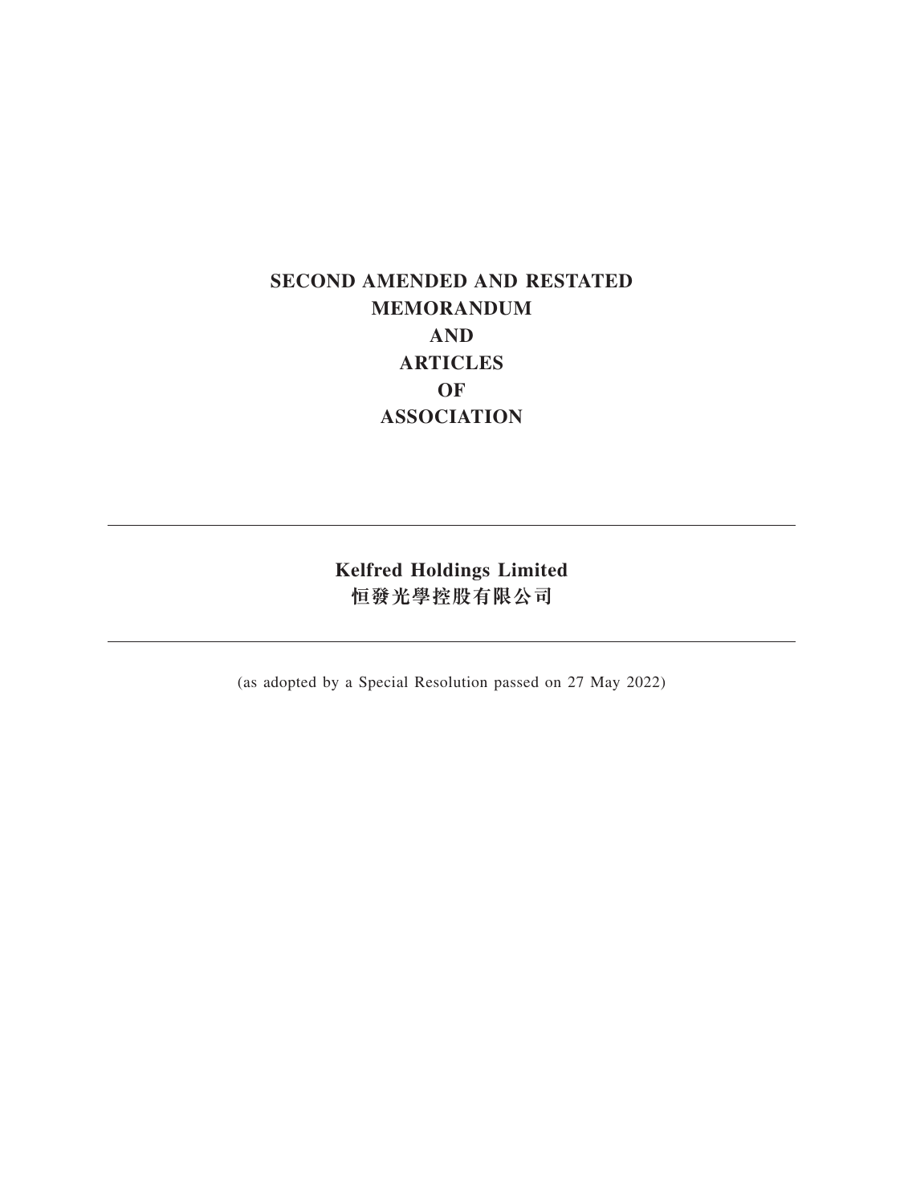# SECOND AMENDED AND RESTATED MEMORANDUM AND ARTICLES OF ASSOCIATION

---

## Kelfred Holdings Limited
## 恒發光學控股有限公司

---

(as adopted by a Special Resolution passed on 27 May 2022)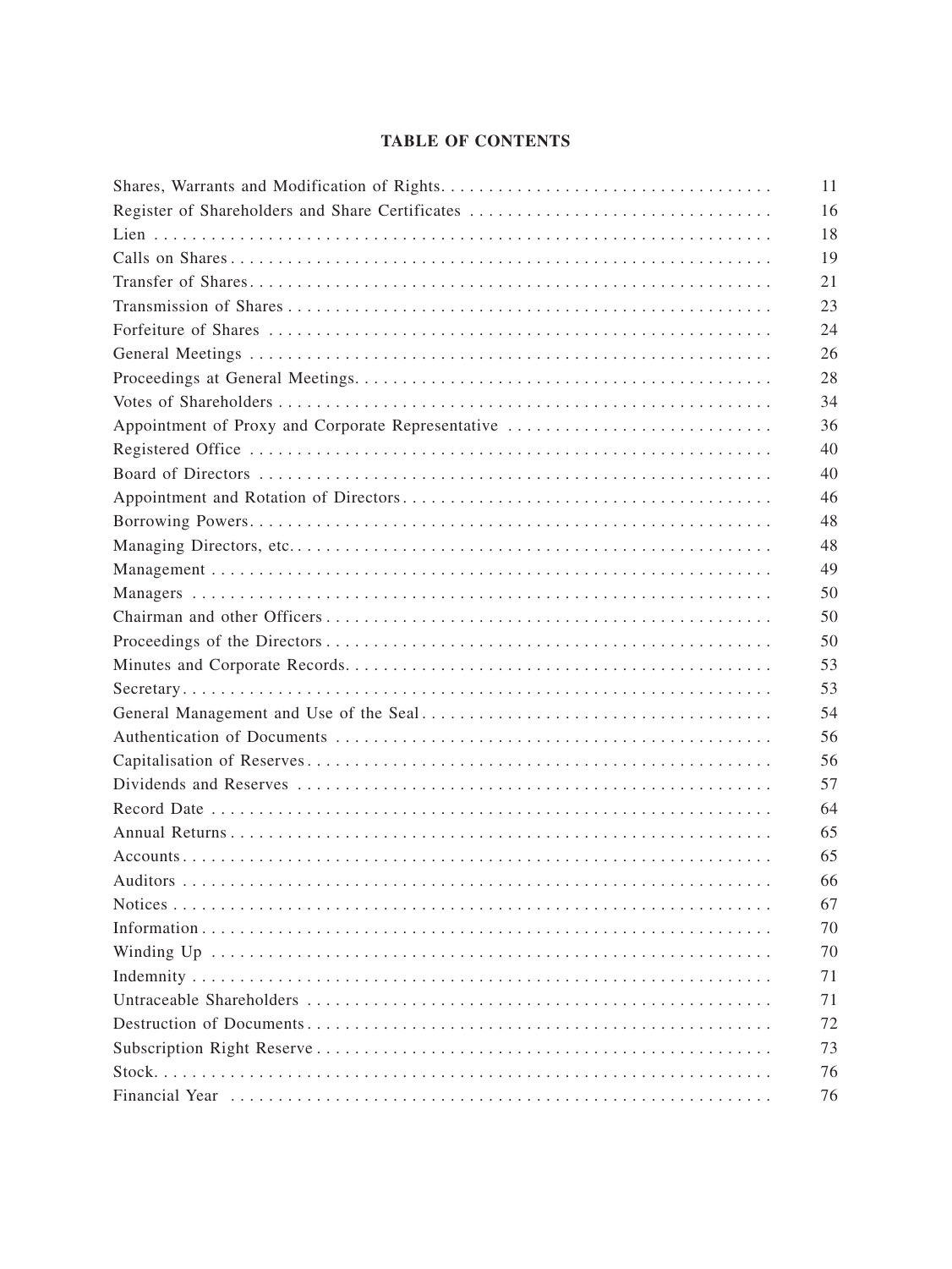# TABLE OF CONTENTS

| | |
|---|---|
| Shares, Warrants and Modification of Rights | 11 |
| Register of Shareholders and Share Certificates | 16 |
| Lien | 18 |
| Calls on Shares | 19 |
| Transfer of Shares | 21 |
| Transmission of Shares | 23 |
| Forfeiture of Shares | 24 |
| General Meetings | 26 |
| Proceedings at General Meetings | 28 |
| Votes of Shareholders | 34 |
| Appointment of Proxy and Corporate Representative | 36 |
| Registered Office | 40 |
| Board of Directors | 40 |
| Appointment and Rotation of Directors | 46 |
| Borrowing Powers | 48 |
| Managing Directors, etc. | 48 |
| Management | 49 |
| Managers | 50 |
| Chairman and other Officers | 50 |
| Proceedings of the Directors | 50 |
| Minutes and Corporate Records | 53 |
| Secretary | 53 |
| General Management and Use of the Seal | 54 |
| Authentication of Documents | 56 |
| Capitalisation of Reserves | 56 |
| Dividends and Reserves | 57 |
| Record Date | 64 |
| Annual Returns | 65 |
| Accounts | 65 |
| Auditors | 66 |
| Notices | 67 |
| Information | 70 |
| Winding Up | 70 |
| Indemnity | 71 |
| Untraceable Shareholders | 71 |
| Destruction of Documents | 72 |
| Subscription Right Reserve | 73 |
| Stock | 76 |
| Financial Year | 76 |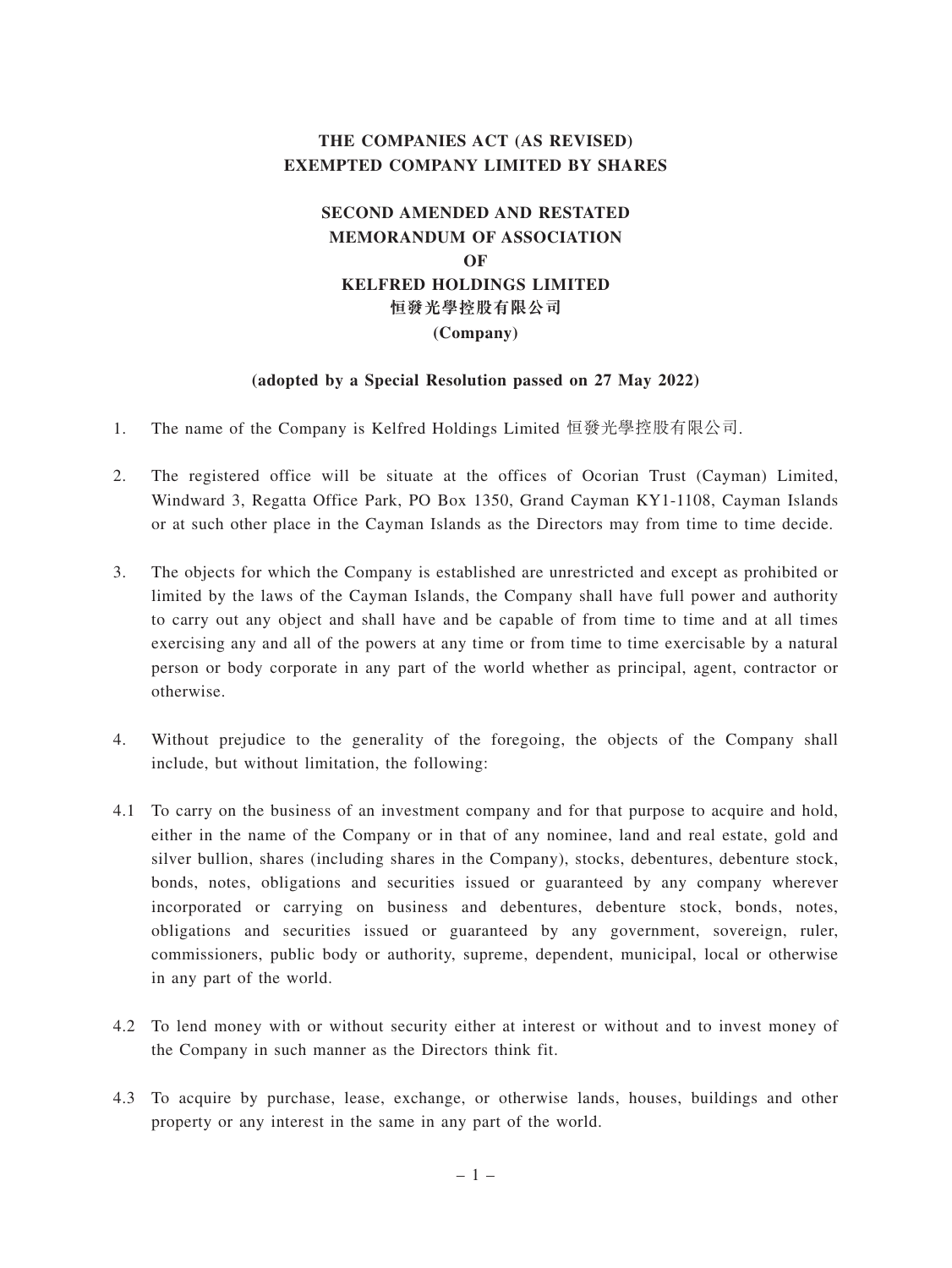**THE COMPANIES ACT (AS REVISED)**
**EXEMPTED COMPANY LIMITED BY SHARES**

# SECOND AMENDED AND RESTATED MEMORANDUM OF ASSOCIATION OF KELFRED HOLDINGS LIMITED 恒發光學控股有限公司 (Company)

**(adopted by a Special Resolution passed on 27 May 2022)**

1. The name of the Company is Kelfred Holdings Limited 恒發光學控股有限公司.

2. The registered office will be situate at the offices of Ocorian Trust (Cayman) Limited, Windward 3, Regatta Office Park, PO Box 1350, Grand Cayman KY1-1108, Cayman Islands or at such other place in the Cayman Islands as the Directors may from time to time decide.

3. The objects for which the Company is established are unrestricted and except as prohibited or limited by the laws of the Cayman Islands, the Company shall have full power and authority to carry out any object and shall have and be capable of from time to time and at all times exercising any and all of the powers at any time or from time to time exercisable by a natural person or body corporate in any part of the world whether as principal, agent, contractor or otherwise.

4. Without prejudice to the generality of the foregoing, the objects of the Company shall include, but without limitation, the following:

4.1 To carry on the business of an investment company and for that purpose to acquire and hold, either in the name of the Company or in that of any nominee, land and real estate, gold and silver bullion, shares (including shares in the Company), stocks, debentures, debenture stock, bonds, notes, obligations and securities issued or guaranteed by any company wherever incorporated or carrying on business and debentures, debenture stock, bonds, notes, obligations and securities issued or guaranteed by any government, sovereign, ruler, commissioners, public body or authority, supreme, dependent, municipal, local or otherwise in any part of the world.

4.2 To lend money with or without security either at interest or without and to invest money of the Company in such manner as the Directors think fit.

4.3 To acquire by purchase, lease, exchange, or otherwise lands, houses, buildings and other property or any interest in the same in any part of the world.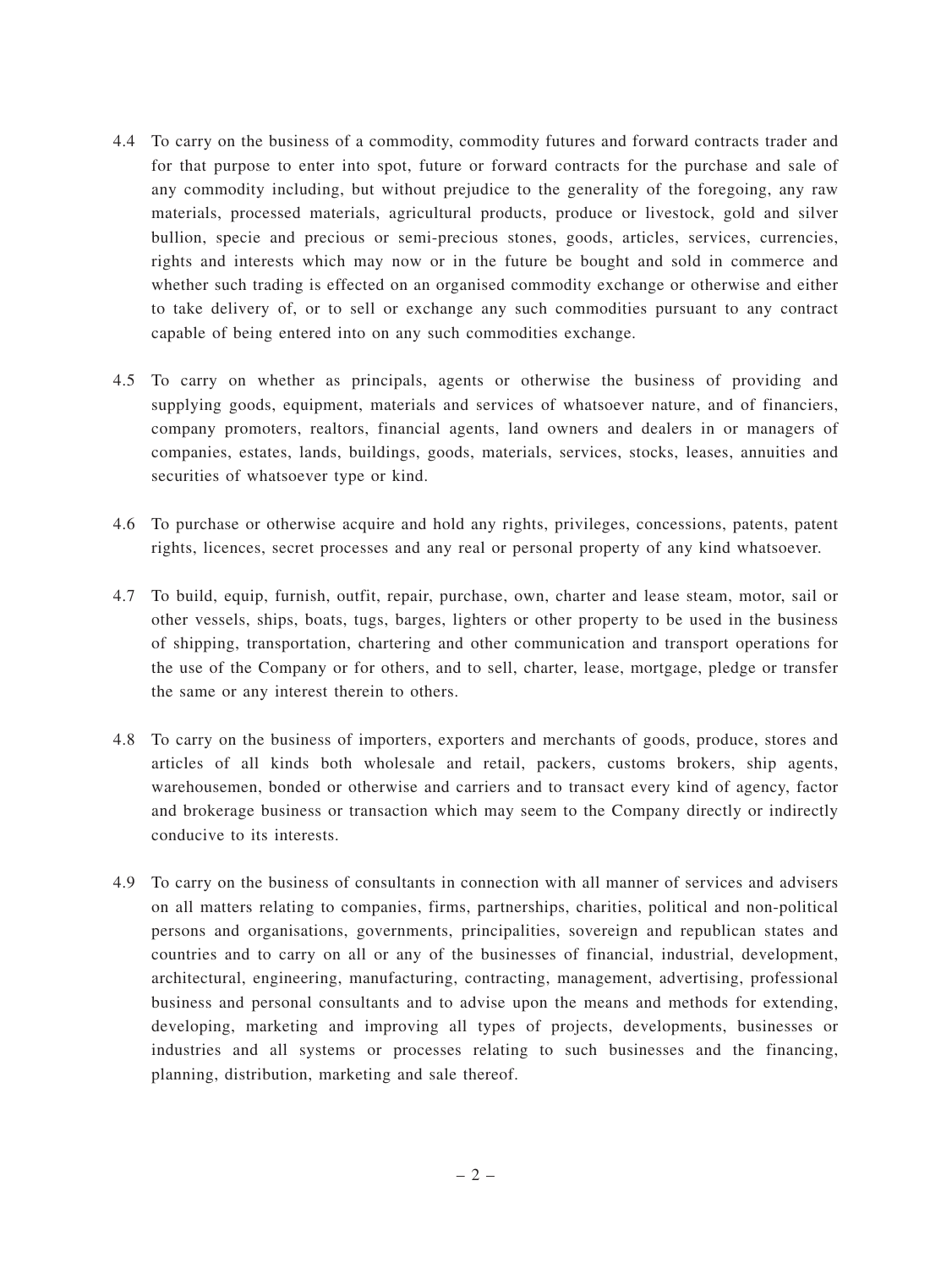4.4 To carry on the business of a commodity, commodity futures and forward contracts trader and for that purpose to enter into spot, future or forward contracts for the purchase and sale of any commodity including, but without prejudice to the generality of the foregoing, any raw materials, processed materials, agricultural products, produce or livestock, gold and silver bullion, specie and precious or semi-precious stones, goods, articles, services, currencies, rights and interests which may now or in the future be bought and sold in commerce and whether such trading is effected on an organised commodity exchange or otherwise and either to take delivery of, or to sell or exchange any such commodities pursuant to any contract capable of being entered into on any such commodities exchange.

4.5 To carry on whether as principals, agents or otherwise the business of providing and supplying goods, equipment, materials and services of whatsoever nature, and of financiers, company promoters, realtors, financial agents, land owners and dealers in or managers of companies, estates, lands, buildings, goods, materials, services, stocks, leases, annuities and securities of whatsoever type or kind.

4.6 To purchase or otherwise acquire and hold any rights, privileges, concessions, patents, patent rights, licences, secret processes and any real or personal property of any kind whatsoever.

4.7 To build, equip, furnish, outfit, repair, purchase, own, charter and lease steam, motor, sail or other vessels, ships, boats, tugs, barges, lighters or other property to be used in the business of shipping, transportation, chartering and other communication and transport operations for the use of the Company or for others, and to sell, charter, lease, mortgage, pledge or transfer the same or any interest therein to others.

4.8 To carry on the business of importers, exporters and merchants of goods, produce, stores and articles of all kinds both wholesale and retail, packers, customs brokers, ship agents, warehousemen, bonded or otherwise and carriers and to transact every kind of agency, factor and brokerage business or transaction which may seem to the Company directly or indirectly conducive to its interests.

4.9 To carry on the business of consultants in connection with all manner of services and advisers on all matters relating to companies, firms, partnerships, charities, political and non-political persons and organisations, governments, principalities, sovereign and republican states and countries and to carry on all or any of the businesses of financial, industrial, development, architectural, engineering, manufacturing, contracting, management, advertising, professional business and personal consultants and to advise upon the means and methods for extending, developing, marketing and improving all types of projects, developments, businesses or industries and all systems or processes relating to such businesses and the financing, planning, distribution, marketing and sale thereof.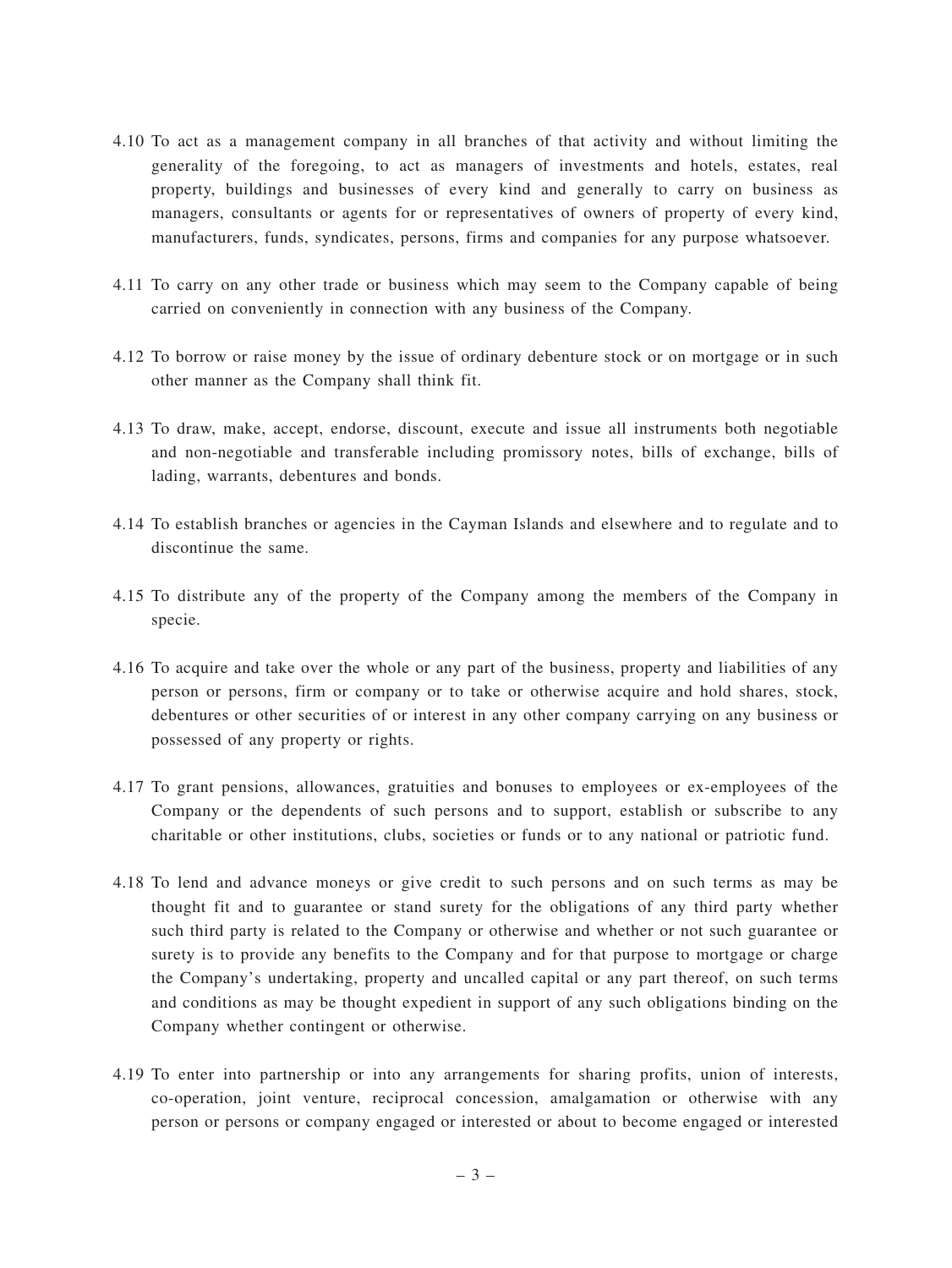4.10 To act as a management company in all branches of that activity and without limiting the generality of the foregoing, to act as managers of investments and hotels, estates, real property, buildings and businesses of every kind and generally to carry on business as managers, consultants or agents for or representatives of owners of property of every kind, manufacturers, funds, syndicates, persons, firms and companies for any purpose whatsoever.

4.11 To carry on any other trade or business which may seem to the Company capable of being carried on conveniently in connection with any business of the Company.

4.12 To borrow or raise money by the issue of ordinary debenture stock or on mortgage or in such other manner as the Company shall think fit.

4.13 To draw, make, accept, endorse, discount, execute and issue all instruments both negotiable and non-negotiable and transferable including promissory notes, bills of exchange, bills of lading, warrants, debentures and bonds.

4.14 To establish branches or agencies in the Cayman Islands and elsewhere and to regulate and to discontinue the same.

4.15 To distribute any of the property of the Company among the members of the Company in specie.

4.16 To acquire and take over the whole or any part of the business, property and liabilities of any person or persons, firm or company or to take or otherwise acquire and hold shares, stock, debentures or other securities of or interest in any other company carrying on any business or possessed of any property or rights.

4.17 To grant pensions, allowances, gratuities and bonuses to employees or ex-employees of the Company or the dependents of such persons and to support, establish or subscribe to any charitable or other institutions, clubs, societies or funds or to any national or patriotic fund.

4.18 To lend and advance moneys or give credit to such persons and on such terms as may be thought fit and to guarantee or stand surety for the obligations of any third party whether such third party is related to the Company or otherwise and whether or not such guarantee or surety is to provide any benefits to the Company and for that purpose to mortgage or charge the Company's undertaking, property and uncalled capital or any part thereof, on such terms and conditions as may be thought expedient in support of any such obligations binding on the Company whether contingent or otherwise.

4.19 To enter into partnership or into any arrangements for sharing profits, union of interests, co-operation, joint venture, reciprocal concession, amalgamation or otherwise with any person or persons or company engaged or interested or about to become engaged or interested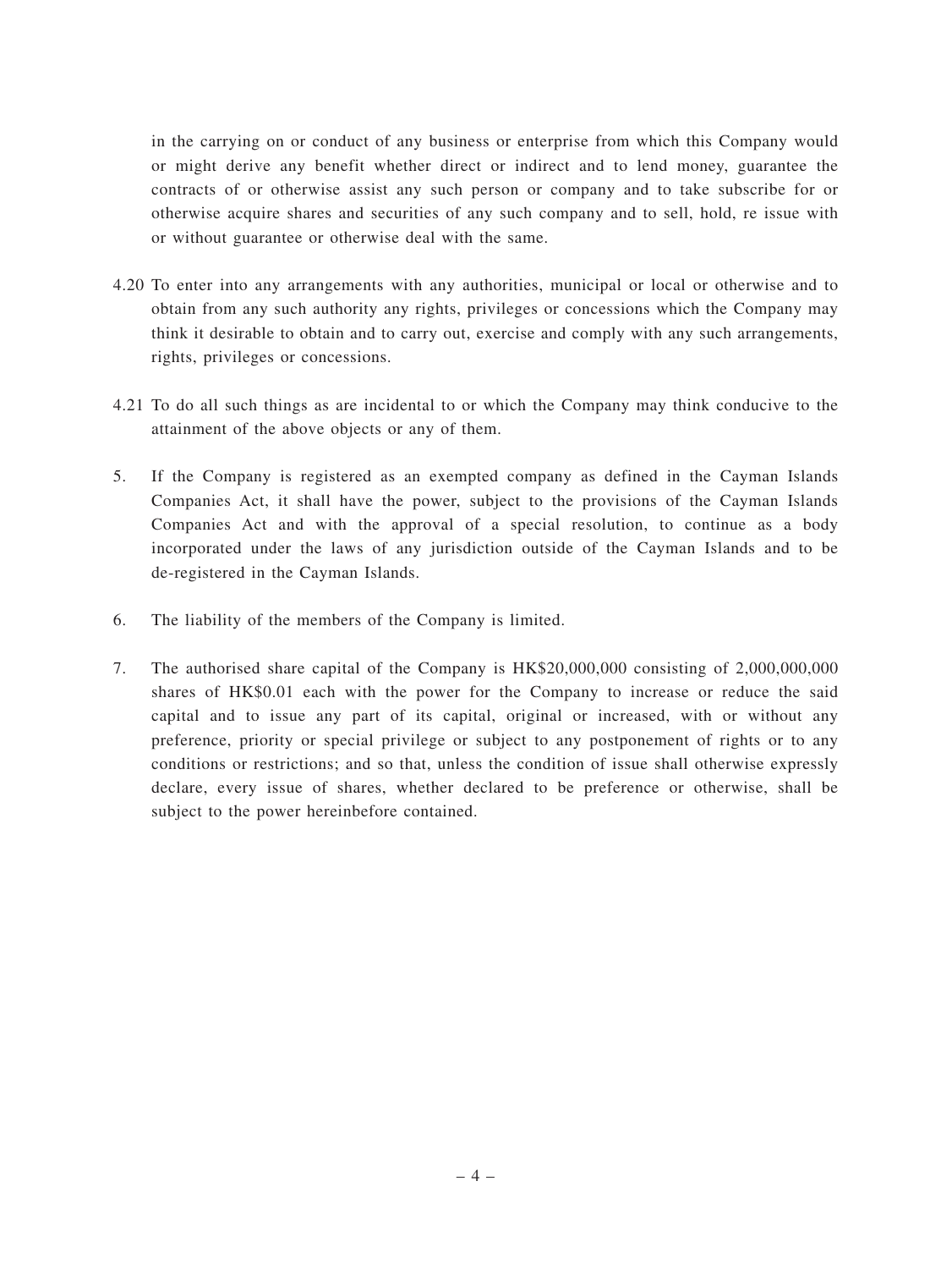in the carrying on or conduct of any business or enterprise from which this Company would or might derive any benefit whether direct or indirect and to lend money, guarantee the contracts of or otherwise assist any such person or company and to take subscribe for or otherwise acquire shares and securities of any such company and to sell, hold, re issue with or without guarantee or otherwise deal with the same.

4.20 To enter into any arrangements with any authorities, municipal or local or otherwise and to obtain from any such authority any rights, privileges or concessions which the Company may think it desirable to obtain and to carry out, exercise and comply with any such arrangements, rights, privileges or concessions.

4.21 To do all such things as are incidental to or which the Company may think conducive to the attainment of the above objects or any of them.

5. If the Company is registered as an exempted company as defined in the Cayman Islands Companies Act, it shall have the power, subject to the provisions of the Cayman Islands Companies Act and with the approval of a special resolution, to continue as a body incorporated under the laws of any jurisdiction outside of the Cayman Islands and to be de-registered in the Cayman Islands.

6. The liability of the members of the Company is limited.

7. The authorised share capital of the Company is HK$20,000,000 consisting of 2,000,000,000 shares of HK$0.01 each with the power for the Company to increase or reduce the said capital and to issue any part of its capital, original or increased, with or without any preference, priority or special privilege or subject to any postponement of rights or to any conditions or restrictions; and so that, unless the condition of issue shall otherwise expressly declare, every issue of shares, whether declared to be preference or otherwise, shall be subject to the power hereinbefore contained.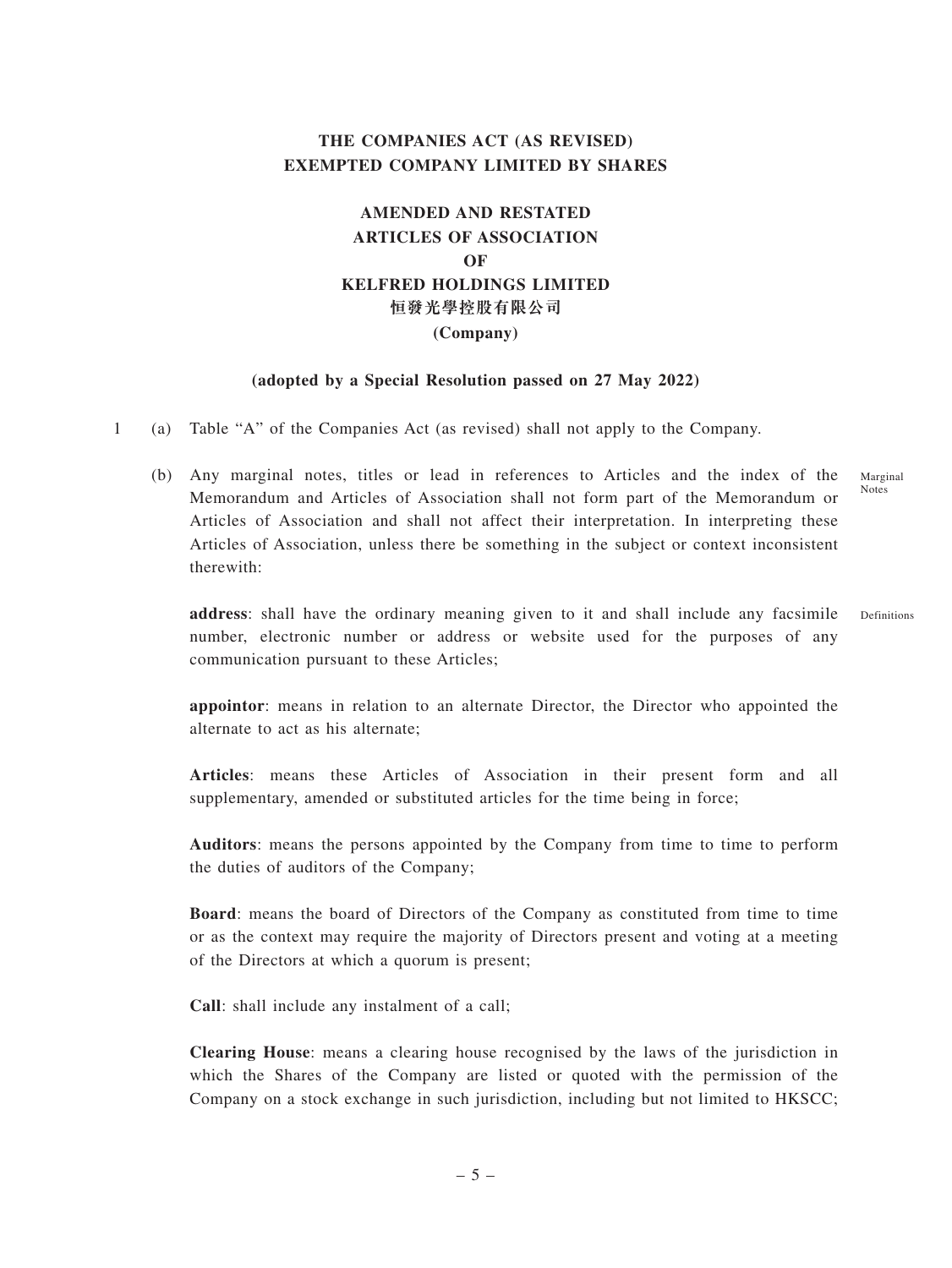**THE COMPANIES ACT (AS REVISED)**
**EXEMPTED COMPANY LIMITED BY SHARES**

# AMENDED AND RESTATED ARTICLES OF ASSOCIATION OF KELFRED HOLDINGS LIMITED 恒發光學控股有限公司 (Company)

**(adopted by a Special Resolution passed on 27 May 2022)**

1 (a) Table "A" of the Companies Act (as revised) shall not apply to the Company.

(b) Any marginal notes, titles or lead in references to Articles and the index of the Memorandum and Articles of Association shall not form part of the Memorandum or Articles of Association and shall not affect their interpretation. In interpreting these Articles of Association, unless there be something in the subject or context inconsistent therewith:

Marginal Notes

Definitions

**address**: shall have the ordinary meaning given to it and shall include any facsimile number, electronic number or address or website used for the purposes of any communication pursuant to these Articles;

**appointor**: means in relation to an alternate Director, the Director who appointed the alternate to act as his alternate;

**Articles**: means these Articles of Association in their present form and all supplementary, amended or substituted articles for the time being in force;

**Auditors**: means the persons appointed by the Company from time to time to perform the duties of auditors of the Company;

**Board**: means the board of Directors of the Company as constituted from time to time or as the context may require the majority of Directors present and voting at a meeting of the Directors at which a quorum is present;

**Call**: shall include any instalment of a call;

**Clearing House**: means a clearing house recognised by the laws of the jurisdiction in which the Shares of the Company are listed or quoted with the permission of the Company on a stock exchange in such jurisdiction, including but not limited to HKSCC;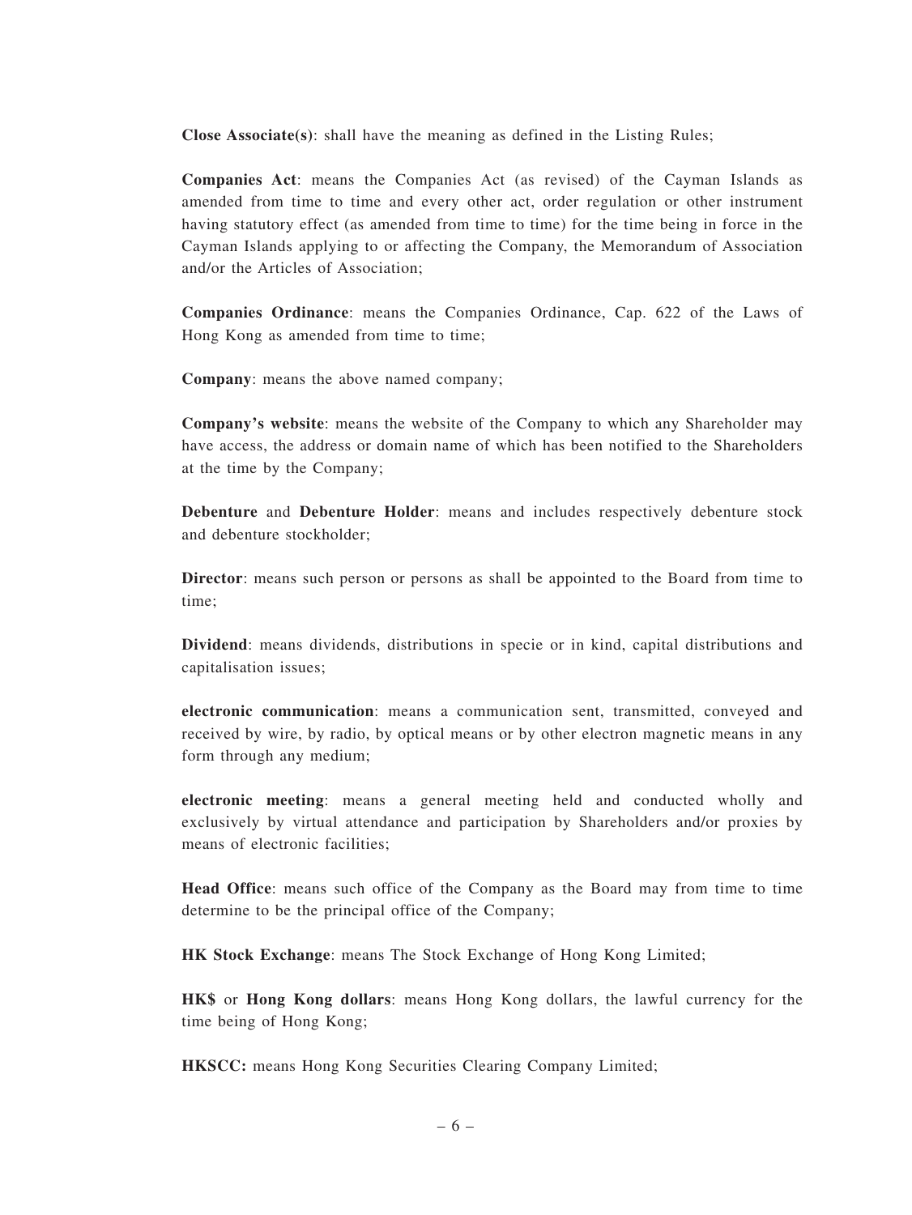**Close Associate(s)**: shall have the meaning as defined in the Listing Rules;

**Companies Act**: means the Companies Act (as revised) of the Cayman Islands as amended from time to time and every other act, order regulation or other instrument having statutory effect (as amended from time to time) for the time being in force in the Cayman Islands applying to or affecting the Company, the Memorandum of Association and/or the Articles of Association;

**Companies Ordinance**: means the Companies Ordinance, Cap. 622 of the Laws of Hong Kong as amended from time to time;

**Company**: means the above named company;

**Company's website**: means the website of the Company to which any Shareholder may have access, the address or domain name of which has been notified to the Shareholders at the time by the Company;

**Debenture** and **Debenture Holder**: means and includes respectively debenture stock and debenture stockholder;

**Director**: means such person or persons as shall be appointed to the Board from time to time;

**Dividend**: means dividends, distributions in specie or in kind, capital distributions and capitalisation issues;

**electronic communication**: means a communication sent, transmitted, conveyed and received by wire, by radio, by optical means or by other electron magnetic means in any form through any medium;

**electronic meeting**: means a general meeting held and conducted wholly and exclusively by virtual attendance and participation by Shareholders and/or proxies by means of electronic facilities;

**Head Office**: means such office of the Company as the Board may from time to time determine to be the principal office of the Company;

**HK Stock Exchange**: means The Stock Exchange of Hong Kong Limited;

**HK$** or **Hong Kong dollars**: means Hong Kong dollars, the lawful currency for the time being of Hong Kong;

**HKSCC:** means Hong Kong Securities Clearing Company Limited;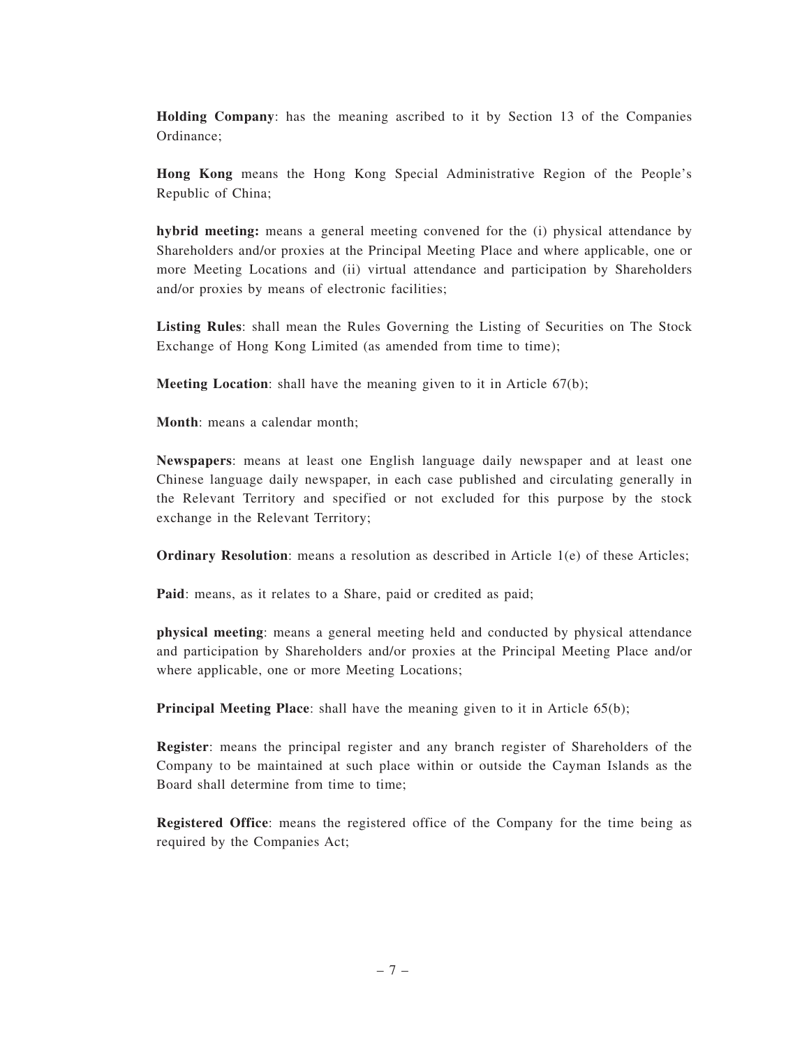**Holding Company**: has the meaning ascribed to it by Section 13 of the Companies Ordinance;

**Hong Kong** means the Hong Kong Special Administrative Region of the People's Republic of China;

**hybrid meeting:** means a general meeting convened for the (i) physical attendance by Shareholders and/or proxies at the Principal Meeting Place and where applicable, one or more Meeting Locations and (ii) virtual attendance and participation by Shareholders and/or proxies by means of electronic facilities;

**Listing Rules**: shall mean the Rules Governing the Listing of Securities on The Stock Exchange of Hong Kong Limited (as amended from time to time);

**Meeting Location**: shall have the meaning given to it in Article 67(b);

**Month**: means a calendar month;

**Newspapers**: means at least one English language daily newspaper and at least one Chinese language daily newspaper, in each case published and circulating generally in the Relevant Territory and specified or not excluded for this purpose by the stock exchange in the Relevant Territory;

**Ordinary Resolution**: means a resolution as described in Article 1(e) of these Articles;

**Paid**: means, as it relates to a Share, paid or credited as paid;

**physical meeting**: means a general meeting held and conducted by physical attendance and participation by Shareholders and/or proxies at the Principal Meeting Place and/or where applicable, one or more Meeting Locations;

**Principal Meeting Place**: shall have the meaning given to it in Article 65(b);

**Register**: means the principal register and any branch register of Shareholders of the Company to be maintained at such place within or outside the Cayman Islands as the Board shall determine from time to time;

**Registered Office**: means the registered office of the Company for the time being as required by the Companies Act;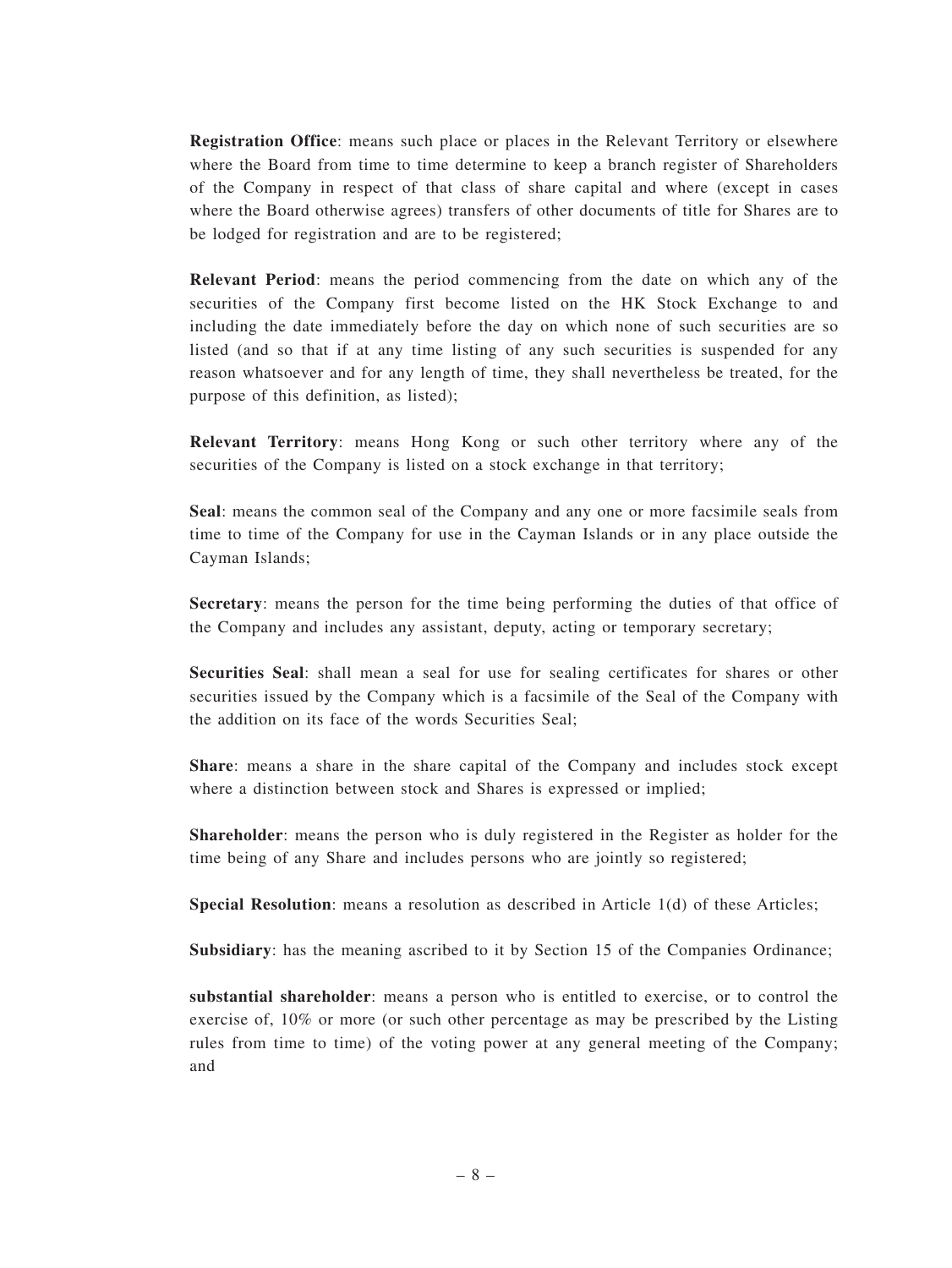**Registration Office**: means such place or places in the Relevant Territory or elsewhere where the Board from time to time determine to keep a branch register of Shareholders of the Company in respect of that class of share capital and where (except in cases where the Board otherwise agrees) transfers of other documents of title for Shares are to be lodged for registration and are to be registered;

**Relevant Period**: means the period commencing from the date on which any of the securities of the Company first become listed on the HK Stock Exchange to and including the date immediately before the day on which none of such securities are so listed (and so that if at any time listing of any such securities is suspended for any reason whatsoever and for any length of time, they shall nevertheless be treated, for the purpose of this definition, as listed);

**Relevant Territory**: means Hong Kong or such other territory where any of the securities of the Company is listed on a stock exchange in that territory;

**Seal**: means the common seal of the Company and any one or more facsimile seals from time to time of the Company for use in the Cayman Islands or in any place outside the Cayman Islands;

**Secretary**: means the person for the time being performing the duties of that office of the Company and includes any assistant, deputy, acting or temporary secretary;

**Securities Seal**: shall mean a seal for use for sealing certificates for shares or other securities issued by the Company which is a facsimile of the Seal of the Company with the addition on its face of the words Securities Seal;

**Share**: means a share in the share capital of the Company and includes stock except where a distinction between stock and Shares is expressed or implied;

**Shareholder**: means the person who is duly registered in the Register as holder for the time being of any Share and includes persons who are jointly so registered;

**Special Resolution**: means a resolution as described in Article 1(d) of these Articles;

**Subsidiary**: has the meaning ascribed to it by Section 15 of the Companies Ordinance;

**substantial shareholder**: means a person who is entitled to exercise, or to control the exercise of, 10% or more (or such other percentage as may be prescribed by the Listing rules from time to time) of the voting power at any general meeting of the Company; and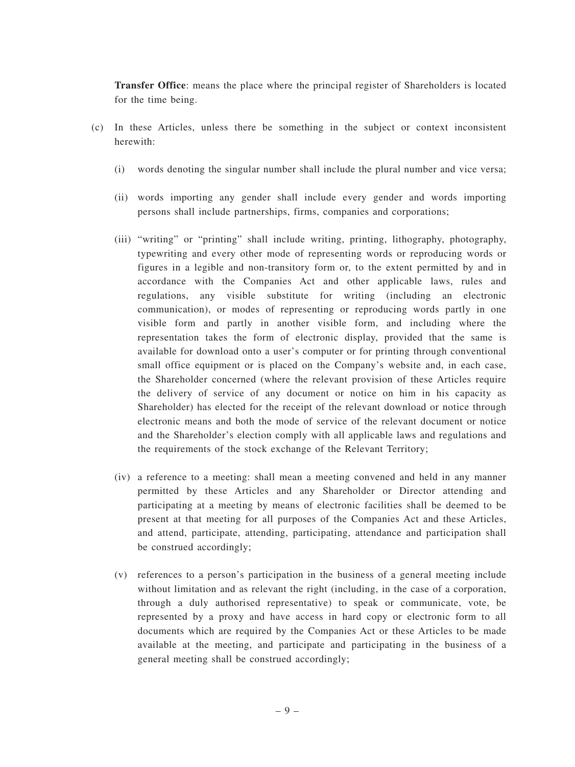**Transfer Office**: means the place where the principal register of Shareholders is located for the time being.

(c) In these Articles, unless there be something in the subject or context inconsistent herewith:

(i) words denoting the singular number shall include the plural number and vice versa;

(ii) words importing any gender shall include every gender and words importing persons shall include partnerships, firms, companies and corporations;

(iii) "writing" or "printing" shall include writing, printing, lithography, photography, typewriting and every other mode of representing words or reproducing words or figures in a legible and non-transitory form or, to the extent permitted by and in accordance with the Companies Act and other applicable laws, rules and regulations, any visible substitute for writing (including an electronic communication), or modes of representing or reproducing words partly in one visible form and partly in another visible form, and including where the representation takes the form of electronic display, provided that the same is available for download onto a user's computer or for printing through conventional small office equipment or is placed on the Company's website and, in each case, the Shareholder concerned (where the relevant provision of these Articles require the delivery of service of any document or notice on him in his capacity as Shareholder) has elected for the receipt of the relevant download or notice through electronic means and both the mode of service of the relevant document or notice and the Shareholder's election comply with all applicable laws and regulations and the requirements of the stock exchange of the Relevant Territory;

(iv) a reference to a meeting: shall mean a meeting convened and held in any manner permitted by these Articles and any Shareholder or Director attending and participating at a meeting by means of electronic facilities shall be deemed to be present at that meeting for all purposes of the Companies Act and these Articles, and attend, participate, attending, participating, attendance and participation shall be construed accordingly;

(v) references to a person's participation in the business of a general meeting include without limitation and as relevant the right (including, in the case of a corporation, through a duly authorised representative) to speak or communicate, vote, be represented by a proxy and have access in hard copy or electronic form to all documents which are required by the Companies Act or these Articles to be made available at the meeting, and participate and participating in the business of a general meeting shall be construed accordingly;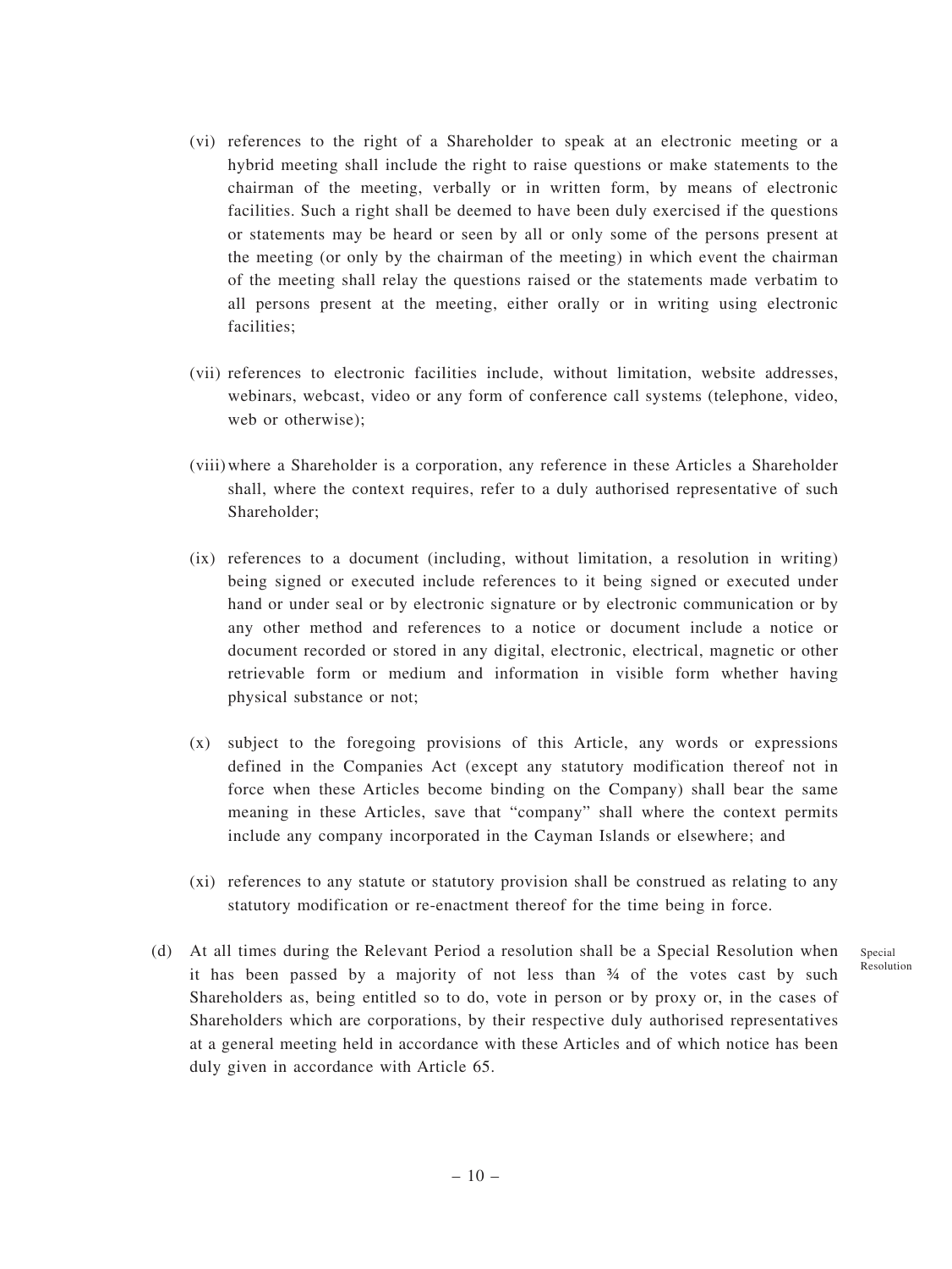(vi) references to the right of a Shareholder to speak at an electronic meeting or a hybrid meeting shall include the right to raise questions or make statements to the chairman of the meeting, verbally or in written form, by means of electronic facilities. Such a right shall be deemed to have been duly exercised if the questions or statements may be heard or seen by all or only some of the persons present at the meeting (or only by the chairman of the meeting) in which event the chairman of the meeting shall relay the questions raised or the statements made verbatim to all persons present at the meeting, either orally or in writing using electronic facilities;

(vii) references to electronic facilities include, without limitation, website addresses, webinars, webcast, video or any form of conference call systems (telephone, video, web or otherwise);

(viii) where a Shareholder is a corporation, any reference in these Articles a Shareholder shall, where the context requires, refer to a duly authorised representative of such Shareholder;

(ix) references to a document (including, without limitation, a resolution in writing) being signed or executed include references to it being signed or executed under hand or under seal or by electronic signature or by electronic communication or by any other method and references to a notice or document include a notice or document recorded or stored in any digital, electronic, electrical, magnetic or other retrievable form or medium and information in visible form whether having physical substance or not;

(x) subject to the foregoing provisions of this Article, any words or expressions defined in the Companies Act (except any statutory modification thereof not in force when these Articles become binding on the Company) shall bear the same meaning in these Articles, save that "company" shall where the context permits include any company incorporated in the Cayman Islands or elsewhere; and

(xi) references to any statute or statutory provision shall be construed as relating to any statutory modification or re-enactment thereof for the time being in force.

(d) At all times during the Relevant Period a resolution shall be a Special Resolution when it has been passed by a majority of not less than ¾ of the votes cast by such Shareholders as, being entitled so to do, vote in person or by proxy or, in the cases of Shareholders which are corporations, by their respective duly authorised representatives at a general meeting held in accordance with these Articles and of which notice has been duly given in accordance with Article 65.

Special Resolution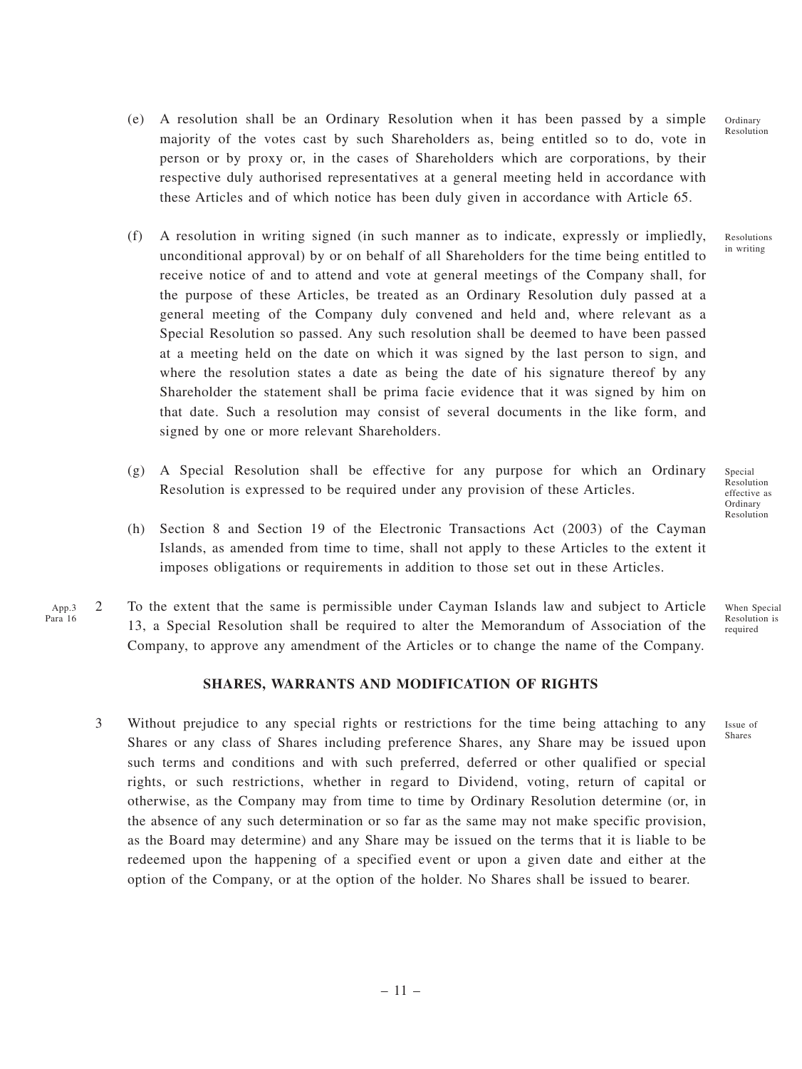(e) A resolution shall be an Ordinary Resolution when it has been passed by a simple majority of the votes cast by such Shareholders as, being entitled so to do, vote in person or by proxy or, in the cases of Shareholders which are corporations, by their respective duly authorised representatives at a general meeting held in accordance with these Articles and of which notice has been duly given in accordance with Article 65.

Ordinary Resolution

(f) A resolution in writing signed (in such manner as to indicate, expressly or impliedly, unconditional approval) by or on behalf of all Shareholders for the time being entitled to receive notice of and to attend and vote at general meetings of the Company shall, for the purpose of these Articles, be treated as an Ordinary Resolution duly passed at a general meeting of the Company duly convened and held and, where relevant as a Special Resolution so passed. Any such resolution shall be deemed to have been passed at a meeting held on the date on which it was signed by the last person to sign, and where the resolution states a date as being the date of his signature thereof by any Shareholder the statement shall be prima facie evidence that it was signed by him on that date. Such a resolution may consist of several documents in the like form, and signed by one or more relevant Shareholders.

Resolutions in writing

(g) A Special Resolution shall be effective for any purpose for which an Ordinary Resolution is expressed to be required under any provision of these Articles.

Special Resolution effective as Ordinary Resolution

(h) Section 8 and Section 19 of the Electronic Transactions Act (2003) of the Cayman Islands, as amended from time to time, shall not apply to these Articles to the extent it imposes obligations or requirements in addition to those set out in these Articles.

App.3 Para 16

2 To the extent that the same is permissible under Cayman Islands law and subject to Article 13, a Special Resolution shall be required to alter the Memorandum of Association of the Company, to approve any amendment of the Articles or to change the name of the Company.

When Special Resolution is required

## SHARES, WARRANTS AND MODIFICATION OF RIGHTS

3 Without prejudice to any special rights or restrictions for the time being attaching to any Shares or any class of Shares including preference Shares, any Share may be issued upon such terms and conditions and with such preferred, deferred or other qualified or special rights, or such restrictions, whether in regard to Dividend, voting, return of capital or otherwise, as the Company may from time to time by Ordinary Resolution determine (or, in the absence of any such determination or so far as the same may not make specific provision, as the Board may determine) and any Share may be issued on the terms that it is liable to be redeemed upon the happening of a specified event or upon a given date and either at the option of the Company, or at the option of the holder. No Shares shall be issued to bearer.

Issue of Shares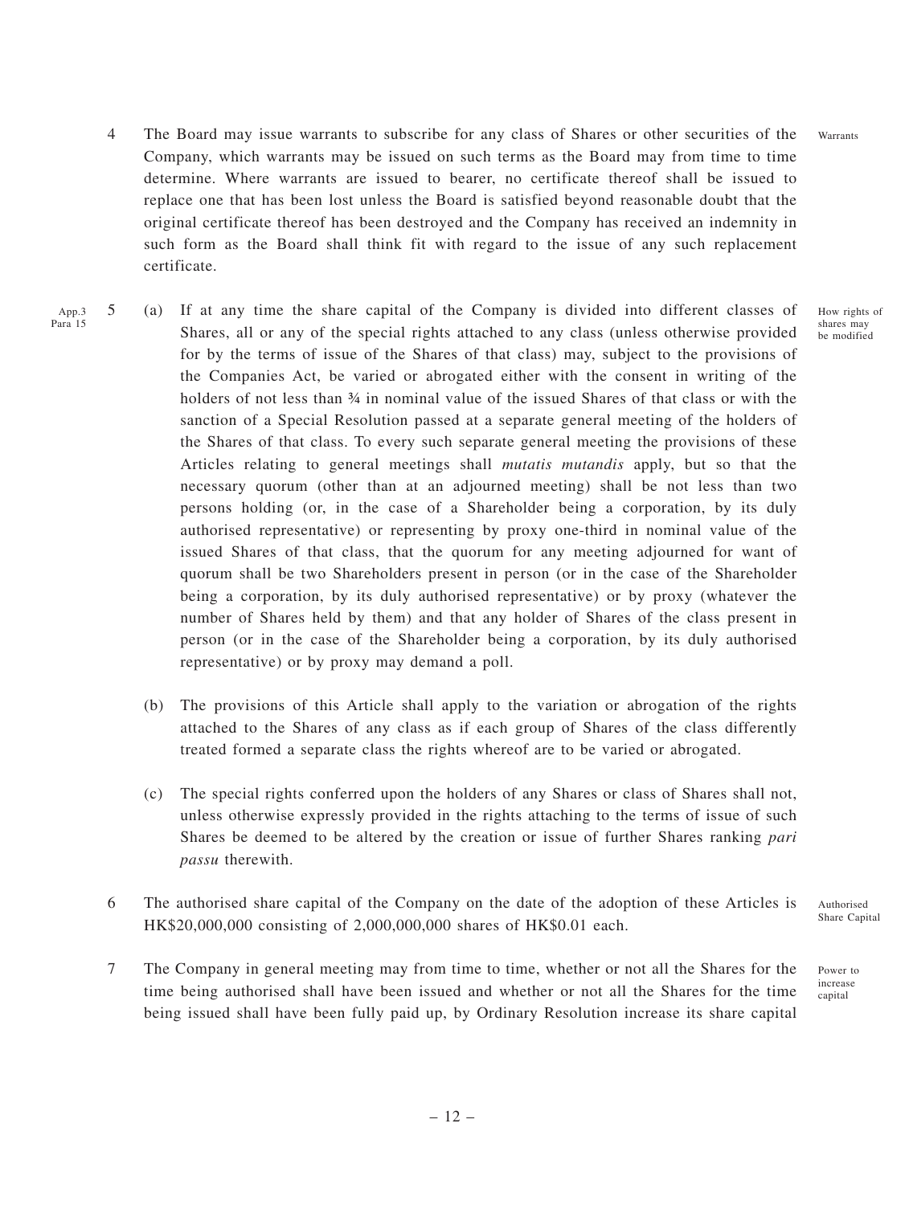4 The Board may issue warrants to subscribe for any class of Shares or other securities of the Company, which warrants may be issued on such terms as the Board may from time to time determine. Where warrants are issued to bearer, no certificate thereof shall be issued to replace one that has been lost unless the Board is satisfied beyond reasonable doubt that the original certificate thereof has been destroyed and the Company has received an indemnity in such form as the Board shall think fit with regard to the issue of any such replacement certificate. — Warrants

App.3 Para 15

5 (a) If at any time the share capital of the Company is divided into different classes of Shares, all or any of the special rights attached to any class (unless otherwise provided for by the terms of issue of the Shares of that class) may, subject to the provisions of the Companies Act, be varied or abrogated either with the consent in writing of the holders of not less than ¾ in nominal value of the issued Shares of that class or with the sanction of a Special Resolution passed at a separate general meeting of the holders of the Shares of that class. To every such separate general meeting the provisions of these Articles relating to general meetings shall *mutatis mutandis* apply, but so that the necessary quorum (other than at an adjourned meeting) shall be not less than two persons holding (or, in the case of a Shareholder being a corporation, by its duly authorised representative) or representing by proxy one-third in nominal value of the issued Shares of that class, that the quorum for any meeting adjourned for want of quorum shall be two Shareholders present in person (or in the case of the Shareholder being a corporation, by its duly authorised representative) or by proxy (whatever the number of Shares held by them) and that any holder of Shares of the class present in person (or in the case of the Shareholder being a corporation, by its duly authorised representative) or by proxy may demand a poll. — How rights of shares may be modified

(b) The provisions of this Article shall apply to the variation or abrogation of the rights attached to the Shares of any class as if each group of Shares of the class differently treated formed a separate class the rights whereof are to be varied or abrogated.

(c) The special rights conferred upon the holders of any Shares or class of Shares shall not, unless otherwise expressly provided in the rights attaching to the terms of issue of such Shares be deemed to be altered by the creation or issue of further Shares ranking *pari passu* therewith.

6 The authorised share capital of the Company on the date of the adoption of these Articles is HK$20,000,000 consisting of 2,000,000,000 shares of HK$0.01 each. — Authorised Share Capital

7 The Company in general meeting may from time to time, whether or not all the Shares for the time being authorised shall have been issued and whether or not all the Shares for the time being issued shall have been fully paid up, by Ordinary Resolution increase its share capital — Power to increase capital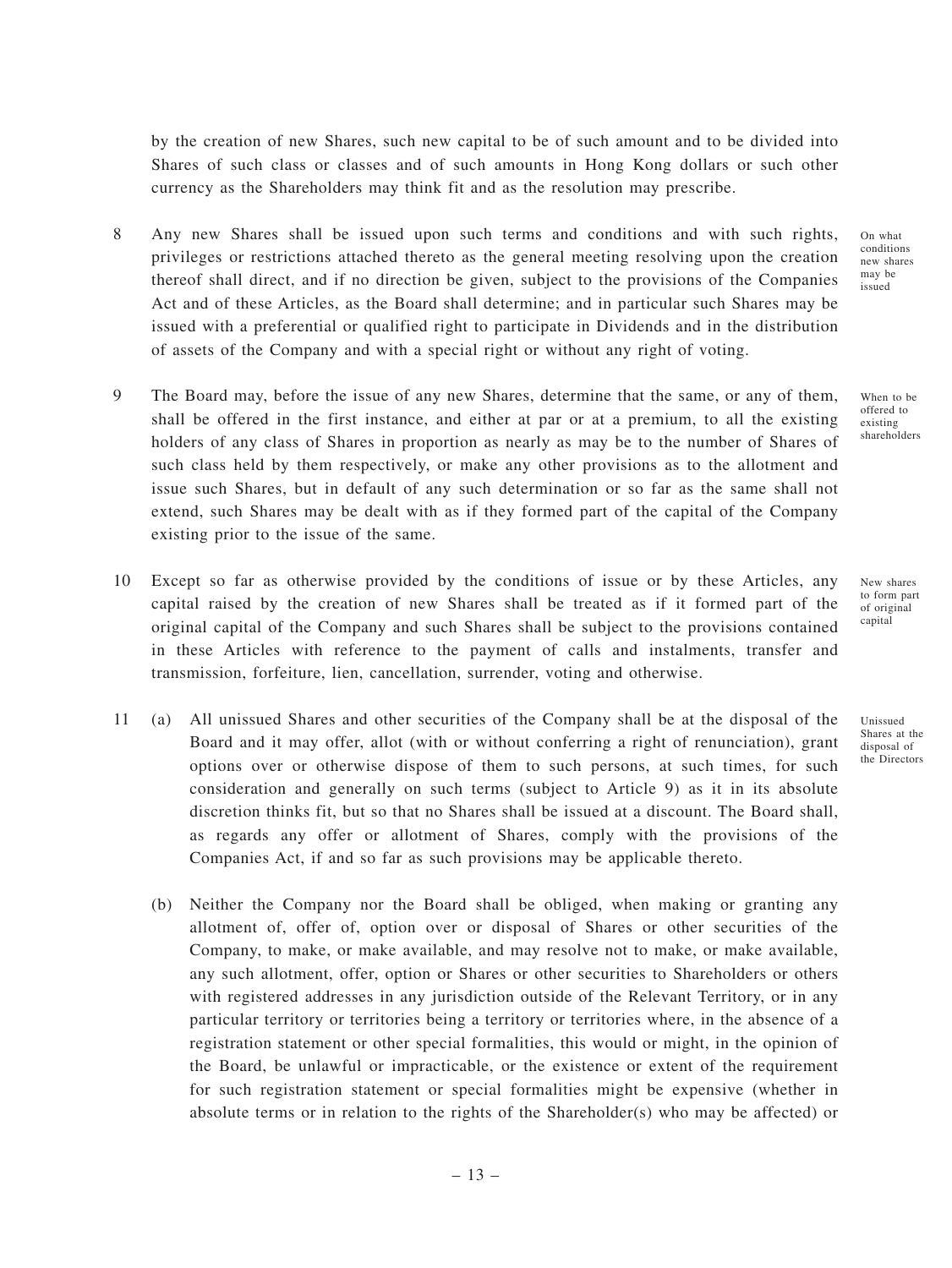by the creation of new Shares, such new capital to be of such amount and to be divided into Shares of such class or classes and of such amounts in Hong Kong dollars or such other currency as the Shareholders may think fit and as the resolution may prescribe.

8 Any new Shares shall be issued upon such terms and conditions and with such rights, privileges or restrictions attached thereto as the general meeting resolving upon the creation thereof shall direct, and if no direction be given, subject to the provisions of the Companies Act and of these Articles, as the Board shall determine; and in particular such Shares may be issued with a preferential or qualified right to participate in Dividends and in the distribution of assets of the Company and with a special right or without any right of voting.

*On what conditions new shares may be issued*

9 The Board may, before the issue of any new Shares, determine that the same, or any of them, shall be offered in the first instance, and either at par or at a premium, to all the existing holders of any class of Shares in proportion as nearly as may be to the number of Shares of such class held by them respectively, or make any other provisions as to the allotment and issue such Shares, but in default of any such determination or so far as the same shall not extend, such Shares may be dealt with as if they formed part of the capital of the Company existing prior to the issue of the same.

*When to be offered to existing shareholders*

10 Except so far as otherwise provided by the conditions of issue or by these Articles, any capital raised by the creation of new Shares shall be treated as if it formed part of the original capital of the Company and such Shares shall be subject to the provisions contained in these Articles with reference to the payment of calls and instalments, transfer and transmission, forfeiture, lien, cancellation, surrender, voting and otherwise.

*New shares to form part of original capital*

11 (a) All unissued Shares and other securities of the Company shall be at the disposal of the Board and it may offer, allot (with or without conferring a right of renunciation), grant options over or otherwise dispose of them to such persons, at such times, for such consideration and generally on such terms (subject to Article 9) as it in its absolute discretion thinks fit, but so that no Shares shall be issued at a discount. The Board shall, as regards any offer or allotment of Shares, comply with the provisions of the Companies Act, if and so far as such provisions may be applicable thereto.

*Unissued Shares at the disposal of the Directors*

(b) Neither the Company nor the Board shall be obliged, when making or granting any allotment of, offer of, option over or disposal of Shares or other securities of the Company, to make, or make available, and may resolve not to make, or make available, any such allotment, offer, option or Shares or other securities to Shareholders or others with registered addresses in any jurisdiction outside of the Relevant Territory, or in any particular territory or territories being a territory or territories where, in the absence of a registration statement or other special formalities, this would or might, in the opinion of the Board, be unlawful or impracticable, or the existence or extent of the requirement for such registration statement or special formalities might be expensive (whether in absolute terms or in relation to the rights of the Shareholder(s) who may be affected) or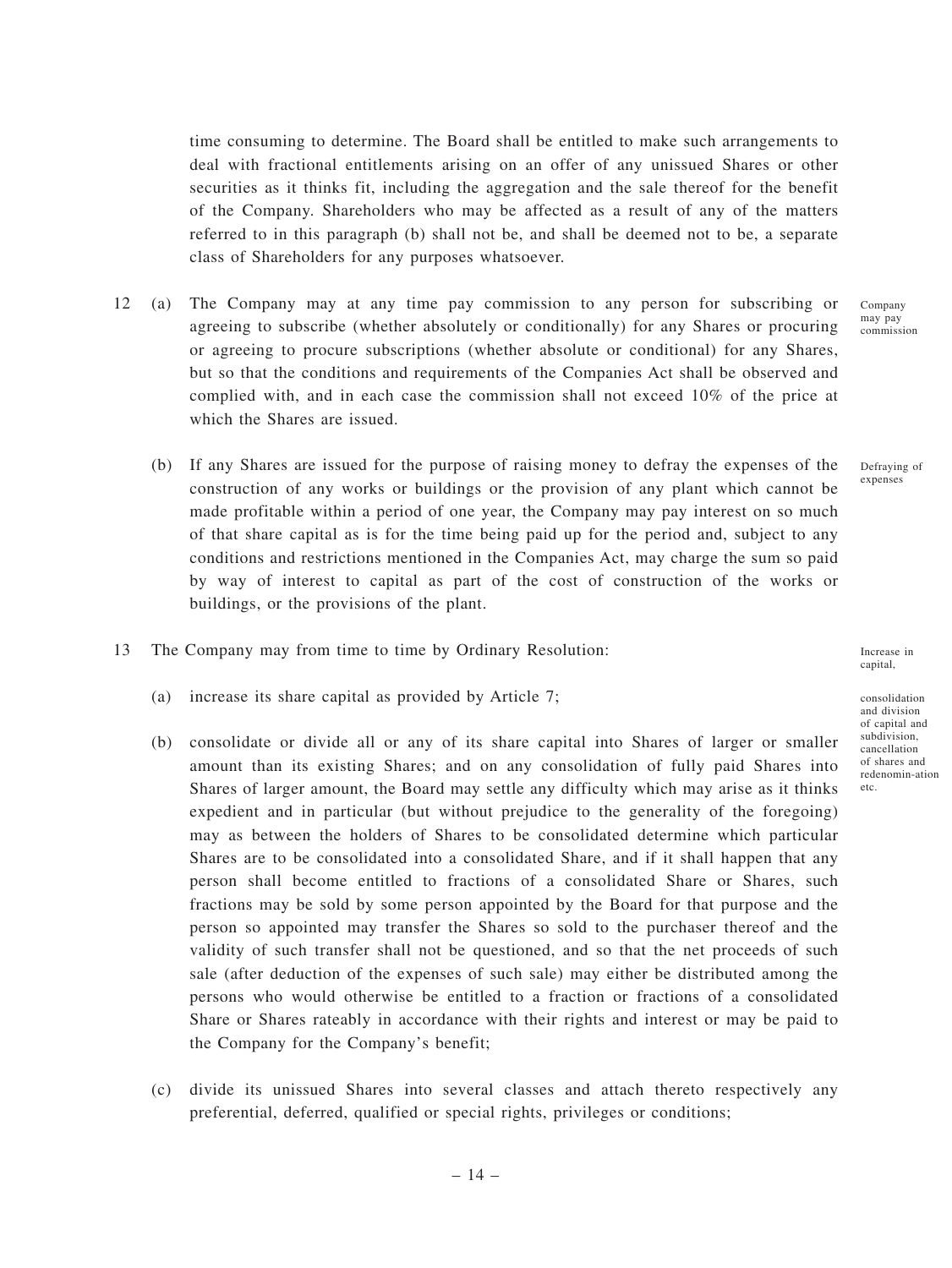time consuming to determine. The Board shall be entitled to make such arrangements to deal with fractional entitlements arising on an offer of any unissued Shares or other securities as it thinks fit, including the aggregation and the sale thereof for the benefit of the Company. Shareholders who may be affected as a result of any of the matters referred to in this paragraph (b) shall not be, and shall be deemed not to be, a separate class of Shareholders for any purposes whatsoever.

Company may pay commission

12 (a) The Company may at any time pay commission to any person for subscribing or agreeing to subscribe (whether absolutely or conditionally) for any Shares or procuring or agreeing to procure subscriptions (whether absolute or conditional) for any Shares, but so that the conditions and requirements of the Companies Act shall be observed and complied with, and in each case the commission shall not exceed 10% of the price at which the Shares are issued.

Defraying of expenses

(b) If any Shares are issued for the purpose of raising money to defray the expenses of the construction of any works or buildings or the provision of any plant which cannot be made profitable within a period of one year, the Company may pay interest on so much of that share capital as is for the time being paid up for the period and, subject to any conditions and restrictions mentioned in the Companies Act, may charge the sum so paid by way of interest to capital as part of the cost of construction of the works or buildings, or the provisions of the plant.

Increase in capital,

13 The Company may from time to time by Ordinary Resolution:

consolidation and division of capital and subdivision, cancellation of shares and redenomin-ation etc.

(a) increase its share capital as provided by Article 7;

(b) consolidate or divide all or any of its share capital into Shares of larger or smaller amount than its existing Shares; and on any consolidation of fully paid Shares into Shares of larger amount, the Board may settle any difficulty which may arise as it thinks expedient and in particular (but without prejudice to the generality of the foregoing) may as between the holders of Shares to be consolidated determine which particular Shares are to be consolidated into a consolidated Share, and if it shall happen that any person shall become entitled to fractions of a consolidated Share or Shares, such fractions may be sold by some person appointed by the Board for that purpose and the person so appointed may transfer the Shares so sold to the purchaser thereof and the validity of such transfer shall not be questioned, and so that the net proceeds of such sale (after deduction of the expenses of such sale) may either be distributed among the persons who would otherwise be entitled to a fraction or fractions of a consolidated Share or Shares rateably in accordance with their rights and interest or may be paid to the Company for the Company's benefit;

(c) divide its unissued Shares into several classes and attach thereto respectively any preferential, deferred, qualified or special rights, privileges or conditions;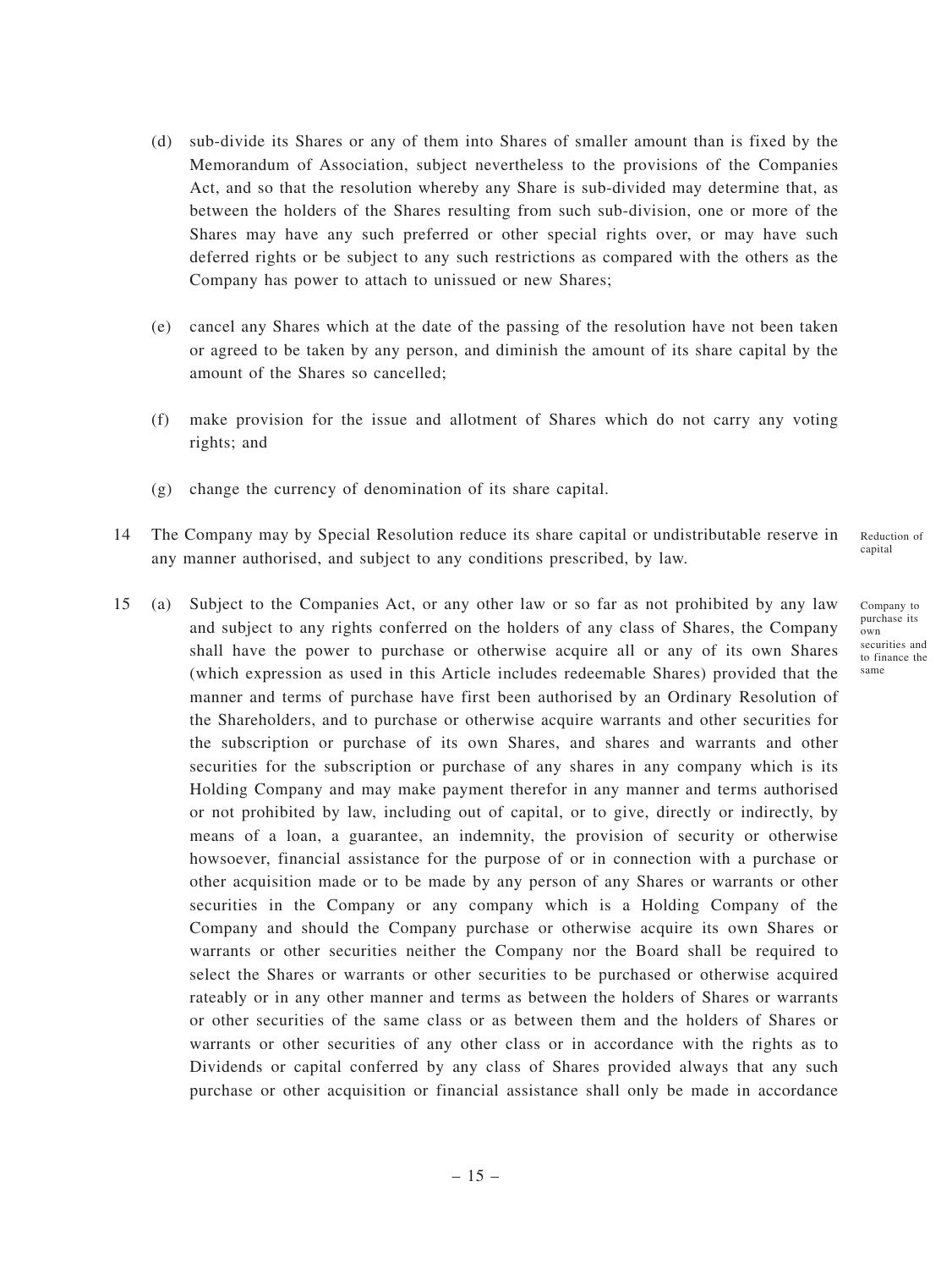(d) sub-divide its Shares or any of them into Shares of smaller amount than is fixed by the Memorandum of Association, subject nevertheless to the provisions of the Companies Act, and so that the resolution whereby any Share is sub-divided may determine that, as between the holders of the Shares resulting from such sub-division, one or more of the Shares may have any such preferred or other special rights over, or may have such deferred rights or be subject to any such restrictions as compared with the others as the Company has power to attach to unissued or new Shares;

(e) cancel any Shares which at the date of the passing of the resolution have not been taken or agreed to be taken by any person, and diminish the amount of its share capital by the amount of the Shares so cancelled;

(f) make provision for the issue and allotment of Shares which do not carry any voting rights; and

(g) change the currency of denomination of its share capital.

*Reduction of capital*

14 The Company may by Special Resolution reduce its share capital or undistributable reserve in any manner authorised, and subject to any conditions prescribed, by law.

*Company to purchase its own securities and to finance the same*

15 (a) Subject to the Companies Act, or any other law or so far as not prohibited by any law and subject to any rights conferred on the holders of any class of Shares, the Company shall have the power to purchase or otherwise acquire all or any of its own Shares (which expression as used in this Article includes redeemable Shares) provided that the manner and terms of purchase have first been authorised by an Ordinary Resolution of the Shareholders, and to purchase or otherwise acquire warrants and other securities for the subscription or purchase of its own Shares, and shares and warrants and other securities for the subscription or purchase of any shares in any company which is its Holding Company and may make payment therefor in any manner and terms authorised or not prohibited by law, including out of capital, or to give, directly or indirectly, by means of a loan, a guarantee, an indemnity, the provision of security or otherwise howsoever, financial assistance for the purpose of or in connection with a purchase or other acquisition made or to be made by any person of any Shares or warrants or other securities in the Company or any company which is a Holding Company of the Company and should the Company purchase or otherwise acquire its own Shares or warrants or other securities neither the Company nor the Board shall be required to select the Shares or warrants or other securities to be purchased or otherwise acquired rateably or in any other manner and terms as between the holders of Shares or warrants or other securities of the same class or as between them and the holders of Shares or warrants or other securities of any other class or in accordance with the rights as to Dividends or capital conferred by any class of Shares provided always that any such purchase or other acquisition or financial assistance shall only be made in accordance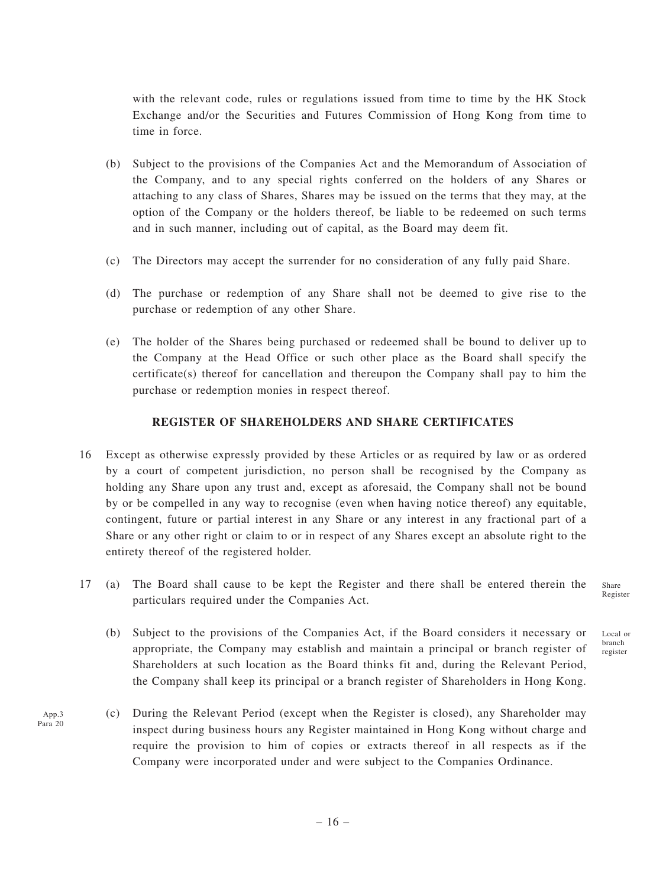with the relevant code, rules or regulations issued from time to time by the HK Stock Exchange and/or the Securities and Futures Commission of Hong Kong from time to time in force.

(b) Subject to the provisions of the Companies Act and the Memorandum of Association of the Company, and to any special rights conferred on the holders of any Shares or attaching to any class of Shares, Shares may be issued on the terms that they may, at the option of the Company or the holders thereof, be liable to be redeemed on such terms and in such manner, including out of capital, as the Board may deem fit.

(c) The Directors may accept the surrender for no consideration of any fully paid Share.

(d) The purchase or redemption of any Share shall not be deemed to give rise to the purchase or redemption of any other Share.

(e) The holder of the Shares being purchased or redeemed shall be bound to deliver up to the Company at the Head Office or such other place as the Board shall specify the certificate(s) thereof for cancellation and thereupon the Company shall pay to him the purchase or redemption monies in respect thereof.

**REGISTER OF SHAREHOLDERS AND SHARE CERTIFICATES**

16 Except as otherwise expressly provided by these Articles or as required by law or as ordered by a court of competent jurisdiction, no person shall be recognised by the Company as holding any Share upon any trust and, except as aforesaid, the Company shall not be bound by or be compelled in any way to recognise (even when having notice thereof) any equitable, contingent, future or partial interest in any Share or any interest in any fractional part of a Share or any other right or claim to or in respect of any Shares except an absolute right to the entirety thereof of the registered holder.

17 (a) The Board shall cause to be kept the Register and there shall be entered therein the particulars required under the Companies Act. *(Share Register)*

(b) Subject to the provisions of the Companies Act, if the Board considers it necessary or appropriate, the Company may establish and maintain a principal or branch register of Shareholders at such location as the Board thinks fit and, during the Relevant Period, the Company shall keep its principal or a branch register of Shareholders in Hong Kong. *(Local or branch register)*

(c) During the Relevant Period (except when the Register is closed), any Shareholder may inspect during business hours any Register maintained in Hong Kong without charge and require the provision to him of copies or extracts thereof in all respects as if the Company were incorporated under and were subject to the Companies Ordinance. *(App.3 Para 20)*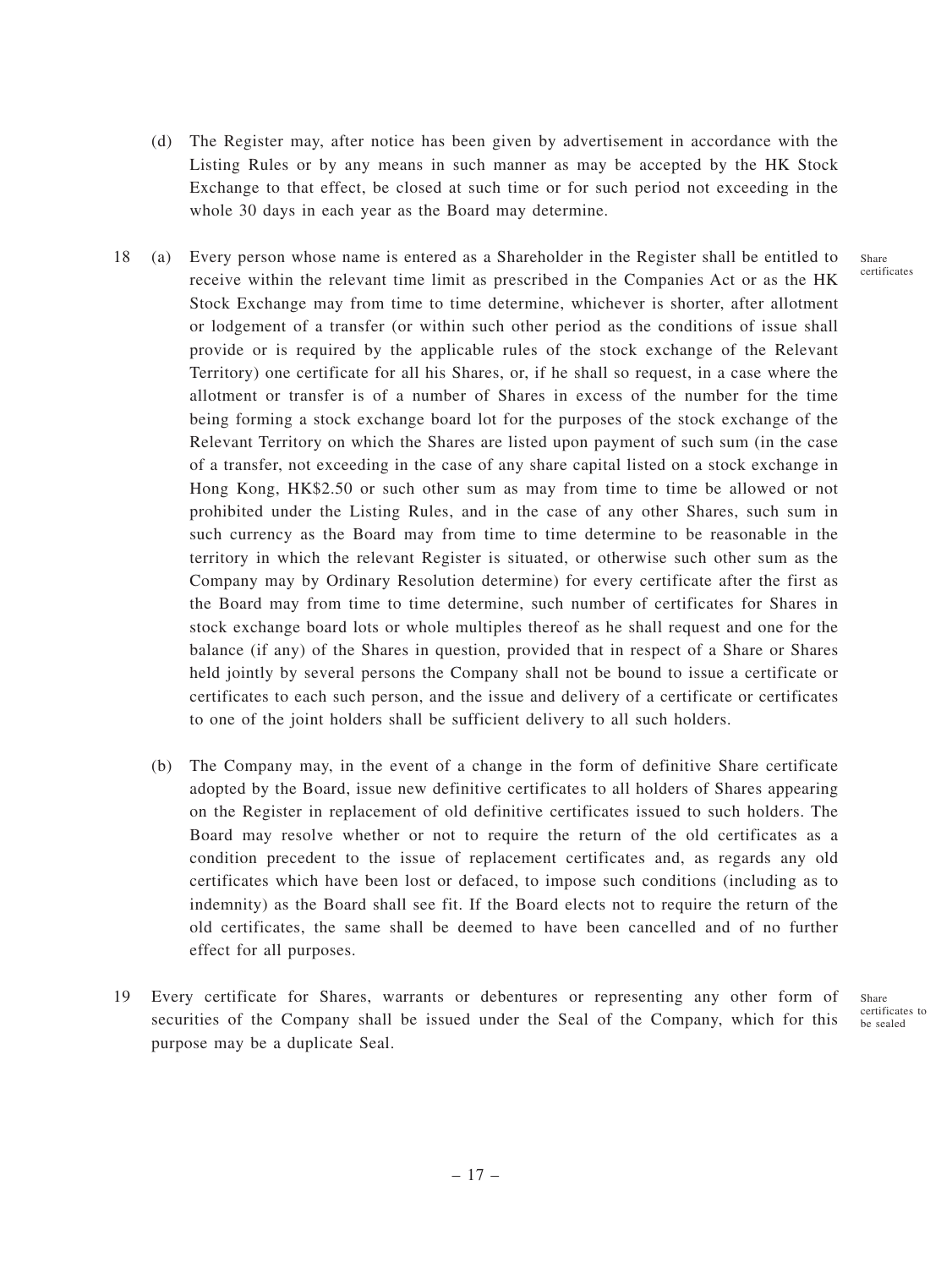(d) The Register may, after notice has been given by advertisement in accordance with the Listing Rules or by any means in such manner as may be accepted by the HK Stock Exchange to that effect, be closed at such time or for such period not exceeding in the whole 30 days in each year as the Board may determine.

18 (a) Every person whose name is entered as a Shareholder in the Register shall be entitled to receive within the relevant time limit as prescribed in the Companies Act or as the HK Stock Exchange may from time to time determine, whichever is shorter, after allotment or lodgement of a transfer (or within such other period as the conditions of issue shall provide or is required by the applicable rules of the stock exchange of the Relevant Territory) one certificate for all his Shares, or, if he shall so request, in a case where the allotment or transfer is of a number of Shares in excess of the number for the time being forming a stock exchange board lot for the purposes of the stock exchange of the Relevant Territory on which the Shares are listed upon payment of such sum (in the case of a transfer, not exceeding in the case of any share capital listed on a stock exchange in Hong Kong, HK$2.50 or such other sum as may from time to time be allowed or not prohibited under the Listing Rules, and in the case of any other Shares, such sum in such currency as the Board may from time to time determine to be reasonable in the territory in which the relevant Register is situated, or otherwise such other sum as the Company may by Ordinary Resolution determine) for every certificate after the first as the Board may from time to time determine, such number of certificates for Shares in stock exchange board lots or whole multiples thereof as he shall request and one for the balance (if any) of the Shares in question, provided that in respect of a Share or Shares held jointly by several persons the Company shall not be bound to issue a certificate or certificates to each such person, and the issue and delivery of a certificate or certificates to one of the joint holders shall be sufficient delivery to all such holders.

Share certificates

(b) The Company may, in the event of a change in the form of definitive Share certificate adopted by the Board, issue new definitive certificates to all holders of Shares appearing on the Register in replacement of old definitive certificates issued to such holders. The Board may resolve whether or not to require the return of the old certificates as a condition precedent to the issue of replacement certificates and, as regards any old certificates which have been lost or defaced, to impose such conditions (including as to indemnity) as the Board shall see fit. If the Board elects not to require the return of the old certificates, the same shall be deemed to have been cancelled and of no further effect for all purposes.

19 Every certificate for Shares, warrants or debentures or representing any other form of securities of the Company shall be issued under the Seal of the Company, which for this purpose may be a duplicate Seal.

Share certificates to be sealed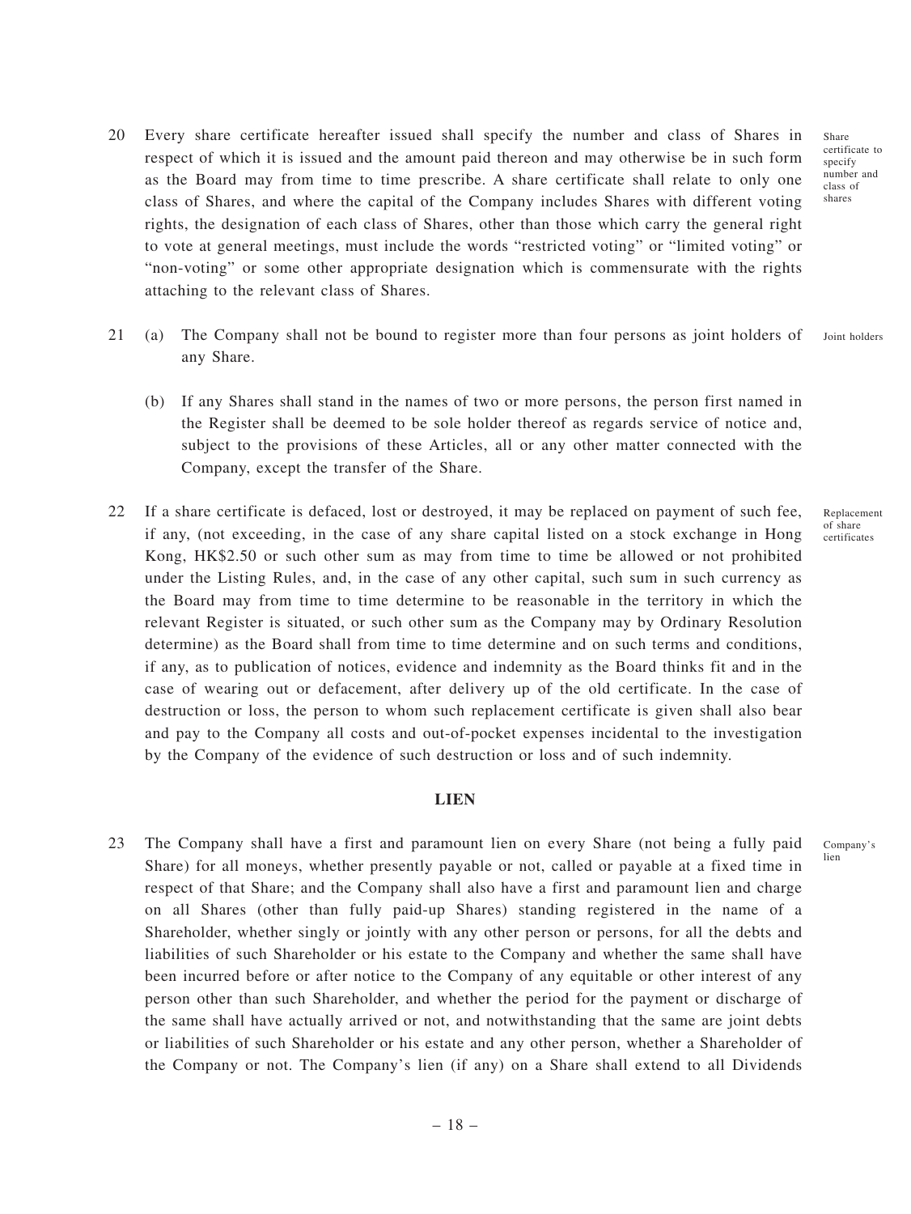20 Every share certificate hereafter issued shall specify the number and class of Shares in respect of which it is issued and the amount paid thereon and may otherwise be in such form as the Board may from time to time prescribe. A share certificate shall relate to only one class of Shares, and where the capital of the Company includes Shares with different voting rights, the designation of each class of Shares, other than those which carry the general right to vote at general meetings, must include the words "restricted voting" or "limited voting" or "non-voting" or some other appropriate designation which is commensurate with the rights attaching to the relevant class of Shares.

*Share certificate to specify number and class of shares*

21 (a) The Company shall not be bound to register more than four persons as joint holders of any Share.

*Joint holders*

(b) If any Shares shall stand in the names of two or more persons, the person first named in the Register shall be deemed to be sole holder thereof as regards service of notice and, subject to the provisions of these Articles, all or any other matter connected with the Company, except the transfer of the Share.

22 If a share certificate is defaced, lost or destroyed, it may be replaced on payment of such fee, if any, (not exceeding, in the case of any share capital listed on a stock exchange in Hong Kong, HK$2.50 or such other sum as may from time to time be allowed or not prohibited under the Listing Rules, and, in the case of any other capital, such sum in such currency as the Board may from time to time determine to be reasonable in the territory in which the relevant Register is situated, or such other sum as the Company may by Ordinary Resolution determine) as the Board shall from time to time determine and on such terms and conditions, if any, as to publication of notices, evidence and indemnity as the Board thinks fit and in the case of wearing out or defacement, after delivery up of the old certificate. In the case of destruction or loss, the person to whom such replacement certificate is given shall also bear and pay to the Company all costs and out-of-pocket expenses incidental to the investigation by the Company of the evidence of such destruction or loss and of such indemnity.

*Replacement of share certificates*

## LIEN

23 The Company shall have a first and paramount lien on every Share (not being a fully paid Share) for all moneys, whether presently payable or not, called or payable at a fixed time in respect of that Share; and the Company shall also have a first and paramount lien and charge on all Shares (other than fully paid-up Shares) standing registered in the name of a Shareholder, whether singly or jointly with any other person or persons, for all the debts and liabilities of such Shareholder or his estate to the Company and whether the same shall have been incurred before or after notice to the Company of any equitable or other interest of any person other than such Shareholder, and whether the period for the payment or discharge of the same shall have actually arrived or not, and notwithstanding that the same are joint debts or liabilities of such Shareholder or his estate and any other person, whether a Shareholder of the Company or not. The Company's lien (if any) on a Share shall extend to all Dividends

*Company's lien*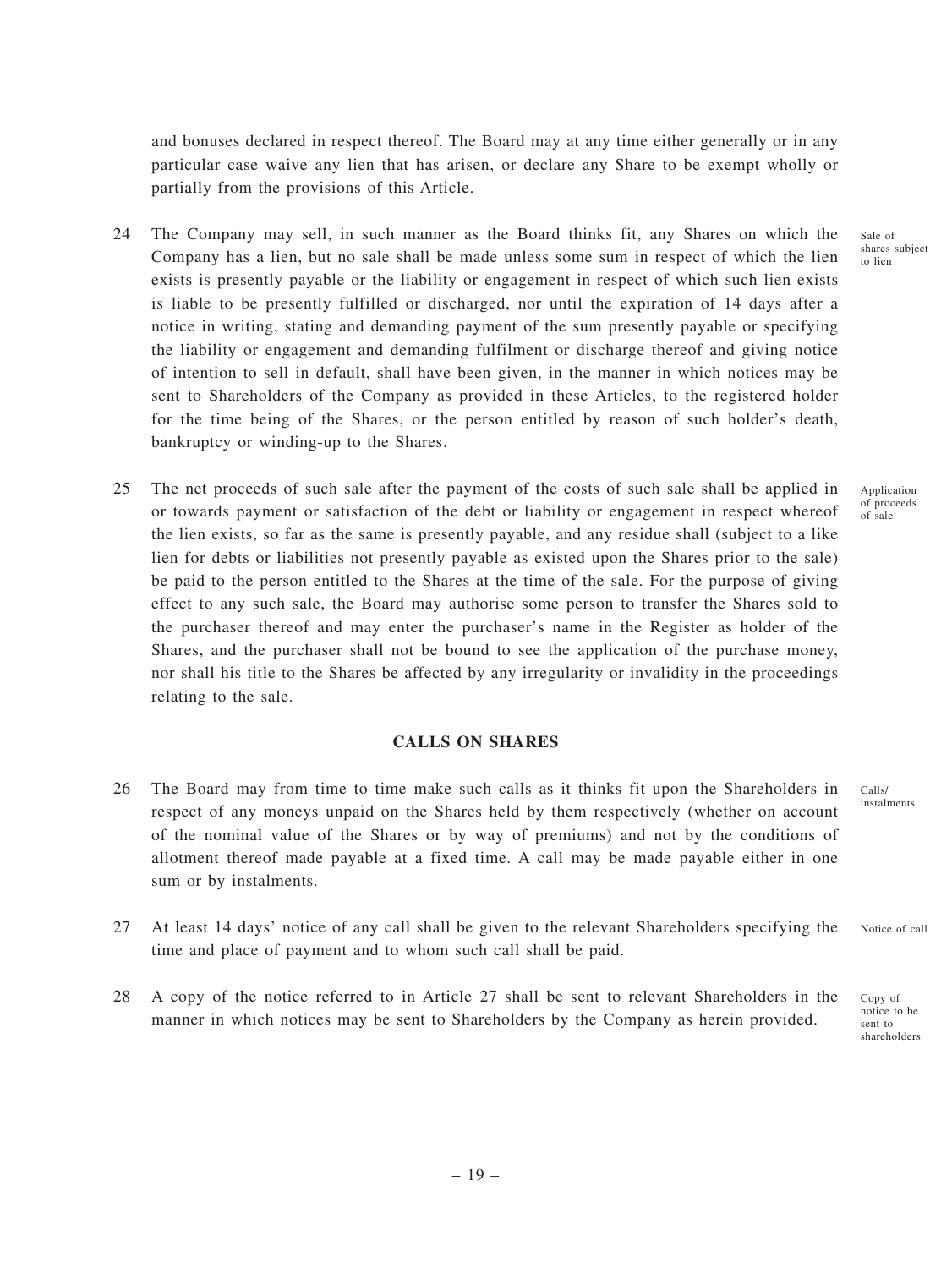and bonuses declared in respect thereof. The Board may at any time either generally or in any particular case waive any lien that has arisen, or declare any Share to be exempt wholly or partially from the provisions of this Article.

24 The Company may sell, in such manner as the Board thinks fit, any Shares on which the Company has a lien, but no sale shall be made unless some sum in respect of which the lien exists is presently payable or the liability or engagement in respect of which such lien exists is liable to be presently fulfilled or discharged, nor until the expiration of 14 days after a notice in writing, stating and demanding payment of the sum presently payable or specifying the liability or engagement and demanding fulfilment or discharge thereof and giving notice of intention to sell in default, shall have been given, in the manner in which notices may be sent to Shareholders of the Company as provided in these Articles, to the registered holder for the time being of the Shares, or the person entitled by reason of such holder's death, bankruptcy or winding-up to the Shares.

*Sale of shares subject to lien*

25 The net proceeds of such sale after the payment of the costs of such sale shall be applied in or towards payment or satisfaction of the debt or liability or engagement in respect whereof the lien exists, so far as the same is presently payable, and any residue shall (subject to a like lien for debts or liabilities not presently payable as existed upon the Shares prior to the sale) be paid to the person entitled to the Shares at the time of the sale. For the purpose of giving effect to any such sale, the Board may authorise some person to transfer the Shares sold to the purchaser thereof and may enter the purchaser's name in the Register as holder of the Shares, and the purchaser shall not be bound to see the application of the purchase money, nor shall his title to the Shares be affected by any irregularity or invalidity in the proceedings relating to the sale.

*Application of proceeds of sale*

## CALLS ON SHARES

26 The Board may from time to time make such calls as it thinks fit upon the Shareholders in respect of any moneys unpaid on the Shares held by them respectively (whether on account of the nominal value of the Shares or by way of premiums) and not by the conditions of allotment thereof made payable at a fixed time. A call may be made payable either in one sum or by instalments.

*Calls/ instalments*

27 At least 14 days' notice of any call shall be given to the relevant Shareholders specifying the time and place of payment and to whom such call shall be paid.

*Notice of call*

28 A copy of the notice referred to in Article 27 shall be sent to relevant Shareholders in the manner in which notices may be sent to Shareholders by the Company as herein provided.

*Copy of notice to be sent to shareholders*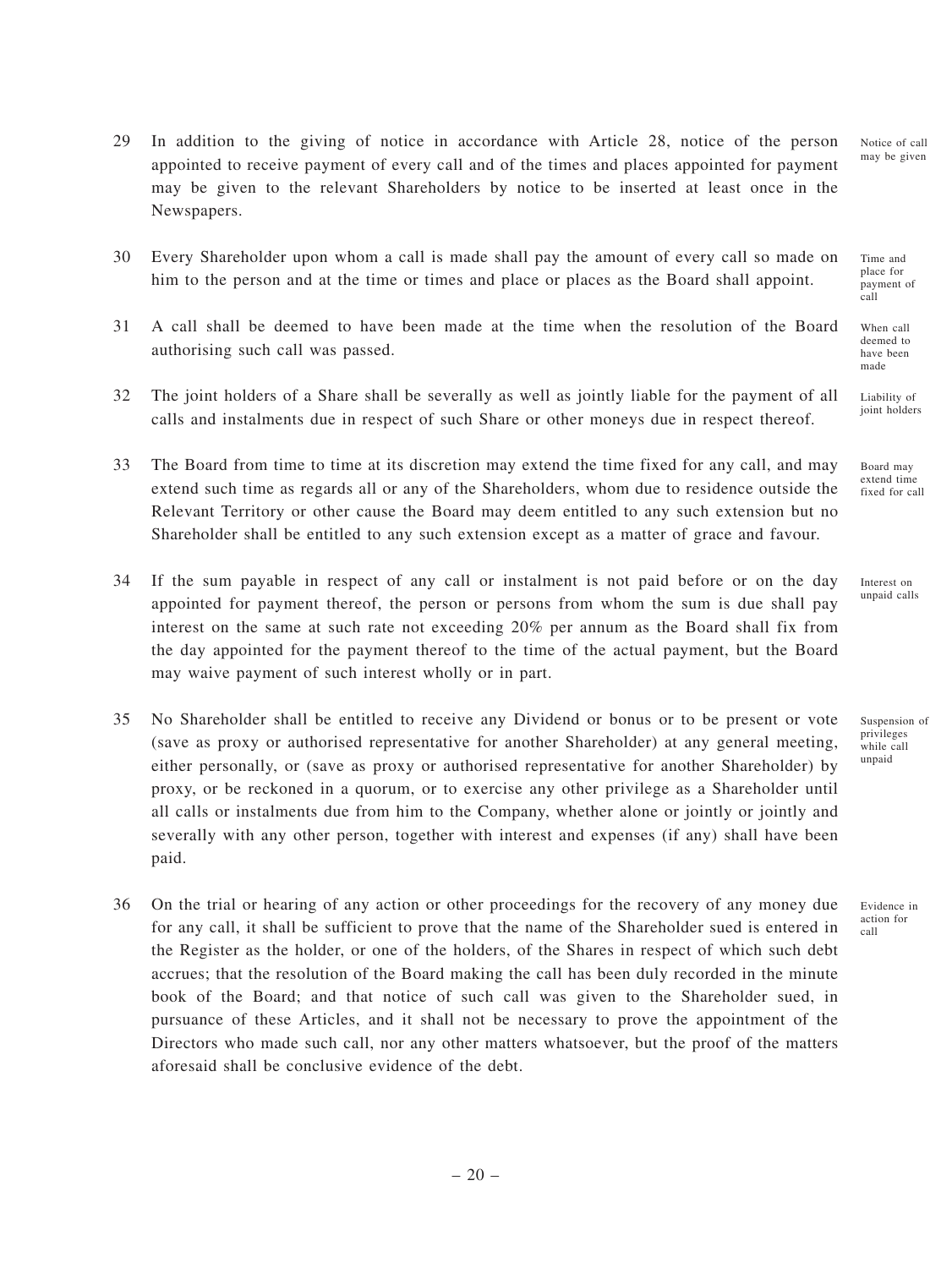29 In addition to the giving of notice in accordance with Article 28, notice of the person appointed to receive payment of every call and of the times and places appointed for payment may be given to the relevant Shareholders by notice to be inserted at least once in the Newspapers. *Notice of call may be given*

30 Every Shareholder upon whom a call is made shall pay the amount of every call so made on him to the person and at the time or times and place or places as the Board shall appoint. *Time and place for payment of call*

31 A call shall be deemed to have been made at the time when the resolution of the Board authorising such call was passed. *When call deemed to have been made*

32 The joint holders of a Share shall be severally as well as jointly liable for the payment of all calls and instalments due in respect of such Share or other moneys due in respect thereof. *Liability of joint holders*

33 The Board from time to time at its discretion may extend the time fixed for any call, and may extend such time as regards all or any of the Shareholders, whom due to residence outside the Relevant Territory or other cause the Board may deem entitled to any such extension but no Shareholder shall be entitled to any such extension except as a matter of grace and favour. *Board may extend time fixed for call*

34 If the sum payable in respect of any call or instalment is not paid before or on the day appointed for payment thereof, the person or persons from whom the sum is due shall pay interest on the same at such rate not exceeding 20% per annum as the Board shall fix from the day appointed for the payment thereof to the time of the actual payment, but the Board may waive payment of such interest wholly or in part. *Interest on unpaid calls*

35 No Shareholder shall be entitled to receive any Dividend or bonus or to be present or vote (save as proxy or authorised representative for another Shareholder) at any general meeting, either personally, or (save as proxy or authorised representative for another Shareholder) by proxy, or be reckoned in a quorum, or to exercise any other privilege as a Shareholder until all calls or instalments due from him to the Company, whether alone or jointly or jointly and severally with any other person, together with interest and expenses (if any) shall have been paid. *Suspension of privileges while call unpaid*

36 On the trial or hearing of any action or other proceedings for the recovery of any money due for any call, it shall be sufficient to prove that the name of the Shareholder sued is entered in the Register as the holder, or one of the holders, of the Shares in respect of which such debt accrues; that the resolution of the Board making the call has been duly recorded in the minute book of the Board; and that notice of such call was given to the Shareholder sued, in pursuance of these Articles, and it shall not be necessary to prove the appointment of the Directors who made such call, nor any other matters whatsoever, but the proof of the matters aforesaid shall be conclusive evidence of the debt. *Evidence in action for call*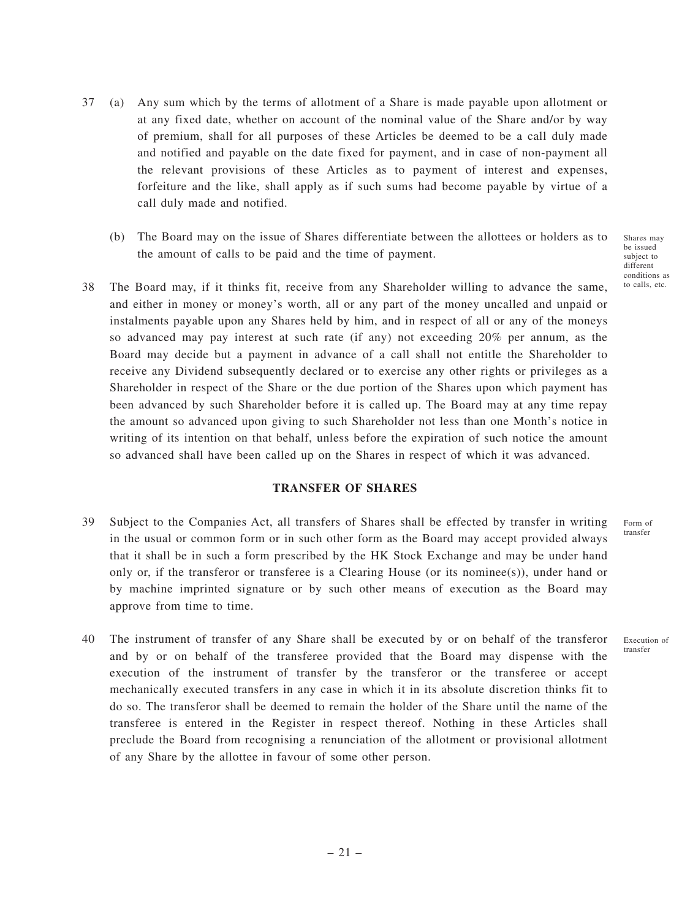37 (a) Any sum which by the terms of allotment of a Share is made payable upon allotment or at any fixed date, whether on account of the nominal value of the Share and/or by way of premium, shall for all purposes of these Articles be deemed to be a call duly made and notified and payable on the date fixed for payment, and in case of non-payment all the relevant provisions of these Articles as to payment of interest and expenses, forfeiture and the like, shall apply as if such sums had become payable by virtue of a call duly made and notified.

(b) The Board may on the issue of Shares differentiate between the allottees or holders as to the amount of calls to be paid and the time of payment.

Shares may be issued subject to different conditions as to calls, etc.

38 The Board may, if it thinks fit, receive from any Shareholder willing to advance the same, and either in money or money's worth, all or any part of the money uncalled and unpaid or instalments payable upon any Shares held by him, and in respect of all or any of the moneys so advanced may pay interest at such rate (if any) not exceeding 20% per annum, as the Board may decide but a payment in advance of a call shall not entitle the Shareholder to receive any Dividend subsequently declared or to exercise any other rights or privileges as a Shareholder in respect of the Share or the due portion of the Shares upon which payment has been advanced by such Shareholder before it is called up. The Board may at any time repay the amount so advanced upon giving to such Shareholder not less than one Month's notice in writing of its intention on that behalf, unless before the expiration of such notice the amount so advanced shall have been called up on the Shares in respect of which it was advanced.

## TRANSFER OF SHARES

39 Subject to the Companies Act, all transfers of Shares shall be effected by transfer in writing in the usual or common form or in such other form as the Board may accept provided always that it shall be in such a form prescribed by the HK Stock Exchange and may be under hand only or, if the transferor or transferee is a Clearing House (or its nominee(s)), under hand or by machine imprinted signature or by such other means of execution as the Board may approve from time to time.

Form of transfer

40 The instrument of transfer of any Share shall be executed by or on behalf of the transferor and by or on behalf of the transferee provided that the Board may dispense with the execution of the instrument of transfer by the transferor or the transferee or accept mechanically executed transfers in any case in which it in its absolute discretion thinks fit to do so. The transferor shall be deemed to remain the holder of the Share until the name of the transferee is entered in the Register in respect thereof. Nothing in these Articles shall preclude the Board from recognising a renunciation of the allotment or provisional allotment of any Share by the allottee in favour of some other person.

Execution of transfer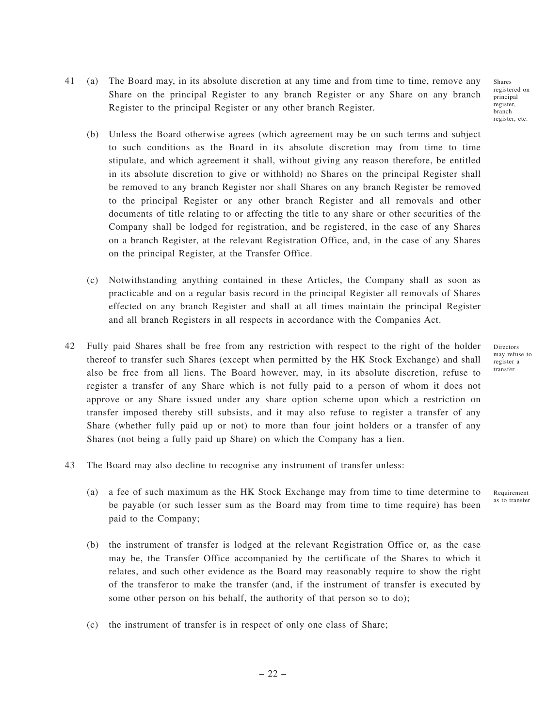41 (a) The Board may, in its absolute discretion at any time and from time to time, remove any Share on the principal Register to any branch Register or any Share on any branch Register to the principal Register or any other branch Register.

*Shares registered on principal register, branch register, etc.*

(b) Unless the Board otherwise agrees (which agreement may be on such terms and subject to such conditions as the Board in its absolute discretion may from time to time stipulate, and which agreement it shall, without giving any reason therefore, be entitled in its absolute discretion to give or withhold) no Shares on the principal Register shall be removed to any branch Register nor shall Shares on any branch Register be removed to the principal Register or any other branch Register and all removals and other documents of title relating to or affecting the title to any share or other securities of the Company shall be lodged for registration, and be registered, in the case of any Shares on a branch Register, at the relevant Registration Office, and, in the case of any Shares on the principal Register, at the Transfer Office.

(c) Notwithstanding anything contained in these Articles, the Company shall as soon as practicable and on a regular basis record in the principal Register all removals of Shares effected on any branch Register and shall at all times maintain the principal Register and all branch Registers in all respects in accordance with the Companies Act.

42 Fully paid Shares shall be free from any restriction with respect to the right of the holder thereof to transfer such Shares (except when permitted by the HK Stock Exchange) and shall also be free from all liens. The Board however, may, in its absolute discretion, refuse to register a transfer of any Share which is not fully paid to a person of whom it does not approve or any Share issued under any share option scheme upon which a restriction on transfer imposed thereby still subsists, and it may also refuse to register a transfer of any Share (whether fully paid up or not) to more than four joint holders or a transfer of any Shares (not being a fully paid up Share) on which the Company has a lien.

*Directors may refuse to register a transfer*

43 The Board may also decline to recognise any instrument of transfer unless:

*Requirement as to transfer*

(a) a fee of such maximum as the HK Stock Exchange may from time to time determine to be payable (or such lesser sum as the Board may from time to time require) has been paid to the Company;

(b) the instrument of transfer is lodged at the relevant Registration Office or, as the case may be, the Transfer Office accompanied by the certificate of the Shares to which it relates, and such other evidence as the Board may reasonably require to show the right of the transferor to make the transfer (and, if the instrument of transfer is executed by some other person on his behalf, the authority of that person so to do);

(c) the instrument of transfer is in respect of only one class of Share;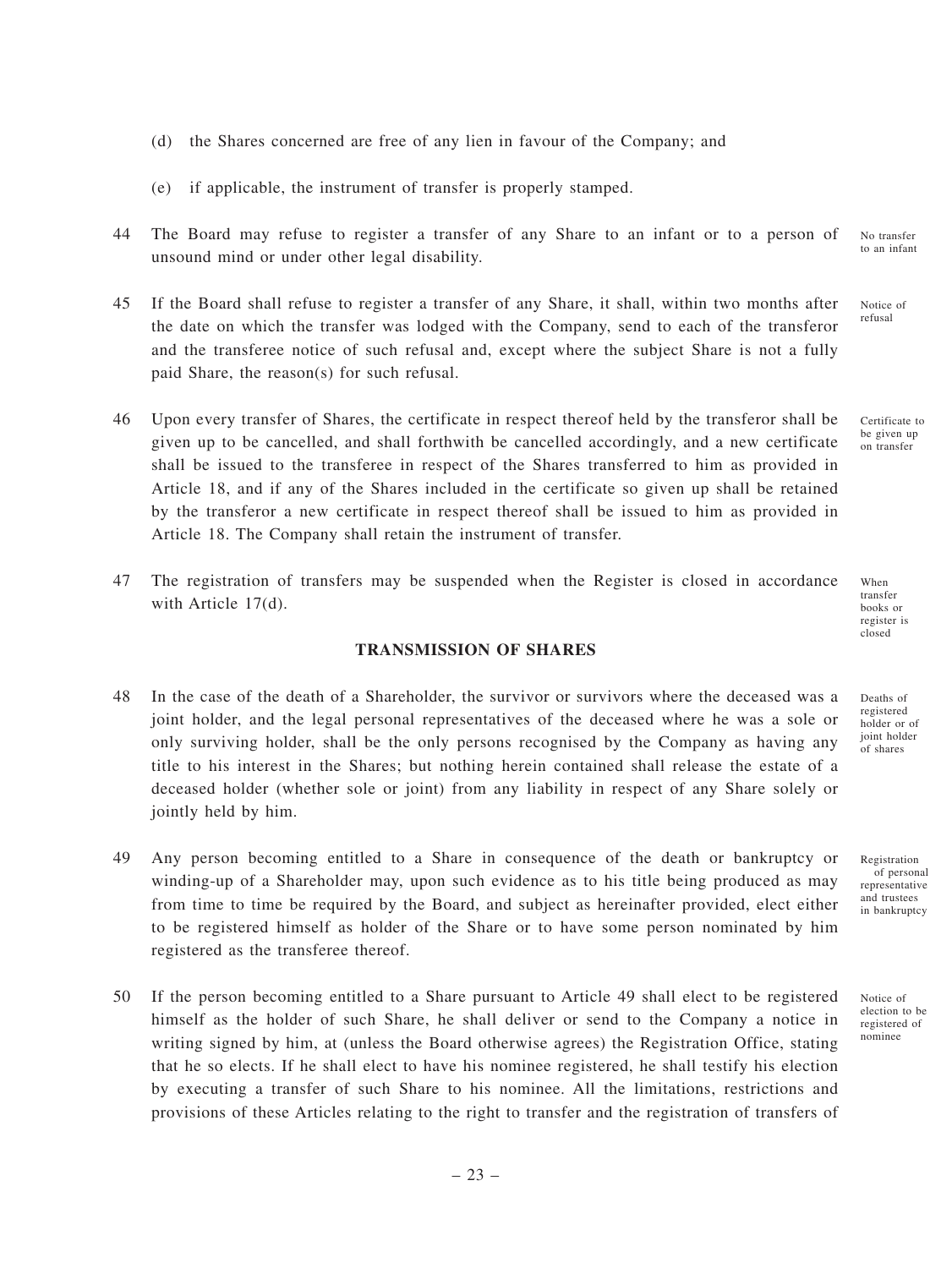(d) the Shares concerned are free of any lien in favour of the Company; and

(e) if applicable, the instrument of transfer is properly stamped.

44 The Board may refuse to register a transfer of any Share to an infant or to a person of unsound mind or under other legal disability. *No transfer to an infant*

45 If the Board shall refuse to register a transfer of any Share, it shall, within two months after the date on which the transfer was lodged with the Company, send to each of the transferor and the transferee notice of such refusal and, except where the subject Share is not a fully paid Share, the reason(s) for such refusal. *Notice of refusal*

46 Upon every transfer of Shares, the certificate in respect thereof held by the transferor shall be given up to be cancelled, and shall forthwith be cancelled accordingly, and a new certificate shall be issued to the transferee in respect of the Shares transferred to him as provided in Article 18, and if any of the Shares included in the certificate so given up shall be retained by the transferor a new certificate in respect thereof shall be issued to him as provided in Article 18. The Company shall retain the instrument of transfer. *Certificate to be given up on transfer*

47 The registration of transfers may be suspended when the Register is closed in accordance with Article 17(d). *When transfer books or register is closed*

## TRANSMISSION OF SHARES

48 In the case of the death of a Shareholder, the survivor or survivors where the deceased was a joint holder, and the legal personal representatives of the deceased where he was a sole or only surviving holder, shall be the only persons recognised by the Company as having any title to his interest in the Shares; but nothing herein contained shall release the estate of a deceased holder (whether sole or joint) from any liability in respect of any Share solely or jointly held by him. *Deaths of registered holder or of joint holder of shares*

49 Any person becoming entitled to a Share in consequence of the death or bankruptcy or winding-up of a Shareholder may, upon such evidence as to his title being produced as may from time to time be required by the Board, and subject as hereinafter provided, elect either to be registered himself as holder of the Share or to have some person nominated by him registered as the transferee thereof. *Registration of personal representative and trustees in bankruptcy*

50 If the person becoming entitled to a Share pursuant to Article 49 shall elect to be registered himself as the holder of such Share, he shall deliver or send to the Company a notice in writing signed by him, at (unless the Board otherwise agrees) the Registration Office, stating that he so elects. If he shall elect to have his nominee registered, he shall testify his election by executing a transfer of such Share to his nominee. All the limitations, restrictions and provisions of these Articles relating to the right to transfer and the registration of transfers of *Notice of election to be registered of nominee*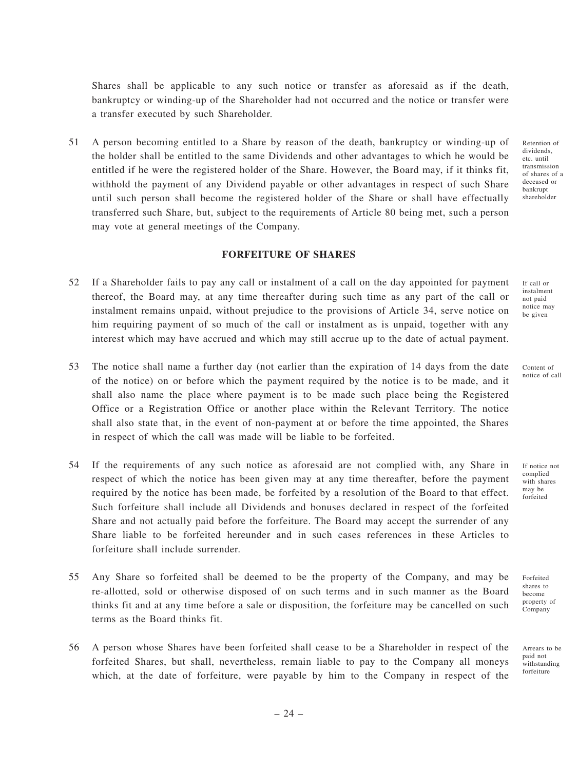Shares shall be applicable to any such notice or transfer as aforesaid as if the death, bankruptcy or winding-up of the Shareholder had not occurred and the notice or transfer were a transfer executed by such Shareholder.

51 A person becoming entitled to a Share by reason of the death, bankruptcy or winding-up of the holder shall be entitled to the same Dividends and other advantages to which he would be entitled if he were the registered holder of the Share. However, the Board may, if it thinks fit, withhold the payment of any Dividend payable or other advantages in respect of such Share until such person shall become the registered holder of the Share or shall have effectually transferred such Share, but, subject to the requirements of Article 80 being met, such a person may vote at general meetings of the Company.

*Retention of dividends, etc. until transmission of shares of a deceased or bankrupt shareholder*

## FORFEITURE OF SHARES

52 If a Shareholder fails to pay any call or instalment of a call on the day appointed for payment thereof, the Board may, at any time thereafter during such time as any part of the call or instalment remains unpaid, without prejudice to the provisions of Article 34, serve notice on him requiring payment of so much of the call or instalment as is unpaid, together with any interest which may have accrued and which may still accrue up to the date of actual payment.

*If call or instalment not paid notice may be given*

53 The notice shall name a further day (not earlier than the expiration of 14 days from the date of the notice) on or before which the payment required by the notice is to be made, and it shall also name the place where payment is to be made such place being the Registered Office or a Registration Office or another place within the Relevant Territory. The notice shall also state that, in the event of non-payment at or before the time appointed, the Shares in respect of which the call was made will be liable to be forfeited.

*Content of notice of call*

54 If the requirements of any such notice as aforesaid are not complied with, any Share in respect of which the notice has been given may at any time thereafter, before the payment required by the notice has been made, be forfeited by a resolution of the Board to that effect. Such forfeiture shall include all Dividends and bonuses declared in respect of the forfeited Share and not actually paid before the forfeiture. The Board may accept the surrender of any Share liable to be forfeited hereunder and in such cases references in these Articles to forfeiture shall include surrender.

*If notice not complied with shares may be forfeited*

55 Any Share so forfeited shall be deemed to be the property of the Company, and may be re-allotted, sold or otherwise disposed of on such terms and in such manner as the Board thinks fit and at any time before a sale or disposition, the forfeiture may be cancelled on such terms as the Board thinks fit.

*Forfeited shares to become property of Company*

56 A person whose Shares have been forfeited shall cease to be a Shareholder in respect of the forfeited Shares, but shall, nevertheless, remain liable to pay to the Company all moneys which, at the date of forfeiture, were payable by him to the Company in respect of the

*Arrears to be paid not withstanding forfeiture*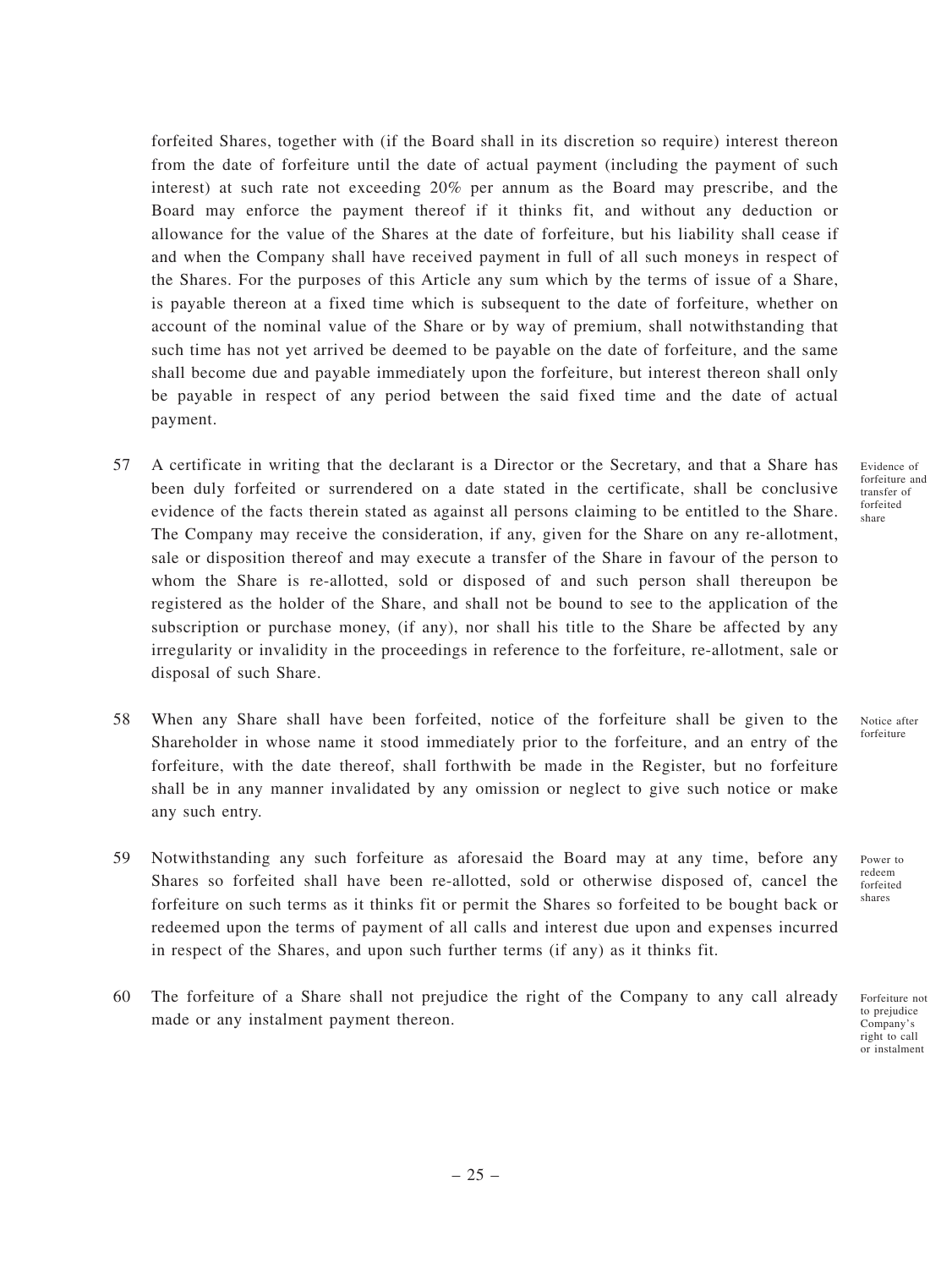forfeited Shares, together with (if the Board shall in its discretion so require) interest thereon from the date of forfeiture until the date of actual payment (including the payment of such interest) at such rate not exceeding 20% per annum as the Board may prescribe, and the Board may enforce the payment thereof if it thinks fit, and without any deduction or allowance for the value of the Shares at the date of forfeiture, but his liability shall cease if and when the Company shall have received payment in full of all such moneys in respect of the Shares. For the purposes of this Article any sum which by the terms of issue of a Share, is payable thereon at a fixed time which is subsequent to the date of forfeiture, whether on account of the nominal value of the Share or by way of premium, shall notwithstanding that such time has not yet arrived be deemed to be payable on the date of forfeiture, and the same shall become due and payable immediately upon the forfeiture, but interest thereon shall only be payable in respect of any period between the said fixed time and the date of actual payment.

*Evidence of forfeiture and transfer of forfeited share*

57 A certificate in writing that the declarant is a Director or the Secretary, and that a Share has been duly forfeited or surrendered on a date stated in the certificate, shall be conclusive evidence of the facts therein stated as against all persons claiming to be entitled to the Share. The Company may receive the consideration, if any, given for the Share on any re-allotment, sale or disposition thereof and may execute a transfer of the Share in favour of the person to whom the Share is re-allotted, sold or disposed of and such person shall thereupon be registered as the holder of the Share, and shall not be bound to see to the application of the subscription or purchase money, (if any), nor shall his title to the Share be affected by any irregularity or invalidity in the proceedings in reference to the forfeiture, re-allotment, sale or disposal of such Share.

*Notice after forfeiture*

58 When any Share shall have been forfeited, notice of the forfeiture shall be given to the Shareholder in whose name it stood immediately prior to the forfeiture, and an entry of the forfeiture, with the date thereof, shall forthwith be made in the Register, but no forfeiture shall be in any manner invalidated by any omission or neglect to give such notice or make any such entry.

*Power to redeem forfeited shares*

59 Notwithstanding any such forfeiture as aforesaid the Board may at any time, before any Shares so forfeited shall have been re-allotted, sold or otherwise disposed of, cancel the forfeiture on such terms as it thinks fit or permit the Shares so forfeited to be bought back or redeemed upon the terms of payment of all calls and interest due upon and expenses incurred in respect of the Shares, and upon such further terms (if any) as it thinks fit.

*Forfeiture not to prejudice Company's right to call or instalment*

60 The forfeiture of a Share shall not prejudice the right of the Company to any call already made or any instalment payment thereon.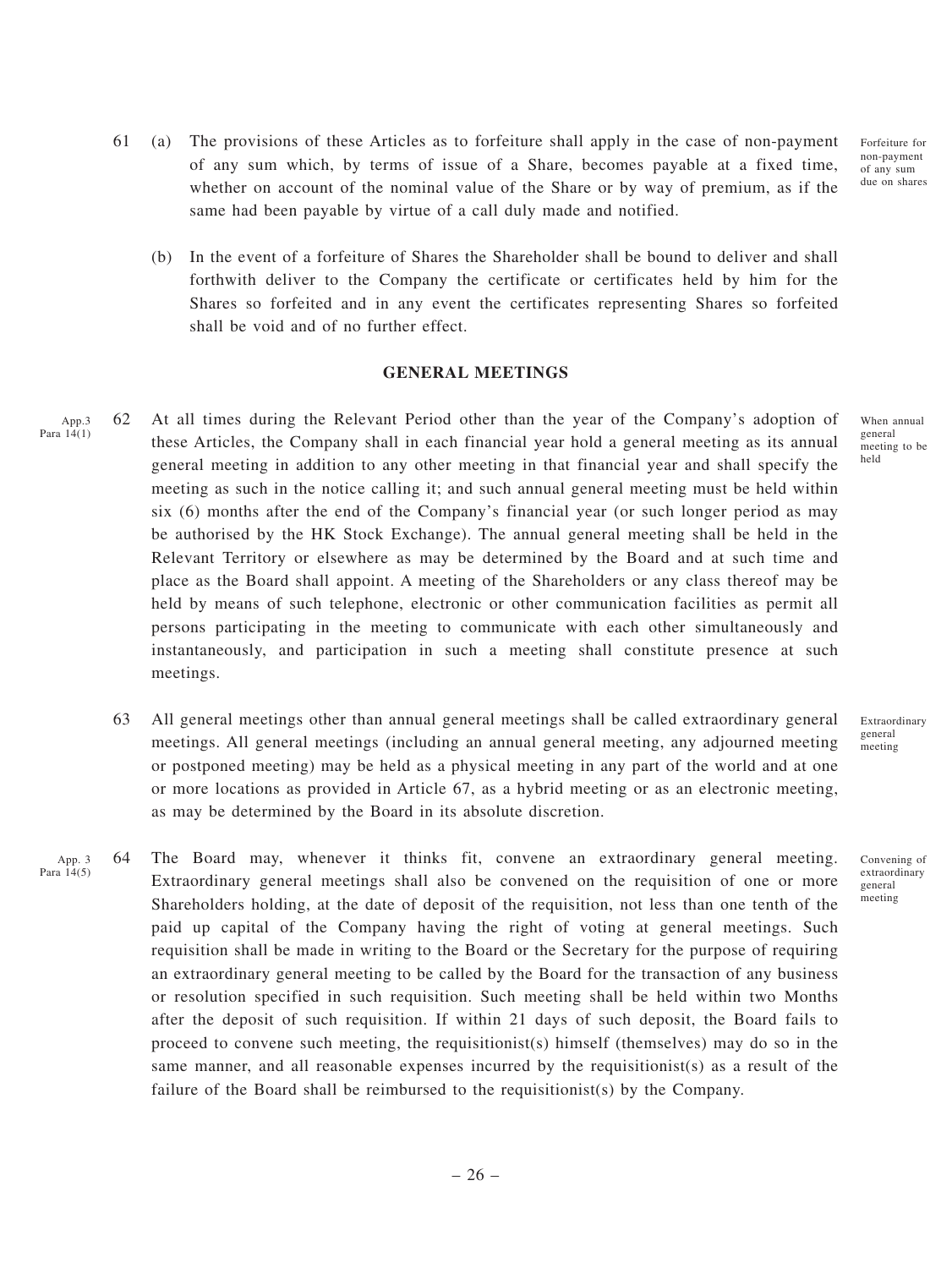61 (a) The provisions of these Articles as to forfeiture shall apply in the case of non-payment of any sum which, by terms of issue of a Share, becomes payable at a fixed time, whether on account of the nominal value of the Share or by way of premium, as if the same had been payable by virtue of a call duly made and notified.

Forfeiture for non-payment of any sum due on shares

(b) In the event of a forfeiture of Shares the Shareholder shall be bound to deliver and shall forthwith deliver to the Company the certificate or certificates held by him for the Shares so forfeited and in any event the certificates representing Shares so forfeited shall be void and of no further effect.

## GENERAL MEETINGS

App.3 Para 14(1)

When annual general meeting to be held

62 At all times during the Relevant Period other than the year of the Company's adoption of these Articles, the Company shall in each financial year hold a general meeting as its annual general meeting in addition to any other meeting in that financial year and shall specify the meeting as such in the notice calling it; and such annual general meeting must be held within six (6) months after the end of the Company's financial year (or such longer period as may be authorised by the HK Stock Exchange). The annual general meeting shall be held in the Relevant Territory or elsewhere as may be determined by the Board and at such time and place as the Board shall appoint. A meeting of the Shareholders or any class thereof may be held by means of such telephone, electronic or other communication facilities as permit all persons participating in the meeting to communicate with each other simultaneously and instantaneously, and participation in such a meeting shall constitute presence at such meetings.

Extraordinary general meeting

63 All general meetings other than annual general meetings shall be called extraordinary general meetings. All general meetings (including an annual general meeting, any adjourned meeting or postponed meeting) may be held as a physical meeting in any part of the world and at one or more locations as provided in Article 67, as a hybrid meeting or as an electronic meeting, as may be determined by the Board in its absolute discretion.

App. 3 Para 14(5)

Convening of extraordinary general meeting

64 The Board may, whenever it thinks fit, convene an extraordinary general meeting. Extraordinary general meetings shall also be convened on the requisition of one or more Shareholders holding, at the date of deposit of the requisition, not less than one tenth of the paid up capital of the Company having the right of voting at general meetings. Such requisition shall be made in writing to the Board or the Secretary for the purpose of requiring an extraordinary general meeting to be called by the Board for the transaction of any business or resolution specified in such requisition. Such meeting shall be held within two Months after the deposit of such requisition. If within 21 days of such deposit, the Board fails to proceed to convene such meeting, the requisitionist(s) himself (themselves) may do so in the same manner, and all reasonable expenses incurred by the requisitionist(s) as a result of the failure of the Board shall be reimbursed to the requisitionist(s) by the Company.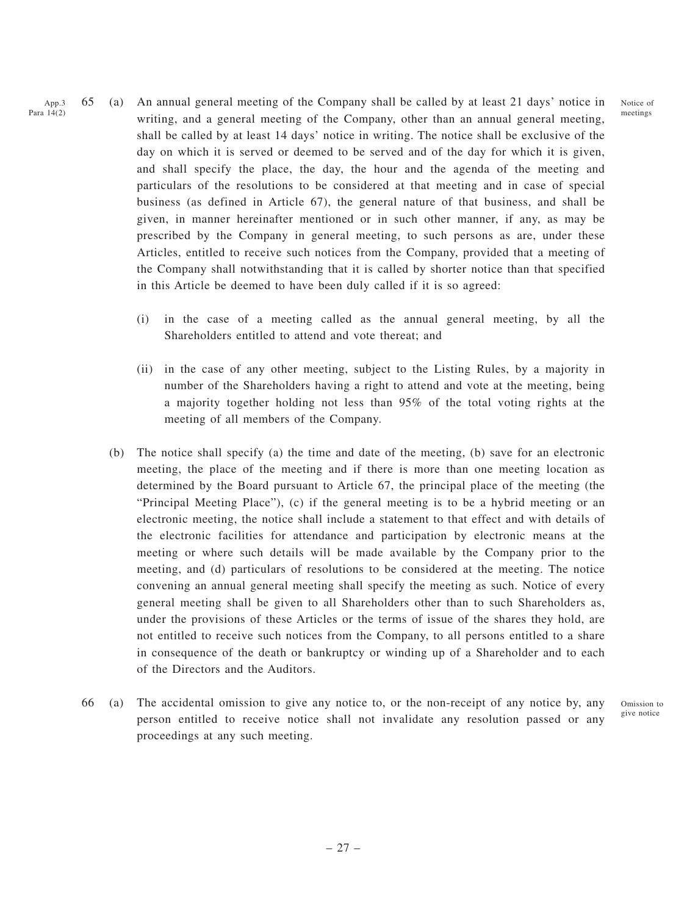App.3 Para 14(2)

**65** (a) An annual general meeting of the Company shall be called by at least 21 days' notice in writing, and a general meeting of the Company, other than an annual general meeting, shall be called by at least 14 days' notice in writing. The notice shall be exclusive of the day on which it is served or deemed to be served and of the day for which it is given, and shall specify the place, the day, the hour and the agenda of the meeting and particulars of the resolutions to be considered at that meeting and in case of special business (as defined in Article 67), the general nature of that business, and shall be given, in manner hereinafter mentioned or in such other manner, if any, as may be prescribed by the Company in general meeting, to such persons as are, under these Articles, entitled to receive such notices from the Company, provided that a meeting of the Company shall notwithstanding that it is called by shorter notice than that specified in this Article be deemed to have been duly called if it is so agreed:

*Notice of meetings*

(i) in the case of a meeting called as the annual general meeting, by all the Shareholders entitled to attend and vote thereat; and

(ii) in the case of any other meeting, subject to the Listing Rules, by a majority in number of the Shareholders having a right to attend and vote at the meeting, being a majority together holding not less than 95% of the total voting rights at the meeting of all members of the Company.

(b) The notice shall specify (a) the time and date of the meeting, (b) save for an electronic meeting, the place of the meeting and if there is more than one meeting location as determined by the Board pursuant to Article 67, the principal place of the meeting (the "Principal Meeting Place"), (c) if the general meeting is to be a hybrid meeting or an electronic meeting, the notice shall include a statement to that effect and with details of the electronic facilities for attendance and participation by electronic means at the meeting or where such details will be made available by the Company prior to the meeting, and (d) particulars of resolutions to be considered at the meeting. The notice convening an annual general meeting shall specify the meeting as such. Notice of every general meeting shall be given to all Shareholders other than to such Shareholders as, under the provisions of these Articles or the terms of issue of the shares they hold, are not entitled to receive such notices from the Company, to all persons entitled to a share in consequence of the death or bankruptcy or winding up of a Shareholder and to each of the Directors and the Auditors.

**66** (a) The accidental omission to give any notice to, or the non-receipt of any notice by, any person entitled to receive notice shall not invalidate any resolution passed or any proceedings at any such meeting.

*Omission to give notice*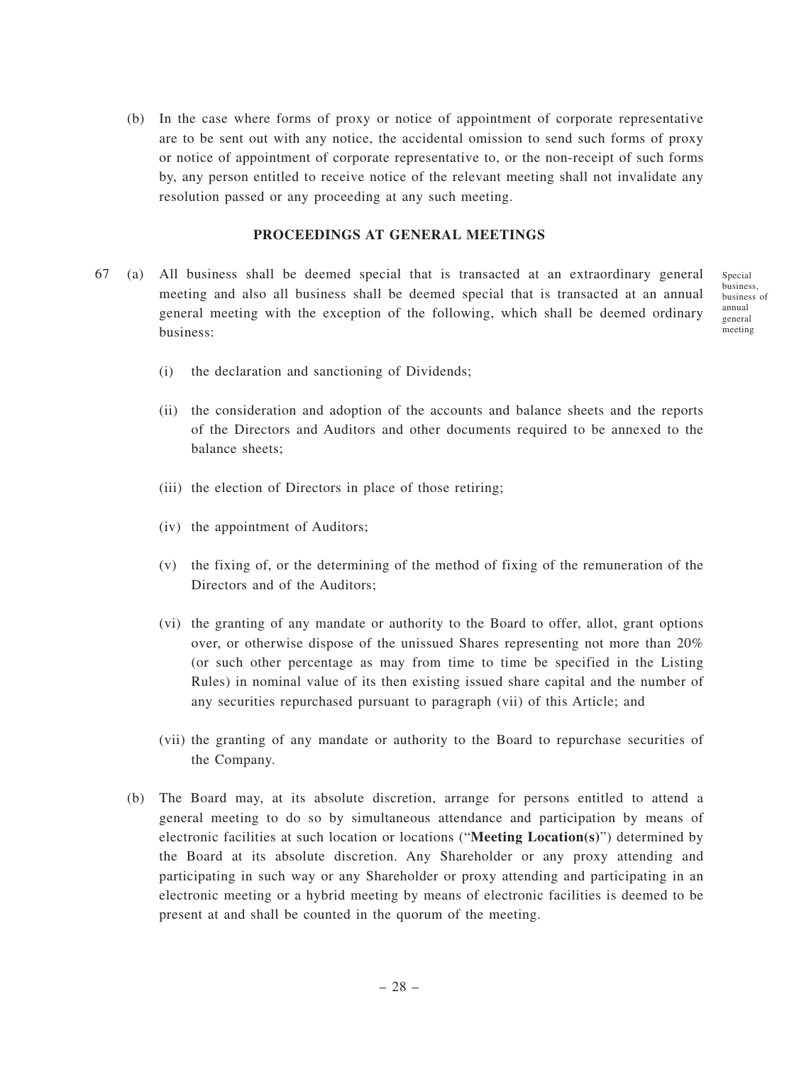(b) In the case where forms of proxy or notice of appointment of corporate representative are to be sent out with any notice, the accidental omission to send such forms of proxy or notice of appointment of corporate representative to, or the non-receipt of such forms by, any person entitled to receive notice of the relevant meeting shall not invalidate any resolution passed or any proceeding at any such meeting.

## PROCEEDINGS AT GENERAL MEETINGS

67 (a) All business shall be deemed special that is transacted at an extraordinary general meeting and also all business shall be deemed special that is transacted at an annual general meeting with the exception of the following, which shall be deemed ordinary business:

*Special business, business of annual general meeting*

(i) the declaration and sanctioning of Dividends;

(ii) the consideration and adoption of the accounts and balance sheets and the reports of the Directors and Auditors and other documents required to be annexed to the balance sheets;

(iii) the election of Directors in place of those retiring;

(iv) the appointment of Auditors;

(v) the fixing of, or the determining of the method of fixing of the remuneration of the Directors and of the Auditors;

(vi) the granting of any mandate or authority to the Board to offer, allot, grant options over, or otherwise dispose of the unissued Shares representing not more than 20% (or such other percentage as may from time to time be specified in the Listing Rules) in nominal value of its then existing issued share capital and the number of any securities repurchased pursuant to paragraph (vii) of this Article; and

(vii) the granting of any mandate or authority to the Board to repurchase securities of the Company.

(b) The Board may, at its absolute discretion, arrange for persons entitled to attend a general meeting to do so by simultaneous attendance and participation by means of electronic facilities at such location or locations ("**Meeting Location(s)**") determined by the Board at its absolute discretion. Any Shareholder or any proxy attending and participating in such way or any Shareholder or proxy attending and participating in an electronic meeting or a hybrid meeting by means of electronic facilities is deemed to be present at and shall be counted in the quorum of the meeting.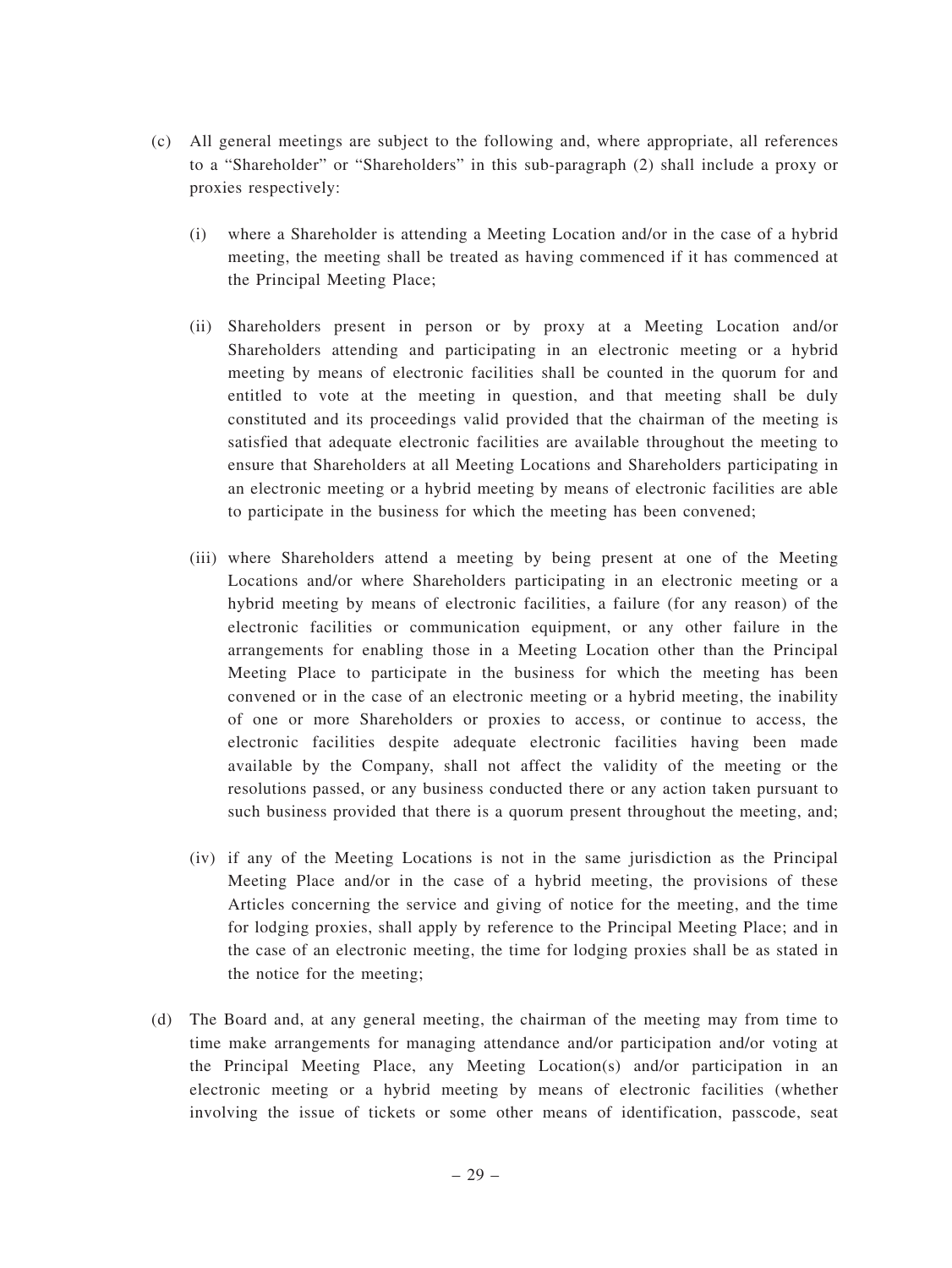(c) All general meetings are subject to the following and, where appropriate, all references to a "Shareholder" or "Shareholders" in this sub-paragraph (2) shall include a proxy or proxies respectively:

(i) where a Shareholder is attending a Meeting Location and/or in the case of a hybrid meeting, the meeting shall be treated as having commenced if it has commenced at the Principal Meeting Place;

(ii) Shareholders present in person or by proxy at a Meeting Location and/or Shareholders attending and participating in an electronic meeting or a hybrid meeting by means of electronic facilities shall be counted in the quorum for and entitled to vote at the meeting in question, and that meeting shall be duly constituted and its proceedings valid provided that the chairman of the meeting is satisfied that adequate electronic facilities are available throughout the meeting to ensure that Shareholders at all Meeting Locations and Shareholders participating in an electronic meeting or a hybrid meeting by means of electronic facilities are able to participate in the business for which the meeting has been convened;

(iii) where Shareholders attend a meeting by being present at one of the Meeting Locations and/or where Shareholders participating in an electronic meeting or a hybrid meeting by means of electronic facilities, a failure (for any reason) of the electronic facilities or communication equipment, or any other failure in the arrangements for enabling those in a Meeting Location other than the Principal Meeting Place to participate in the business for which the meeting has been convened or in the case of an electronic meeting or a hybrid meeting, the inability of one or more Shareholders or proxies to access, or continue to access, the electronic facilities despite adequate electronic facilities having been made available by the Company, shall not affect the validity of the meeting or the resolutions passed, or any business conducted there or any action taken pursuant to such business provided that there is a quorum present throughout the meeting, and;

(iv) if any of the Meeting Locations is not in the same jurisdiction as the Principal Meeting Place and/or in the case of a hybrid meeting, the provisions of these Articles concerning the service and giving of notice for the meeting, and the time for lodging proxies, shall apply by reference to the Principal Meeting Place; and in the case of an electronic meeting, the time for lodging proxies shall be as stated in the notice for the meeting;

(d) The Board and, at any general meeting, the chairman of the meeting may from time to time make arrangements for managing attendance and/or participation and/or voting at the Principal Meeting Place, any Meeting Location(s) and/or participation in an electronic meeting or a hybrid meeting by means of electronic facilities (whether involving the issue of tickets or some other means of identification, passcode, seat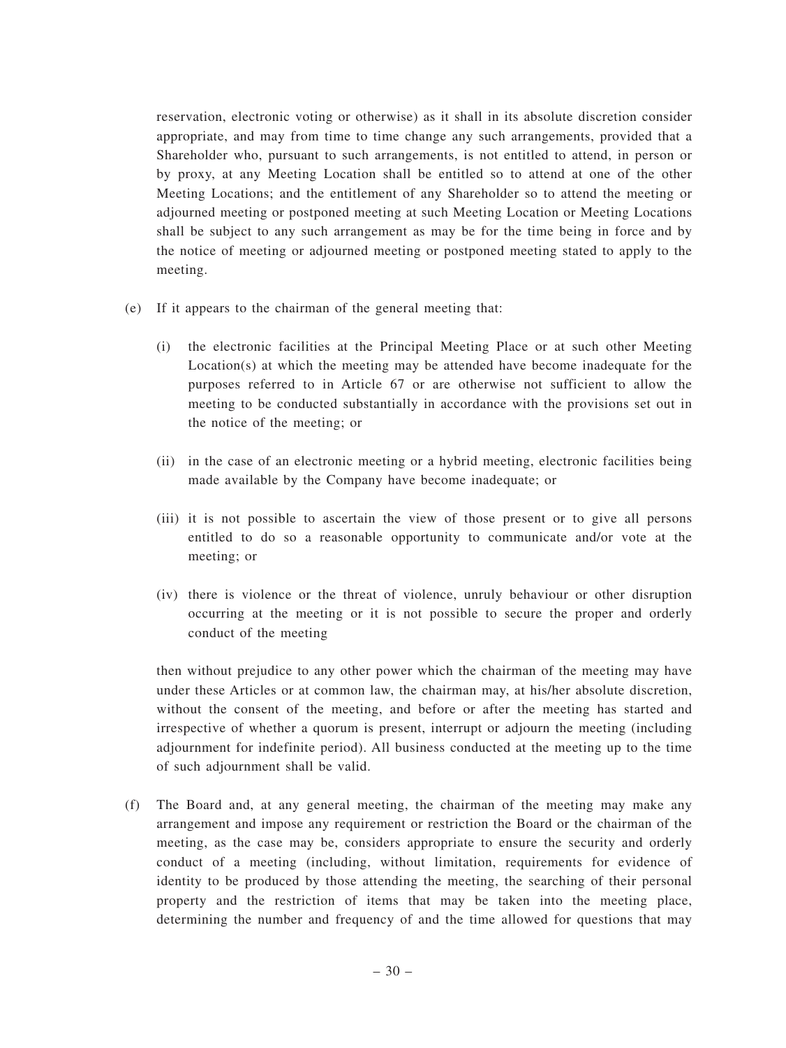reservation, electronic voting or otherwise) as it shall in its absolute discretion consider appropriate, and may from time to time change any such arrangements, provided that a Shareholder who, pursuant to such arrangements, is not entitled to attend, in person or by proxy, at any Meeting Location shall be entitled so to attend at one of the other Meeting Locations; and the entitlement of any Shareholder so to attend the meeting or adjourned meeting or postponed meeting at such Meeting Location or Meeting Locations shall be subject to any such arrangement as may be for the time being in force and by the notice of meeting or adjourned meeting or postponed meeting stated to apply to the meeting.

(e) If it appears to the chairman of the general meeting that:

(i) the electronic facilities at the Principal Meeting Place or at such other Meeting Location(s) at which the meeting may be attended have become inadequate for the purposes referred to in Article 67 or are otherwise not sufficient to allow the meeting to be conducted substantially in accordance with the provisions set out in the notice of the meeting; or

(ii) in the case of an electronic meeting or a hybrid meeting, electronic facilities being made available by the Company have become inadequate; or

(iii) it is not possible to ascertain the view of those present or to give all persons entitled to do so a reasonable opportunity to communicate and/or vote at the meeting; or

(iv) there is violence or the threat of violence, unruly behaviour or other disruption occurring at the meeting or it is not possible to secure the proper and orderly conduct of the meeting

then without prejudice to any other power which the chairman of the meeting may have under these Articles or at common law, the chairman may, at his/her absolute discretion, without the consent of the meeting, and before or after the meeting has started and irrespective of whether a quorum is present, interrupt or adjourn the meeting (including adjournment for indefinite period). All business conducted at the meeting up to the time of such adjournment shall be valid.

(f) The Board and, at any general meeting, the chairman of the meeting may make any arrangement and impose any requirement or restriction the Board or the chairman of the meeting, as the case may be, considers appropriate to ensure the security and orderly conduct of a meeting (including, without limitation, requirements for evidence of identity to be produced by those attending the meeting, the searching of their personal property and the restriction of items that may be taken into the meeting place, determining the number and frequency of and the time allowed for questions that may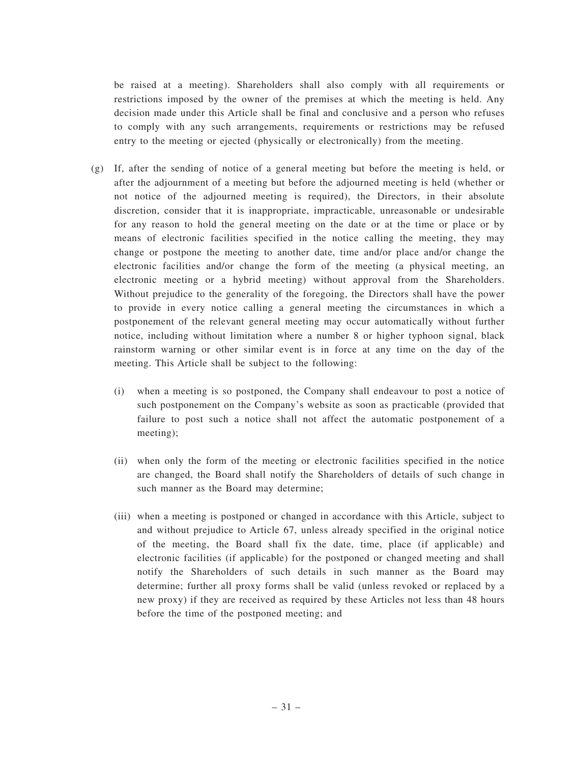be raised at a meeting). Shareholders shall also comply with all requirements or restrictions imposed by the owner of the premises at which the meeting is held. Any decision made under this Article shall be final and conclusive and a person who refuses to comply with any such arrangements, requirements or restrictions may be refused entry to the meeting or ejected (physically or electronically) from the meeting.

(g) If, after the sending of notice of a general meeting but before the meeting is held, or after the adjournment of a meeting but before the adjourned meeting is held (whether or not notice of the adjourned meeting is required), the Directors, in their absolute discretion, consider that it is inappropriate, impracticable, unreasonable or undesirable for any reason to hold the general meeting on the date or at the time or place or by means of electronic facilities specified in the notice calling the meeting, they may change or postpone the meeting to another date, time and/or place and/or change the electronic facilities and/or change the form of the meeting (a physical meeting, an electronic meeting or a hybrid meeting) without approval from the Shareholders. Without prejudice to the generality of the foregoing, the Directors shall have the power to provide in every notice calling a general meeting the circumstances in which a postponement of the relevant general meeting may occur automatically without further notice, including without limitation where a number 8 or higher typhoon signal, black rainstorm warning or other similar event is in force at any time on the day of the meeting. This Article shall be subject to the following:

   (i) when a meeting is so postponed, the Company shall endeavour to post a notice of such postponement on the Company's website as soon as practicable (provided that failure to post such a notice shall not affect the automatic postponement of a meeting);

   (ii) when only the form of the meeting or electronic facilities specified in the notice are changed, the Board shall notify the Shareholders of details of such change in such manner as the Board may determine;

   (iii) when a meeting is postponed or changed in accordance with this Article, subject to and without prejudice to Article 67, unless already specified in the original notice of the meeting, the Board shall fix the date, time, place (if applicable) and electronic facilities (if applicable) for the postponed or changed meeting and shall notify the Shareholders of such details in such manner as the Board may determine; further all proxy forms shall be valid (unless revoked or replaced by a new proxy) if they are received as required by these Articles not less than 48 hours before the time of the postponed meeting; and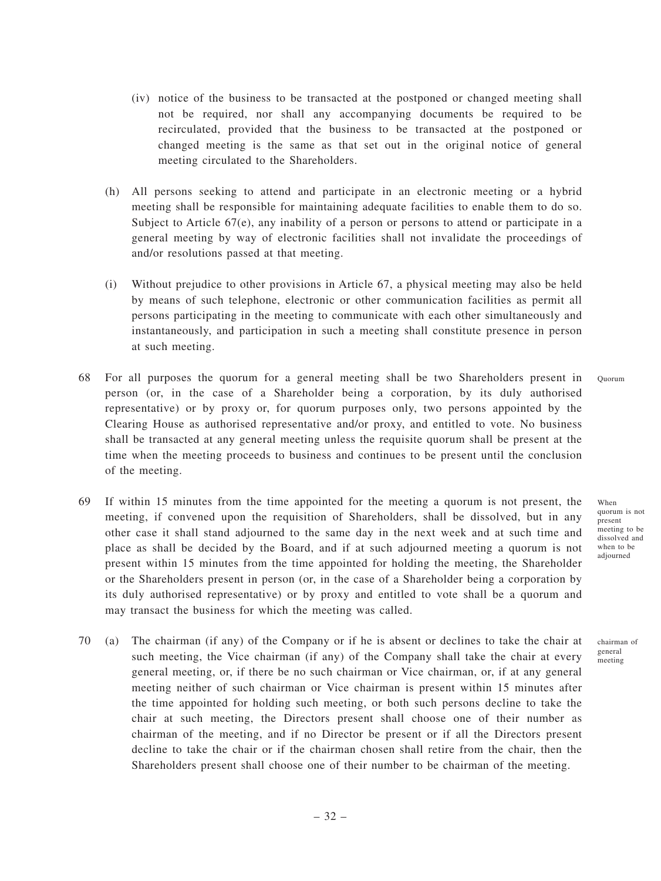(iv) notice of the business to be transacted at the postponed or changed meeting shall not be required, nor shall any accompanying documents be required to be recirculated, provided that the business to be transacted at the postponed or changed meeting is the same as that set out in the original notice of general meeting circulated to the Shareholders.

(h) All persons seeking to attend and participate in an electronic meeting or a hybrid meeting shall be responsible for maintaining adequate facilities to enable them to do so. Subject to Article 67(e), any inability of a person or persons to attend or participate in a general meeting by way of electronic facilities shall not invalidate the proceedings of and/or resolutions passed at that meeting.

(i) Without prejudice to other provisions in Article 67, a physical meeting may also be held by means of such telephone, electronic or other communication facilities as permit all persons participating in the meeting to communicate with each other simultaneously and instantaneously, and participation in such a meeting shall constitute presence in person at such meeting.

68 For all purposes the quorum for a general meeting shall be two Shareholders present in person (or, in the case of a Shareholder being a corporation, by its duly authorised representative) or by proxy or, for quorum purposes only, two persons appointed by the Clearing House as authorised representative and/or proxy, and entitled to vote. No business shall be transacted at any general meeting unless the requisite quorum shall be present at the time when the meeting proceeds to business and continues to be present until the conclusion of the meeting.

Quorum

69 If within 15 minutes from the time appointed for the meeting a quorum is not present, the meeting, if convened upon the requisition of Shareholders, shall be dissolved, but in any other case it shall stand adjourned to the same day in the next week and at such time and place as shall be decided by the Board, and if at such adjourned meeting a quorum is not present within 15 minutes from the time appointed for holding the meeting, the Shareholder or the Shareholders present in person (or, in the case of a Shareholder being a corporation by its duly authorised representative) or by proxy and entitled to vote shall be a quorum and may transact the business for which the meeting was called.

When quorum is not present meeting to be dissolved and when to be adjourned

70 (a) The chairman (if any) of the Company or if he is absent or declines to take the chair at such meeting, the Vice chairman (if any) of the Company shall take the chair at every general meeting, or, if there be no such chairman or Vice chairman, or, if at any general meeting neither of such chairman or Vice chairman is present within 15 minutes after the time appointed for holding such meeting, or both such persons decline to take the chair at such meeting, the Directors present shall choose one of their number as chairman of the meeting, and if no Director be present or if all the Directors present decline to take the chair or if the chairman chosen shall retire from the chair, then the Shareholders present shall choose one of their number to be chairman of the meeting.

chairman of general meeting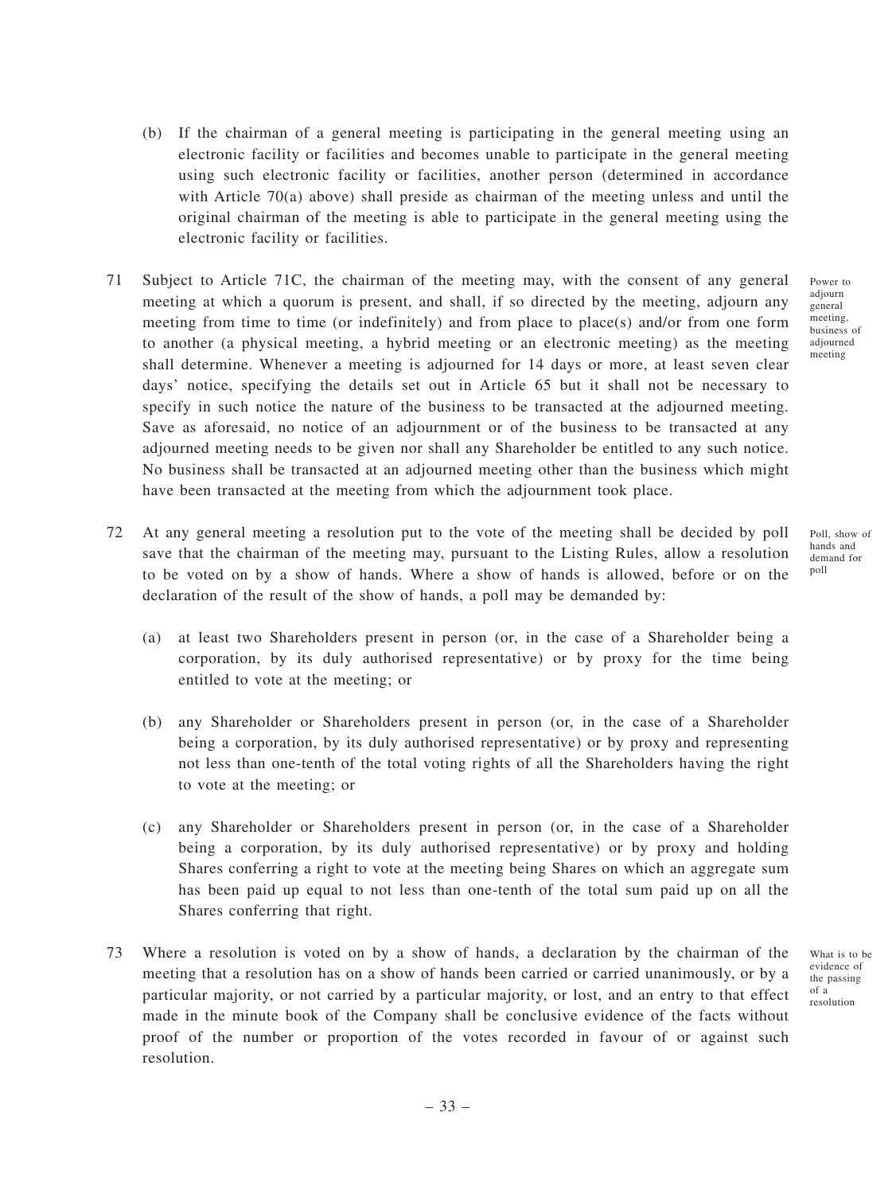(b) If the chairman of a general meeting is participating in the general meeting using an electronic facility or facilities and becomes unable to participate in the general meeting using such electronic facility or facilities, another person (determined in accordance with Article 70(a) above) shall preside as chairman of the meeting unless and until the original chairman of the meeting is able to participate in the general meeting using the electronic facility or facilities.

71 Subject to Article 71C, the chairman of the meeting may, with the consent of any general meeting at which a quorum is present, and shall, if so directed by the meeting, adjourn any meeting from time to time (or indefinitely) and from place to place(s) and/or from one form to another (a physical meeting, a hybrid meeting or an electronic meeting) as the meeting shall determine. Whenever a meeting is adjourned for 14 days or more, at least seven clear days' notice, specifying the details set out in Article 65 but it shall not be necessary to specify in such notice the nature of the business to be transacted at the adjourned meeting. Save as aforesaid, no notice of an adjournment or of the business to be transacted at any adjourned meeting needs to be given nor shall any Shareholder be entitled to any such notice. No business shall be transacted at an adjourned meeting other than the business which might have been transacted at the meeting from which the adjournment took place.

*Power to adjourn general meeting, business of adjourned meeting*

72 At any general meeting a resolution put to the vote of the meeting shall be decided by poll save that the chairman of the meeting may, pursuant to the Listing Rules, allow a resolution to be voted on by a show of hands. Where a show of hands is allowed, before or on the declaration of the result of the show of hands, a poll may be demanded by:

*Poll, show of hands and demand for poll*

(a) at least two Shareholders present in person (or, in the case of a Shareholder being a corporation, by its duly authorised representative) or by proxy for the time being entitled to vote at the meeting; or

(b) any Shareholder or Shareholders present in person (or, in the case of a Shareholder being a corporation, by its duly authorised representative) or by proxy and representing not less than one-tenth of the total voting rights of all the Shareholders having the right to vote at the meeting; or

(c) any Shareholder or Shareholders present in person (or, in the case of a Shareholder being a corporation, by its duly authorised representative) or by proxy and holding Shares conferring a right to vote at the meeting being Shares on which an aggregate sum has been paid up equal to not less than one-tenth of the total sum paid up on all the Shares conferring that right.

73 Where a resolution is voted on by a show of hands, a declaration by the chairman of the meeting that a resolution has on a show of hands been carried or carried unanimously, or by a particular majority, or not carried by a particular majority, or lost, and an entry to that effect made in the minute book of the Company shall be conclusive evidence of the facts without proof of the number or proportion of the votes recorded in favour of or against such resolution.

*What is to be evidence of the passing of a resolution*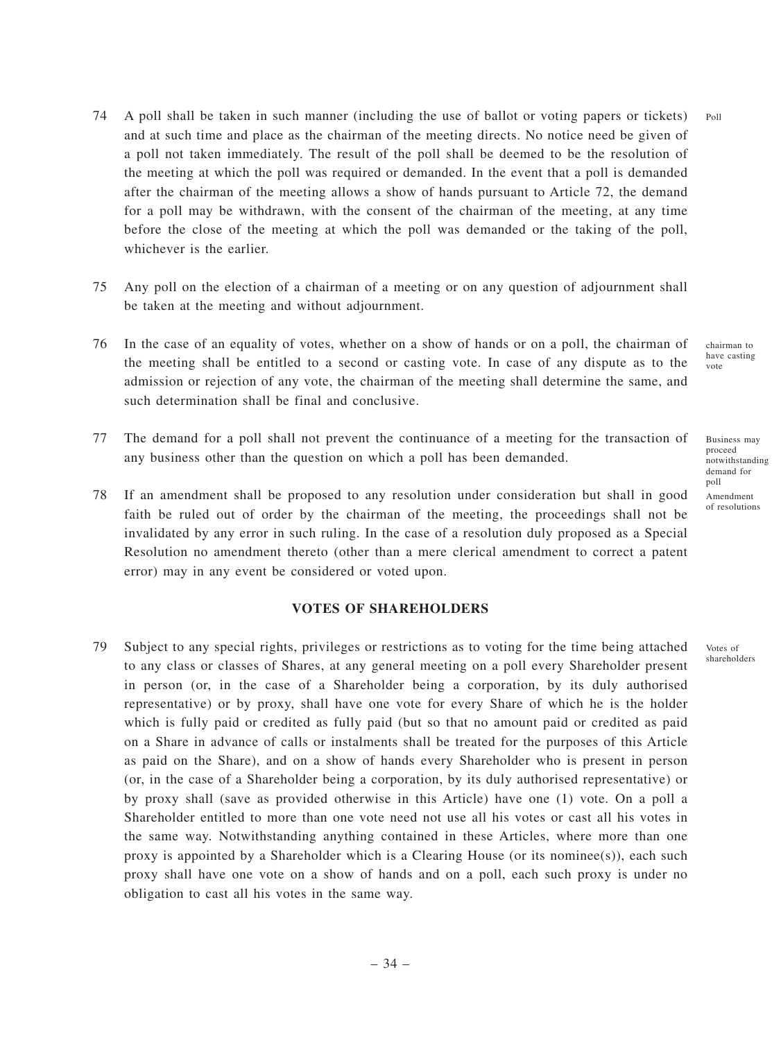74 A poll shall be taken in such manner (including the use of ballot or voting papers or tickets) and at such time and place as the chairman of the meeting directs. No notice need be given of a poll not taken immediately. The result of the poll shall be deemed to be the resolution of the meeting at which the poll was required or demanded. In the event that a poll is demanded after the chairman of the meeting allows a show of hands pursuant to Article 72, the demand for a poll may be withdrawn, with the consent of the chairman of the meeting, at any time before the close of the meeting at which the poll was demanded or the taking of the poll, whichever is the earlier.

Poll

75 Any poll on the election of a chairman of a meeting or on any question of adjournment shall be taken at the meeting and without adjournment.

76 In the case of an equality of votes, whether on a show of hands or on a poll, the chairman of the meeting shall be entitled to a second or casting vote. In case of any dispute as to the admission or rejection of any vote, the chairman of the meeting shall determine the same, and such determination shall be final and conclusive.

chairman to have casting vote

77 The demand for a poll shall not prevent the continuance of a meeting for the transaction of any business other than the question on which a poll has been demanded.

Business may proceed notwithstanding demand for poll

78 If an amendment shall be proposed to any resolution under consideration but shall in good faith be ruled out of order by the chairman of the meeting, the proceedings shall not be invalidated by any error in such ruling. In the case of a resolution duly proposed as a Special Resolution no amendment thereto (other than a mere clerical amendment to correct a patent error) may in any event be considered or voted upon.

Amendment of resolutions

## VOTES OF SHAREHOLDERS

79 Subject to any special rights, privileges or restrictions as to voting for the time being attached to any class or classes of Shares, at any general meeting on a poll every Shareholder present in person (or, in the case of a Shareholder being a corporation, by its duly authorised representative) or by proxy, shall have one vote for every Share of which he is the holder which is fully paid or credited as fully paid (but so that no amount paid or credited as paid on a Share in advance of calls or instalments shall be treated for the purposes of this Article as paid on the Share), and on a show of hands every Shareholder who is present in person (or, in the case of a Shareholder being a corporation, by its duly authorised representative) or by proxy shall (save as provided otherwise in this Article) have one (1) vote. On a poll a Shareholder entitled to more than one vote need not use all his votes or cast all his votes in the same way. Notwithstanding anything contained in these Articles, where more than one proxy is appointed by a Shareholder which is a Clearing House (or its nominee(s)), each such proxy shall have one vote on a show of hands and on a poll, each such proxy is under no obligation to cast all his votes in the same way.

Votes of shareholders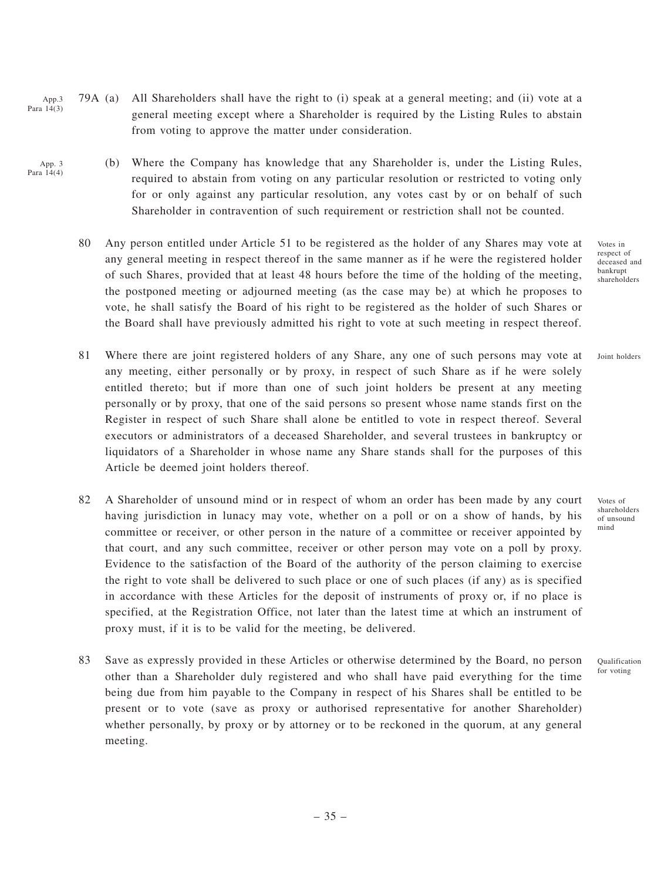App.3 Para 14(3)

79A (a) All Shareholders shall have the right to (i) speak at a general meeting; and (ii) vote at a general meeting except where a Shareholder is required by the Listing Rules to abstain from voting to approve the matter under consideration.

App. 3 Para 14(4)

(b) Where the Company has knowledge that any Shareholder is, under the Listing Rules, required to abstain from voting on any particular resolution or restricted to voting only for or only against any particular resolution, any votes cast by or on behalf of such Shareholder in contravention of such requirement or restriction shall not be counted.

*Votes in respect of deceased and bankrupt shareholders*

80 Any person entitled under Article 51 to be registered as the holder of any Shares may vote at any general meeting in respect thereof in the same manner as if he were the registered holder of such Shares, provided that at least 48 hours before the time of the holding of the meeting, the postponed meeting or adjourned meeting (as the case may be) at which he proposes to vote, he shall satisfy the Board of his right to be registered as the holder of such Shares or the Board shall have previously admitted his right to vote at such meeting in respect thereof.

*Joint holders*

81 Where there are joint registered holders of any Share, any one of such persons may vote at any meeting, either personally or by proxy, in respect of such Share as if he were solely entitled thereto; but if more than one of such joint holders be present at any meeting personally or by proxy, that one of the said persons so present whose name stands first on the Register in respect of such Share shall alone be entitled to vote in respect thereof. Several executors or administrators of a deceased Shareholder, and several trustees in bankruptcy or liquidators of a Shareholder in whose name any Share stands shall for the purposes of this Article be deemed joint holders thereof.

*Votes of shareholders of unsound mind*

82 A Shareholder of unsound mind or in respect of whom an order has been made by any court having jurisdiction in lunacy may vote, whether on a poll or on a show of hands, by his committee or receiver, or other person in the nature of a committee or receiver appointed by that court, and any such committee, receiver or other person may vote on a poll by proxy. Evidence to the satisfaction of the Board of the authority of the person claiming to exercise the right to vote shall be delivered to such place or one of such places (if any) as is specified in accordance with these Articles for the deposit of instruments of proxy or, if no place is specified, at the Registration Office, not later than the latest time at which an instrument of proxy must, if it is to be valid for the meeting, be delivered.

*Qualification for voting*

83 Save as expressly provided in these Articles or otherwise determined by the Board, no person other than a Shareholder duly registered and who shall have paid everything for the time being due from him payable to the Company in respect of his Shares shall be entitled to be present or to vote (save as proxy or authorised representative for another Shareholder) whether personally, by proxy or by attorney or to be reckoned in the quorum, at any general meeting.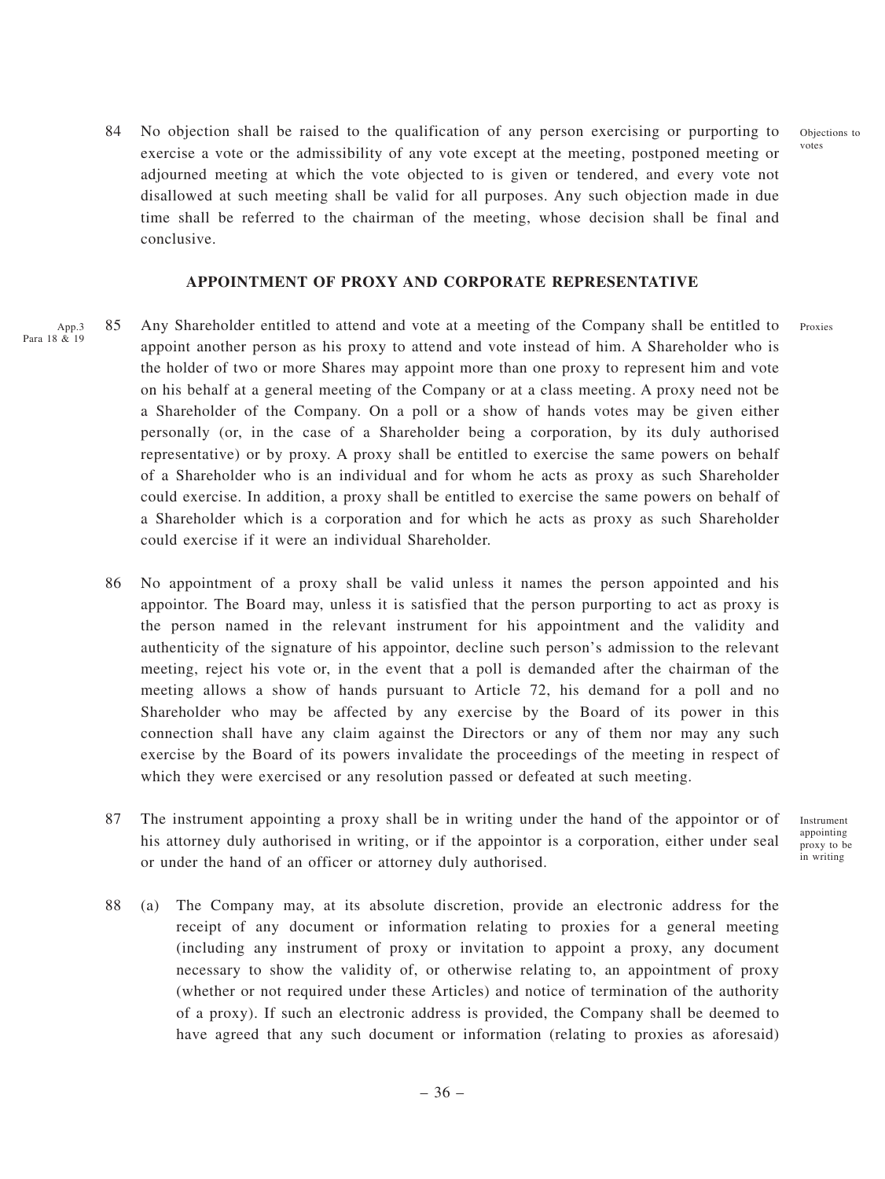84 No objection shall be raised to the qualification of any person exercising or purporting to exercise a vote or the admissibility of any vote except at the meeting, postponed meeting or adjourned meeting at which the vote objected to is given or tendered, and every vote not disallowed at such meeting shall be valid for all purposes. Any such objection made in due time shall be referred to the chairman of the meeting, whose decision shall be final and conclusive.

Objections to votes

## APPOINTMENT OF PROXY AND CORPORATE REPRESENTATIVE

App.3 Para 18 & 19

85 Any Shareholder entitled to attend and vote at a meeting of the Company shall be entitled to appoint another person as his proxy to attend and vote instead of him. A Shareholder who is the holder of two or more Shares may appoint more than one proxy to represent him and vote on his behalf at a general meeting of the Company or at a class meeting. A proxy need not be a Shareholder of the Company. On a poll or a show of hands votes may be given either personally (or, in the case of a Shareholder being a corporation, by its duly authorised representative) or by proxy. A proxy shall be entitled to exercise the same powers on behalf of a Shareholder who is an individual and for whom he acts as proxy as such Shareholder could exercise. In addition, a proxy shall be entitled to exercise the same powers on behalf of a Shareholder which is a corporation and for which he acts as proxy as such Shareholder could exercise if it were an individual Shareholder.

Proxies

86 No appointment of a proxy shall be valid unless it names the person appointed and his appointor. The Board may, unless it is satisfied that the person purporting to act as proxy is the person named in the relevant instrument for his appointment and the validity and authenticity of the signature of his appointor, decline such person's admission to the relevant meeting, reject his vote or, in the event that a poll is demanded after the chairman of the meeting allows a show of hands pursuant to Article 72, his demand for a poll and no Shareholder who may be affected by any exercise by the Board of its power in this connection shall have any claim against the Directors or any of them nor may any such exercise by the Board of its powers invalidate the proceedings of the meeting in respect of which they were exercised or any resolution passed or defeated at such meeting.

87 The instrument appointing a proxy shall be in writing under the hand of the appointor or of his attorney duly authorised in writing, or if the appointor is a corporation, either under seal or under the hand of an officer or attorney duly authorised.

Instrument appointing proxy to be in writing

88 (a) The Company may, at its absolute discretion, provide an electronic address for the receipt of any document or information relating to proxies for a general meeting (including any instrument of proxy or invitation to appoint a proxy, any document necessary to show the validity of, or otherwise relating to, an appointment of proxy (whether or not required under these Articles) and notice of termination of the authority of a proxy). If such an electronic address is provided, the Company shall be deemed to have agreed that any such document or information (relating to proxies as aforesaid)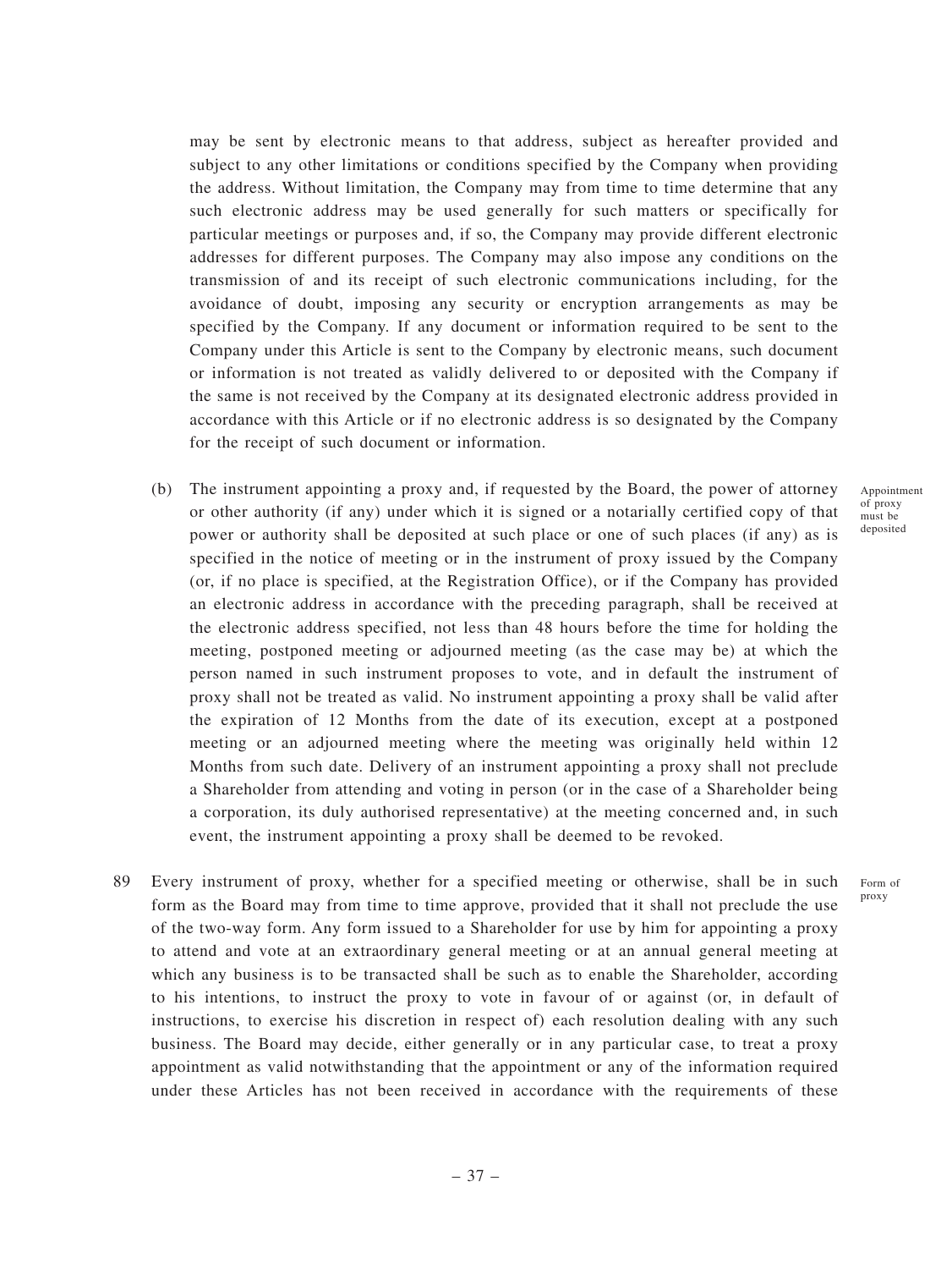may be sent by electronic means to that address, subject as hereafter provided and subject to any other limitations or conditions specified by the Company when providing the address. Without limitation, the Company may from time to time determine that any such electronic address may be used generally for such matters or specifically for particular meetings or purposes and, if so, the Company may provide different electronic addresses for different purposes. The Company may also impose any conditions on the transmission of and its receipt of such electronic communications including, for the avoidance of doubt, imposing any security or encryption arrangements as may be specified by the Company. If any document or information required to be sent to the Company under this Article is sent to the Company by electronic means, such document or information is not treated as validly delivered to or deposited with the Company if the same is not received by the Company at its designated electronic address provided in accordance with this Article or if no electronic address is so designated by the Company for the receipt of such document or information.

Appointment of proxy must be deposited

(b) The instrument appointing a proxy and, if requested by the Board, the power of attorney or other authority (if any) under which it is signed or a notarially certified copy of that power or authority shall be deposited at such place or one of such places (if any) as is specified in the notice of meeting or in the instrument of proxy issued by the Company (or, if no place is specified, at the Registration Office), or if the Company has provided an electronic address in accordance with the preceding paragraph, shall be received at the electronic address specified, not less than 48 hours before the time for holding the meeting, postponed meeting or adjourned meeting (as the case may be) at which the person named in such instrument proposes to vote, and in default the instrument of proxy shall not be treated as valid. No instrument appointing a proxy shall be valid after the expiration of 12 Months from the date of its execution, except at a postponed meeting or an adjourned meeting where the meeting was originally held within 12 Months from such date. Delivery of an instrument appointing a proxy shall not preclude a Shareholder from attending and voting in person (or in the case of a Shareholder being a corporation, its duly authorised representative) at the meeting concerned and, in such event, the instrument appointing a proxy shall be deemed to be revoked.

Form of proxy

89 Every instrument of proxy, whether for a specified meeting or otherwise, shall be in such form as the Board may from time to time approve, provided that it shall not preclude the use of the two-way form. Any form issued to a Shareholder for use by him for appointing a proxy to attend and vote at an extraordinary general meeting or at an annual general meeting at which any business is to be transacted shall be such as to enable the Shareholder, according to his intentions, to instruct the proxy to vote in favour of or against (or, in default of instructions, to exercise his discretion in respect of) each resolution dealing with any such business. The Board may decide, either generally or in any particular case, to treat a proxy appointment as valid notwithstanding that the appointment or any of the information required under these Articles has not been received in accordance with the requirements of these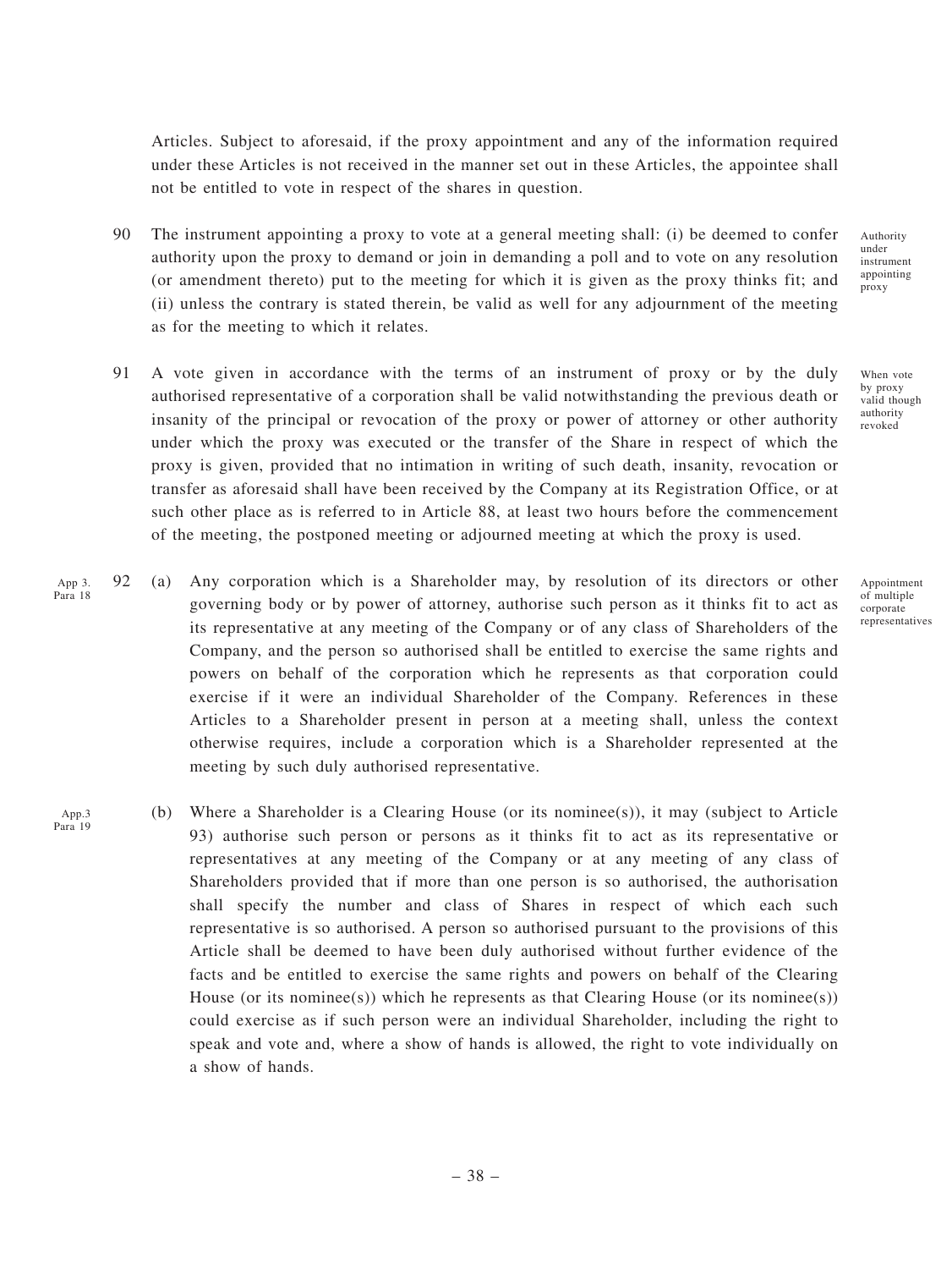Articles. Subject to aforesaid, if the proxy appointment and any of the information required under these Articles is not received in the manner set out in these Articles, the appointee shall not be entitled to vote in respect of the shares in question.

90 The instrument appointing a proxy to vote at a general meeting shall: (i) be deemed to confer authority upon the proxy to demand or join in demanding a poll and to vote on any resolution (or amendment thereto) put to the meeting for which it is given as the proxy thinks fit; and (ii) unless the contrary is stated therein, be valid as well for any adjournment of the meeting as for the meeting to which it relates.

*Authority under instrument appointing proxy*

91 A vote given in accordance with the terms of an instrument of proxy or by the duly authorised representative of a corporation shall be valid notwithstanding the previous death or insanity of the principal or revocation of the proxy or power of attorney or other authority under which the proxy was executed or the transfer of the Share in respect of which the proxy is given, provided that no intimation in writing of such death, insanity, revocation or transfer as aforesaid shall have been received by the Company at its Registration Office, or at such other place as is referred to in Article 88, at least two hours before the commencement of the meeting, the postponed meeting or adjourned meeting at which the proxy is used.

*When vote by proxy valid though authority revoked*

*App 3. Para 18*

92 (a) Any corporation which is a Shareholder may, by resolution of its directors or other governing body or by power of attorney, authorise such person as it thinks fit to act as its representative at any meeting of the Company or of any class of Shareholders of the Company, and the person so authorised shall be entitled to exercise the same rights and powers on behalf of the corporation which he represents as that corporation could exercise if it were an individual Shareholder of the Company. References in these Articles to a Shareholder present in person at a meeting shall, unless the context otherwise requires, include a corporation which is a Shareholder represented at the meeting by such duly authorised representative.

*Appointment of multiple corporate representatives*

*App.3 Para 19*

(b) Where a Shareholder is a Clearing House (or its nominee(s)), it may (subject to Article 93) authorise such person or persons as it thinks fit to act as its representative or representatives at any meeting of the Company or at any meeting of any class of Shareholders provided that if more than one person is so authorised, the authorisation shall specify the number and class of Shares in respect of which each such representative is so authorised. A person so authorised pursuant to the provisions of this Article shall be deemed to have been duly authorised without further evidence of the facts and be entitled to exercise the same rights and powers on behalf of the Clearing House (or its nominee(s)) which he represents as that Clearing House (or its nominee(s)) could exercise as if such person were an individual Shareholder, including the right to speak and vote and, where a show of hands is allowed, the right to vote individually on a show of hands.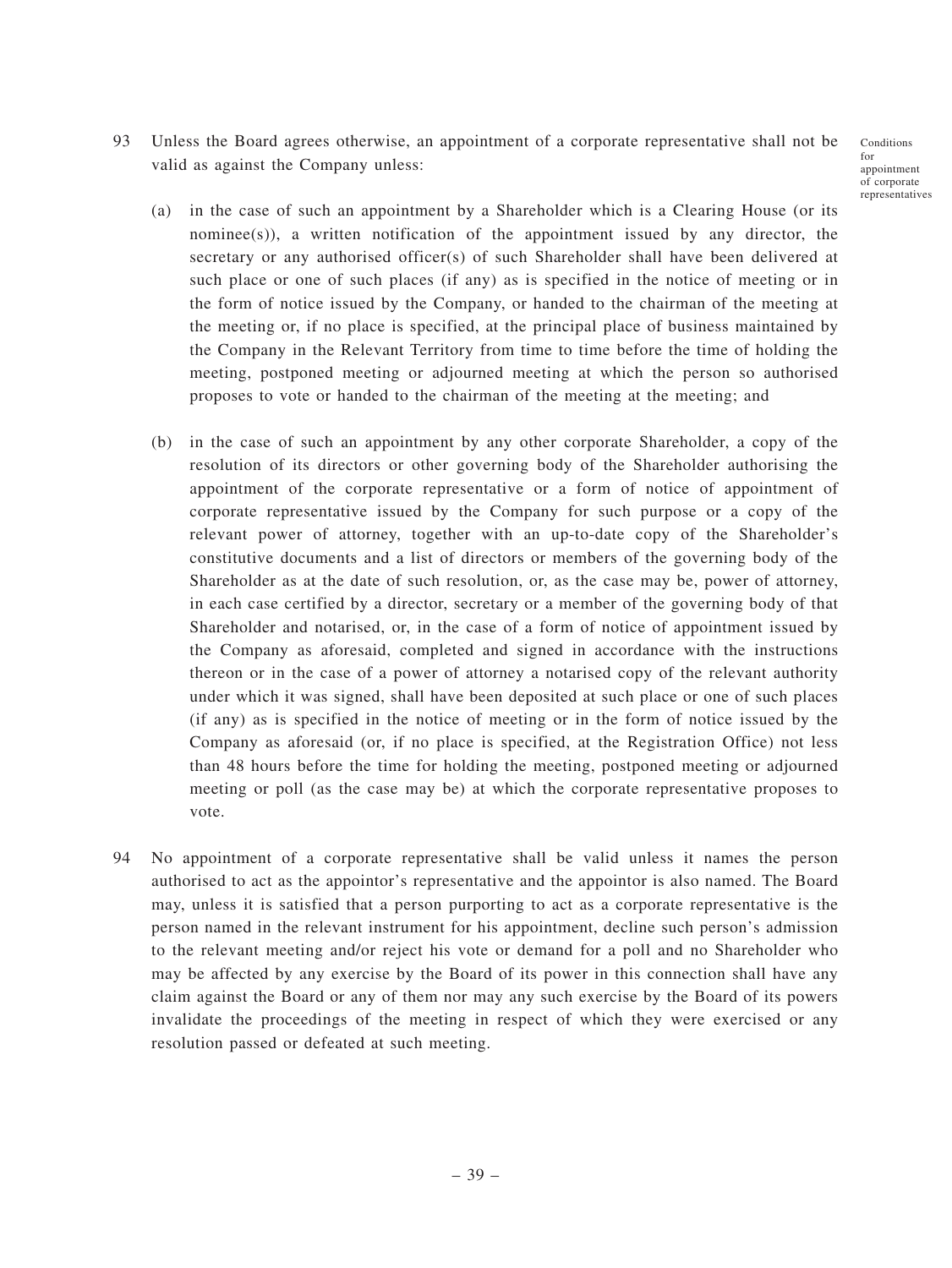93 Unless the Board agrees otherwise, an appointment of a corporate representative shall not be valid as against the Company unless:

Conditions for appointment of corporate representatives

(a) in the case of such an appointment by a Shareholder which is a Clearing House (or its nominee(s)), a written notification of the appointment issued by any director, the secretary or any authorised officer(s) of such Shareholder shall have been delivered at such place or one of such places (if any) as is specified in the notice of meeting or in the form of notice issued by the Company, or handed to the chairman of the meeting at the meeting or, if no place is specified, at the principal place of business maintained by the Company in the Relevant Territory from time to time before the time of holding the meeting, postponed meeting or adjourned meeting at which the person so authorised proposes to vote or handed to the chairman of the meeting at the meeting; and

(b) in the case of such an appointment by any other corporate Shareholder, a copy of the resolution of its directors or other governing body of the Shareholder authorising the appointment of the corporate representative or a form of notice of appointment of corporate representative issued by the Company for such purpose or a copy of the relevant power of attorney, together with an up-to-date copy of the Shareholder's constitutive documents and a list of directors or members of the governing body of the Shareholder as at the date of such resolution, or, as the case may be, power of attorney, in each case certified by a director, secretary or a member of the governing body of that Shareholder and notarised, or, in the case of a form of notice of appointment issued by the Company as aforesaid, completed and signed in accordance with the instructions thereon or in the case of a power of attorney a notarised copy of the relevant authority under which it was signed, shall have been deposited at such place or one of such places (if any) as is specified in the notice of meeting or in the form of notice issued by the Company as aforesaid (or, if no place is specified, at the Registration Office) not less than 48 hours before the time for holding the meeting, postponed meeting or adjourned meeting or poll (as the case may be) at which the corporate representative proposes to vote.

94 No appointment of a corporate representative shall be valid unless it names the person authorised to act as the appointor's representative and the appointor is also named. The Board may, unless it is satisfied that a person purporting to act as a corporate representative is the person named in the relevant instrument for his appointment, decline such person's admission to the relevant meeting and/or reject his vote or demand for a poll and no Shareholder who may be affected by any exercise by the Board of its power in this connection shall have any claim against the Board or any of them nor may any such exercise by the Board of its powers invalidate the proceedings of the meeting in respect of which they were exercised or any resolution passed or defeated at such meeting.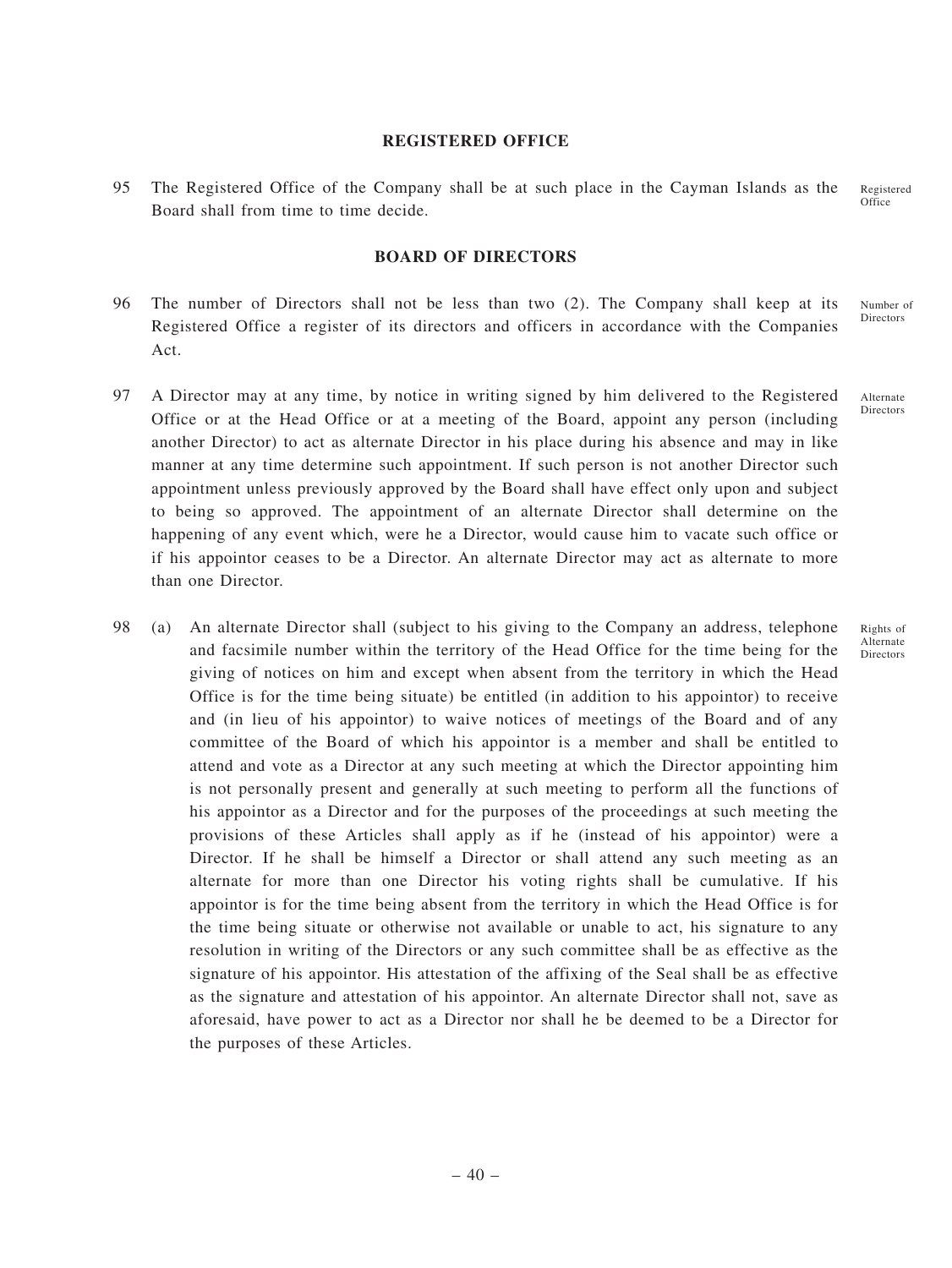## REGISTERED OFFICE

95 The Registered Office of the Company shall be at such place in the Cayman Islands as the Board shall from time to time decide.

Registered Office

## BOARD OF DIRECTORS

96 The number of Directors shall not be less than two (2). The Company shall keep at its Registered Office a register of its directors and officers in accordance with the Companies Act.

Number of Directors

97 A Director may at any time, by notice in writing signed by him delivered to the Registered Office or at the Head Office or at a meeting of the Board, appoint any person (including another Director) to act as alternate Director in his place during his absence and may in like manner at any time determine such appointment. If such person is not another Director such appointment unless previously approved by the Board shall have effect only upon and subject to being so approved. The appointment of an alternate Director shall determine on the happening of any event which, were he a Director, would cause him to vacate such office or if his appointor ceases to be a Director. An alternate Director may act as alternate to more than one Director.

Alternate Directors

98 (a) An alternate Director shall (subject to his giving to the Company an address, telephone and facsimile number within the territory of the Head Office for the time being for the giving of notices on him and except when absent from the territory in which the Head Office is for the time being situate) be entitled (in addition to his appointor) to receive and (in lieu of his appointor) to waive notices of meetings of the Board and of any committee of the Board of which his appointor is a member and shall be entitled to attend and vote as a Director at any such meeting at which the Director appointing him is not personally present and generally at such meeting to perform all the functions of his appointor as a Director and for the purposes of the proceedings at such meeting the provisions of these Articles shall apply as if he (instead of his appointor) were a Director. If he shall be himself a Director or shall attend any such meeting as an alternate for more than one Director his voting rights shall be cumulative. If his appointor is for the time being absent from the territory in which the Head Office is for the time being situate or otherwise not available or unable to act, his signature to any resolution in writing of the Directors or any such committee shall be as effective as the signature of his appointor. His attestation of the affixing of the Seal shall be as effective as the signature and attestation of his appointor. An alternate Director shall not, save as aforesaid, have power to act as a Director nor shall he be deemed to be a Director for the purposes of these Articles.

Rights of Alternate Directors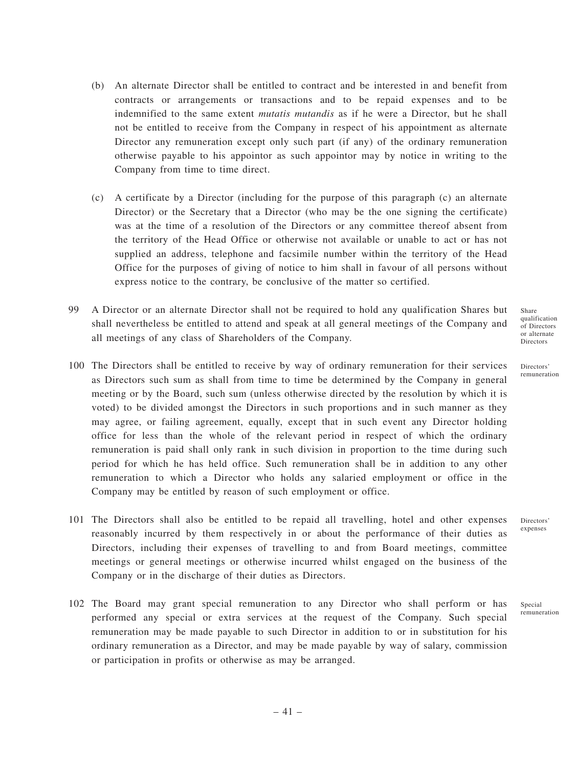(b) An alternate Director shall be entitled to contract and be interested in and benefit from contracts or arrangements or transactions and to be repaid expenses and to be indemnified to the same extent *mutatis mutandis* as if he were a Director, but he shall not be entitled to receive from the Company in respect of his appointment as alternate Director any remuneration except only such part (if any) of the ordinary remuneration otherwise payable to his appointor as such appointor may by notice in writing to the Company from time to time direct.

(c) A certificate by a Director (including for the purpose of this paragraph (c) an alternate Director) or the Secretary that a Director (who may be the one signing the certificate) was at the time of a resolution of the Directors or any committee thereof absent from the territory of the Head Office or otherwise not available or unable to act or has not supplied an address, telephone and facsimile number within the territory of the Head Office for the purposes of giving of notice to him shall in favour of all persons without express notice to the contrary, be conclusive of the matter so certified.

Share qualification of Directors or alternate Directors

99 A Director or an alternate Director shall not be required to hold any qualification Shares but shall nevertheless be entitled to attend and speak at all general meetings of the Company and all meetings of any class of Shareholders of the Company.

Directors' remuneration

100 The Directors shall be entitled to receive by way of ordinary remuneration for their services as Directors such sum as shall from time to time be determined by the Company in general meeting or by the Board, such sum (unless otherwise directed by the resolution by which it is voted) to be divided amongst the Directors in such proportions and in such manner as they may agree, or failing agreement, equally, except that in such event any Director holding office for less than the whole of the relevant period in respect of which the ordinary remuneration is paid shall only rank in such division in proportion to the time during such period for which he has held office. Such remuneration shall be in addition to any other remuneration to which a Director who holds any salaried employment or office in the Company may be entitled by reason of such employment or office.

Directors' expenses

101 The Directors shall also be entitled to be repaid all travelling, hotel and other expenses reasonably incurred by them respectively in or about the performance of their duties as Directors, including their expenses of travelling to and from Board meetings, committee meetings or general meetings or otherwise incurred whilst engaged on the business of the Company or in the discharge of their duties as Directors.

Special remuneration

102 The Board may grant special remuneration to any Director who shall perform or has performed any special or extra services at the request of the Company. Such special remuneration may be made payable to such Director in addition to or in substitution for his ordinary remuneration as a Director, and may be made payable by way of salary, commission or participation in profits or otherwise as may be arranged.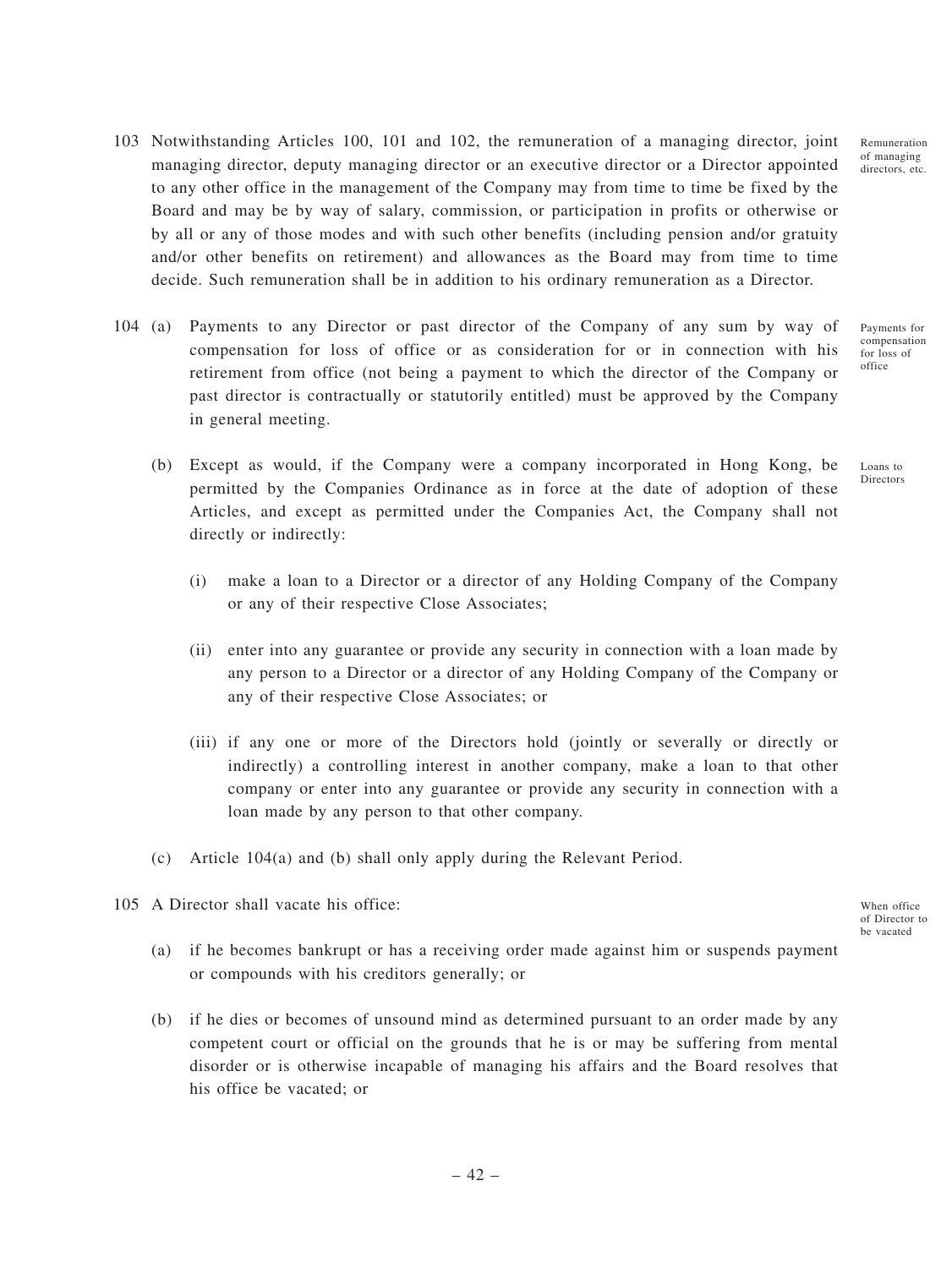103 Notwithstanding Articles 100, 101 and 102, the remuneration of a managing director, joint managing director, deputy managing director or an executive director or a Director appointed to any other office in the management of the Company may from time to time be fixed by the Board and may be by way of salary, commission, or participation in profits or otherwise or by all or any of those modes and with such other benefits (including pension and/or gratuity and/or other benefits on retirement) and allowances as the Board may from time to time decide. Such remuneration shall be in addition to his ordinary remuneration as a Director.

Remuneration of managing directors, etc.

104 (a) Payments to any Director or past director of the Company of any sum by way of compensation for loss of office or as consideration for or in connection with his retirement from office (not being a payment to which the director of the Company or past director is contractually or statutorily entitled) must be approved by the Company in general meeting.

Payments for compensation for loss of office

(b) Except as would, if the Company were a company incorporated in Hong Kong, be permitted by the Companies Ordinance as in force at the date of adoption of these Articles, and except as permitted under the Companies Act, the Company shall not directly or indirectly:

Loans to Directors

(i) make a loan to a Director or a director of any Holding Company of the Company or any of their respective Close Associates;

(ii) enter into any guarantee or provide any security in connection with a loan made by any person to a Director or a director of any Holding Company of the Company or any of their respective Close Associates; or

(iii) if any one or more of the Directors hold (jointly or severally or directly or indirectly) a controlling interest in another company, make a loan to that other company or enter into any guarantee or provide any security in connection with a loan made by any person to that other company.

(c) Article 104(a) and (b) shall only apply during the Relevant Period.

105 A Director shall vacate his office:

When office of Director to be vacated

(a) if he becomes bankrupt or has a receiving order made against him or suspends payment or compounds with his creditors generally; or

(b) if he dies or becomes of unsound mind as determined pursuant to an order made by any competent court or official on the grounds that he is or may be suffering from mental disorder or is otherwise incapable of managing his affairs and the Board resolves that his office be vacated; or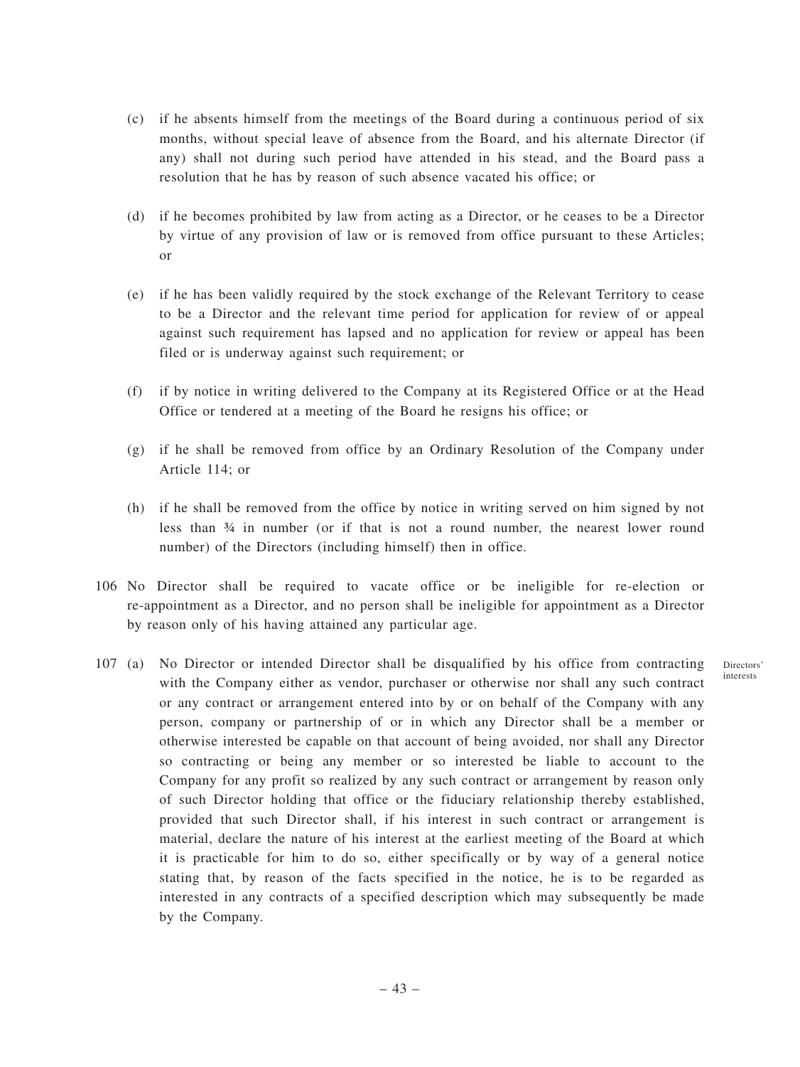(c) if he absents himself from the meetings of the Board during a continuous period of six months, without special leave of absence from the Board, and his alternate Director (if any) shall not during such period have attended in his stead, and the Board pass a resolution that he has by reason of such absence vacated his office; or

(d) if he becomes prohibited by law from acting as a Director, or he ceases to be a Director by virtue of any provision of law or is removed from office pursuant to these Articles; or

(e) if he has been validly required by the stock exchange of the Relevant Territory to cease to be a Director and the relevant time period for application for review of or appeal against such requirement has lapsed and no application for review or appeal has been filed or is underway against such requirement; or

(f) if by notice in writing delivered to the Company at its Registered Office or at the Head Office or tendered at a meeting of the Board he resigns his office; or

(g) if he shall be removed from office by an Ordinary Resolution of the Company under Article 114; or

(h) if he shall be removed from the office by notice in writing served on him signed by not less than ¾ in number (or if that is not a round number, the nearest lower round number) of the Directors (including himself) then in office.

106 No Director shall be required to vacate office or be ineligible for re-election or re-appointment as a Director, and no person shall be ineligible for appointment as a Director by reason only of his having attained any particular age.

Directors' interests

107 (a) No Director or intended Director shall be disqualified by his office from contracting with the Company either as vendor, purchaser or otherwise nor shall any such contract or any contract or arrangement entered into by or on behalf of the Company with any person, company or partnership of or in which any Director shall be a member or otherwise interested be capable on that account of being avoided, nor shall any Director so contracting or being any member or so interested be liable to account to the Company for any profit so realized by any such contract or arrangement by reason only of such Director holding that office or the fiduciary relationship thereby established, provided that such Director shall, if his interest in such contract or arrangement is material, declare the nature of his interest at the earliest meeting of the Board at which it is practicable for him to do so, either specifically or by way of a general notice stating that, by reason of the facts specified in the notice, he is to be regarded as interested in any contracts of a specified description which may subsequently be made by the Company.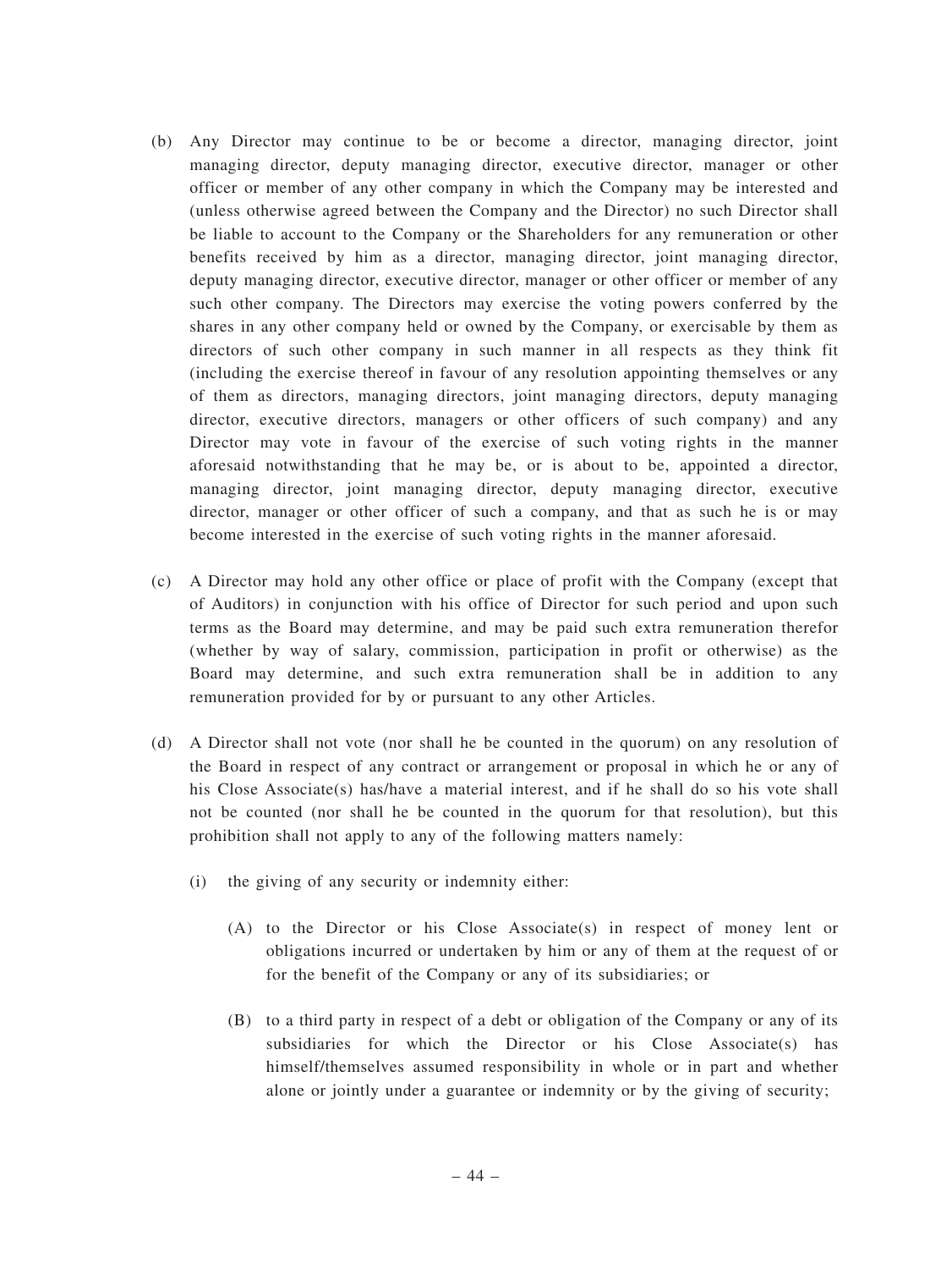(b) Any Director may continue to be or become a director, managing director, joint managing director, deputy managing director, executive director, manager or other officer or member of any other company in which the Company may be interested and (unless otherwise agreed between the Company and the Director) no such Director shall be liable to account to the Company or the Shareholders for any remuneration or other benefits received by him as a director, managing director, joint managing director, deputy managing director, executive director, manager or other officer or member of any such other company. The Directors may exercise the voting powers conferred by the shares in any other company held or owned by the Company, or exercisable by them as directors of such other company in such manner in all respects as they think fit (including the exercise thereof in favour of any resolution appointing themselves or any of them as directors, managing directors, joint managing directors, deputy managing director, executive directors, managers or other officers of such company) and any Director may vote in favour of the exercise of such voting rights in the manner aforesaid notwithstanding that he may be, or is about to be, appointed a director, managing director, joint managing director, deputy managing director, executive director, manager or other officer of such a company, and that as such he is or may become interested in the exercise of such voting rights in the manner aforesaid.

(c) A Director may hold any other office or place of profit with the Company (except that of Auditors) in conjunction with his office of Director for such period and upon such terms as the Board may determine, and may be paid such extra remuneration therefor (whether by way of salary, commission, participation in profit or otherwise) as the Board may determine, and such extra remuneration shall be in addition to any remuneration provided for by or pursuant to any other Articles.

(d) A Director shall not vote (nor shall he be counted in the quorum) on any resolution of the Board in respect of any contract or arrangement or proposal in which he or any of his Close Associate(s) has/have a material interest, and if he shall do so his vote shall not be counted (nor shall he be counted in the quorum for that resolution), but this prohibition shall not apply to any of the following matters namely:

   (i) the giving of any security or indemnity either:

      (A) to the Director or his Close Associate(s) in respect of money lent or obligations incurred or undertaken by him or any of them at the request of or for the benefit of the Company or any of its subsidiaries; or

      (B) to a third party in respect of a debt or obligation of the Company or any of its subsidiaries for which the Director or his Close Associate(s) has himself/themselves assumed responsibility in whole or in part and whether alone or jointly under a guarantee or indemnity or by the giving of security;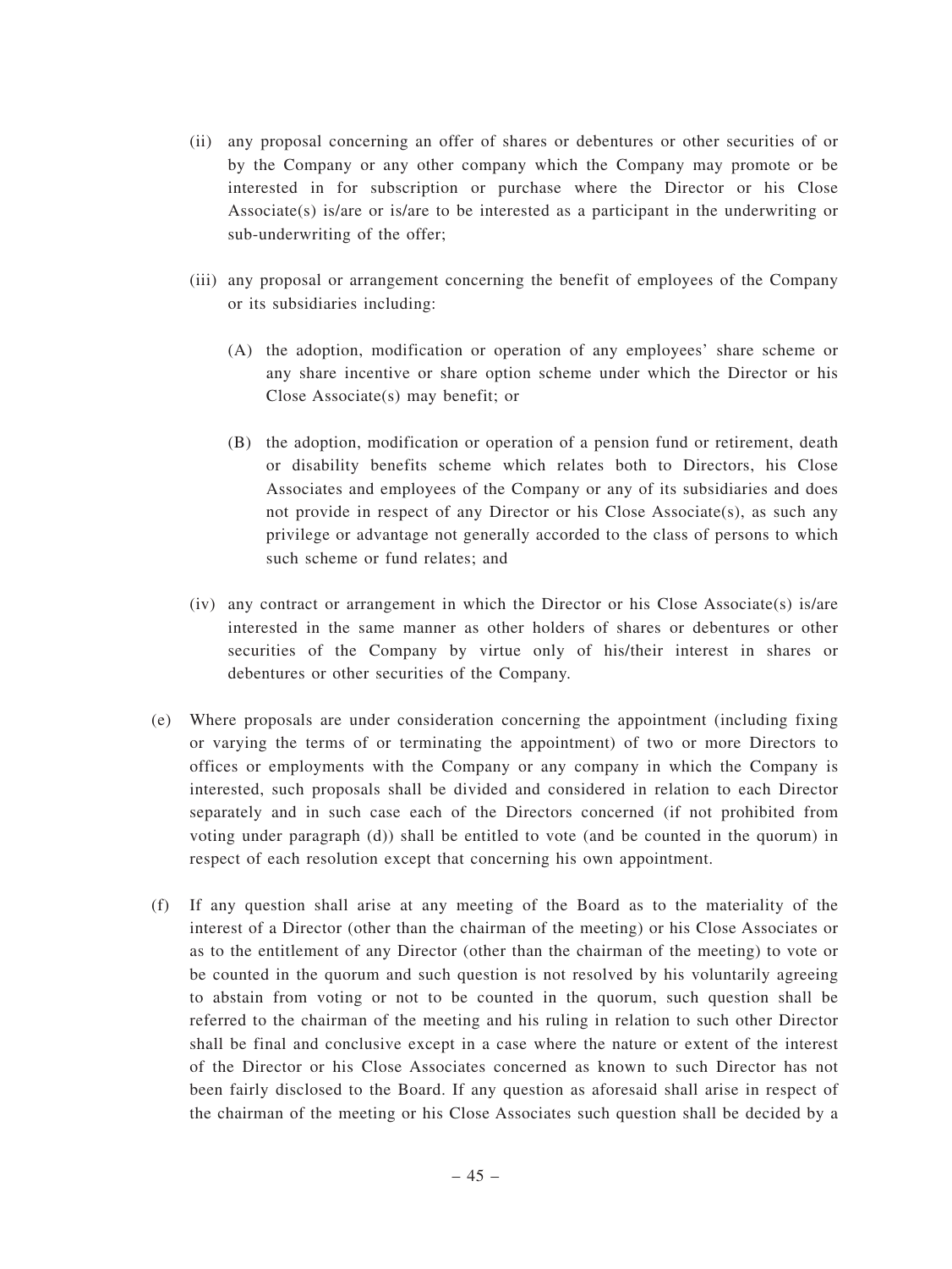(ii) any proposal concerning an offer of shares or debentures or other securities of or by the Company or any other company which the Company may promote or be interested in for subscription or purchase where the Director or his Close Associate(s) is/are or is/are to be interested as a participant in the underwriting or sub-underwriting of the offer;

(iii) any proposal or arrangement concerning the benefit of employees of the Company or its subsidiaries including:

(A) the adoption, modification or operation of any employees' share scheme or any share incentive or share option scheme under which the Director or his Close Associate(s) may benefit; or

(B) the adoption, modification or operation of a pension fund or retirement, death or disability benefits scheme which relates both to Directors, his Close Associates and employees of the Company or any of its subsidiaries and does not provide in respect of any Director or his Close Associate(s), as such any privilege or advantage not generally accorded to the class of persons to which such scheme or fund relates; and

(iv) any contract or arrangement in which the Director or his Close Associate(s) is/are interested in the same manner as other holders of shares or debentures or other securities of the Company by virtue only of his/their interest in shares or debentures or other securities of the Company.

(e) Where proposals are under consideration concerning the appointment (including fixing or varying the terms of or terminating the appointment) of two or more Directors to offices or employments with the Company or any company in which the Company is interested, such proposals shall be divided and considered in relation to each Director separately and in such case each of the Directors concerned (if not prohibited from voting under paragraph (d)) shall be entitled to vote (and be counted in the quorum) in respect of each resolution except that concerning his own appointment.

(f) If any question shall arise at any meeting of the Board as to the materiality of the interest of a Director (other than the chairman of the meeting) or his Close Associates or as to the entitlement of any Director (other than the chairman of the meeting) to vote or be counted in the quorum and such question is not resolved by his voluntarily agreeing to abstain from voting or not to be counted in the quorum, such question shall be referred to the chairman of the meeting and his ruling in relation to such other Director shall be final and conclusive except in a case where the nature or extent of the interest of the Director or his Close Associates concerned as known to such Director has not been fairly disclosed to the Board. If any question as aforesaid shall arise in respect of the chairman of the meeting or his Close Associates such question shall be decided by a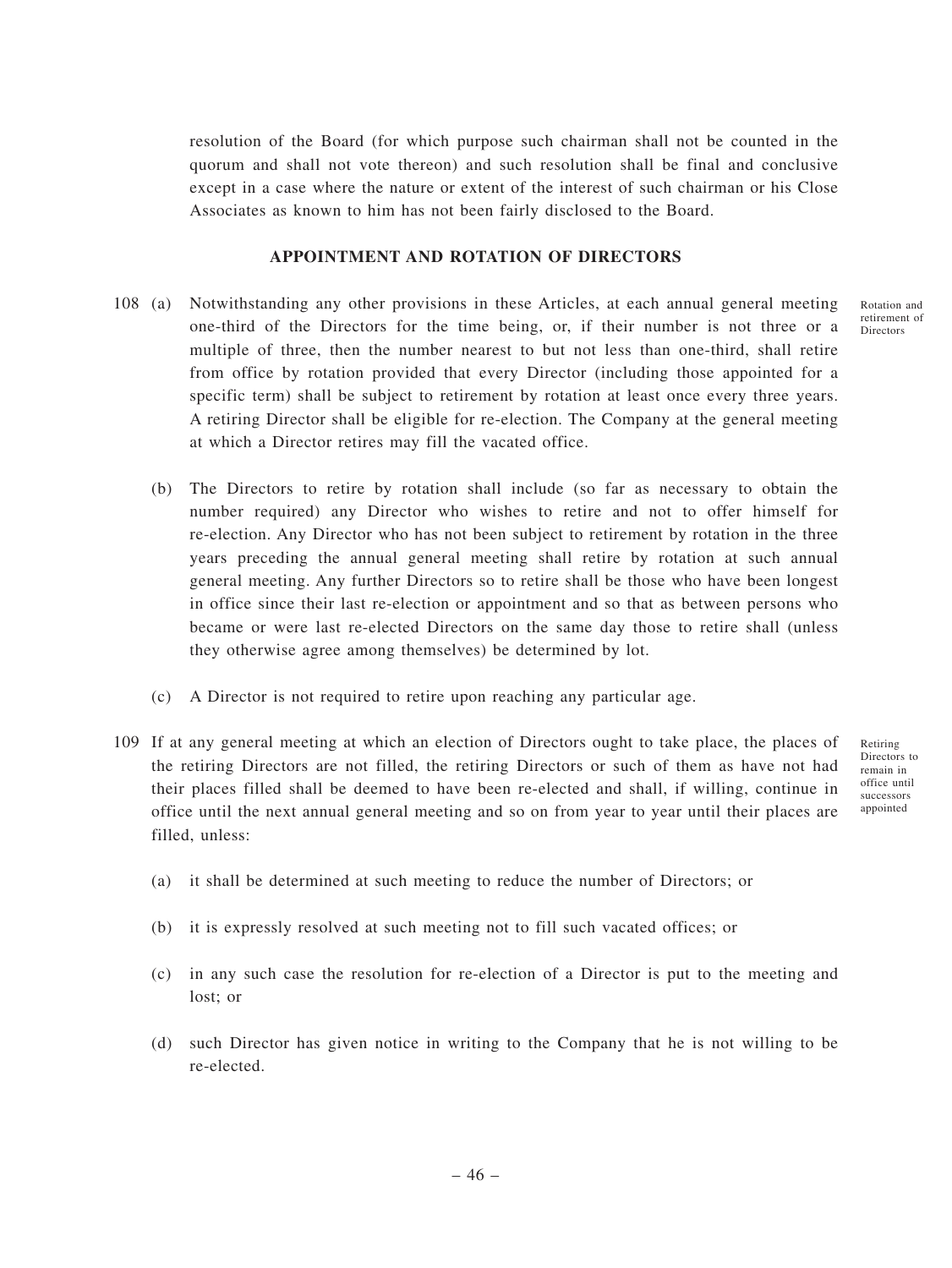resolution of the Board (for which purpose such chairman shall not be counted in the quorum and shall not vote thereon) and such resolution shall be final and conclusive except in a case where the nature or extent of the interest of such chairman or his Close Associates as known to him has not been fairly disclosed to the Board.

## APPOINTMENT AND ROTATION OF DIRECTORS

*Rotation and retirement of Directors*

108 (a) Notwithstanding any other provisions in these Articles, at each annual general meeting one-third of the Directors for the time being, or, if their number is not three or a multiple of three, then the number nearest to but not less than one-third, shall retire from office by rotation provided that every Director (including those appointed for a specific term) shall be subject to retirement by rotation at least once every three years. A retiring Director shall be eligible for re-election. The Company at the general meeting at which a Director retires may fill the vacated office.

(b) The Directors to retire by rotation shall include (so far as necessary to obtain the number required) any Director who wishes to retire and not to offer himself for re-election. Any Director who has not been subject to retirement by rotation in the three years preceding the annual general meeting shall retire by rotation at such annual general meeting. Any further Directors so to retire shall be those who have been longest in office since their last re-election or appointment and so that as between persons who became or were last re-elected Directors on the same day those to retire shall (unless they otherwise agree among themselves) be determined by lot.

(c) A Director is not required to retire upon reaching any particular age.

*Retiring Directors to remain in office until successors appointed*

109 If at any general meeting at which an election of Directors ought to take place, the places of the retiring Directors are not filled, the retiring Directors or such of them as have not had their places filled shall be deemed to have been re-elected and shall, if willing, continue in office until the next annual general meeting and so on from year to year until their places are filled, unless:

(a) it shall be determined at such meeting to reduce the number of Directors; or

(b) it is expressly resolved at such meeting not to fill such vacated offices; or

(c) in any such case the resolution for re-election of a Director is put to the meeting and lost; or

(d) such Director has given notice in writing to the Company that he is not willing to be re-elected.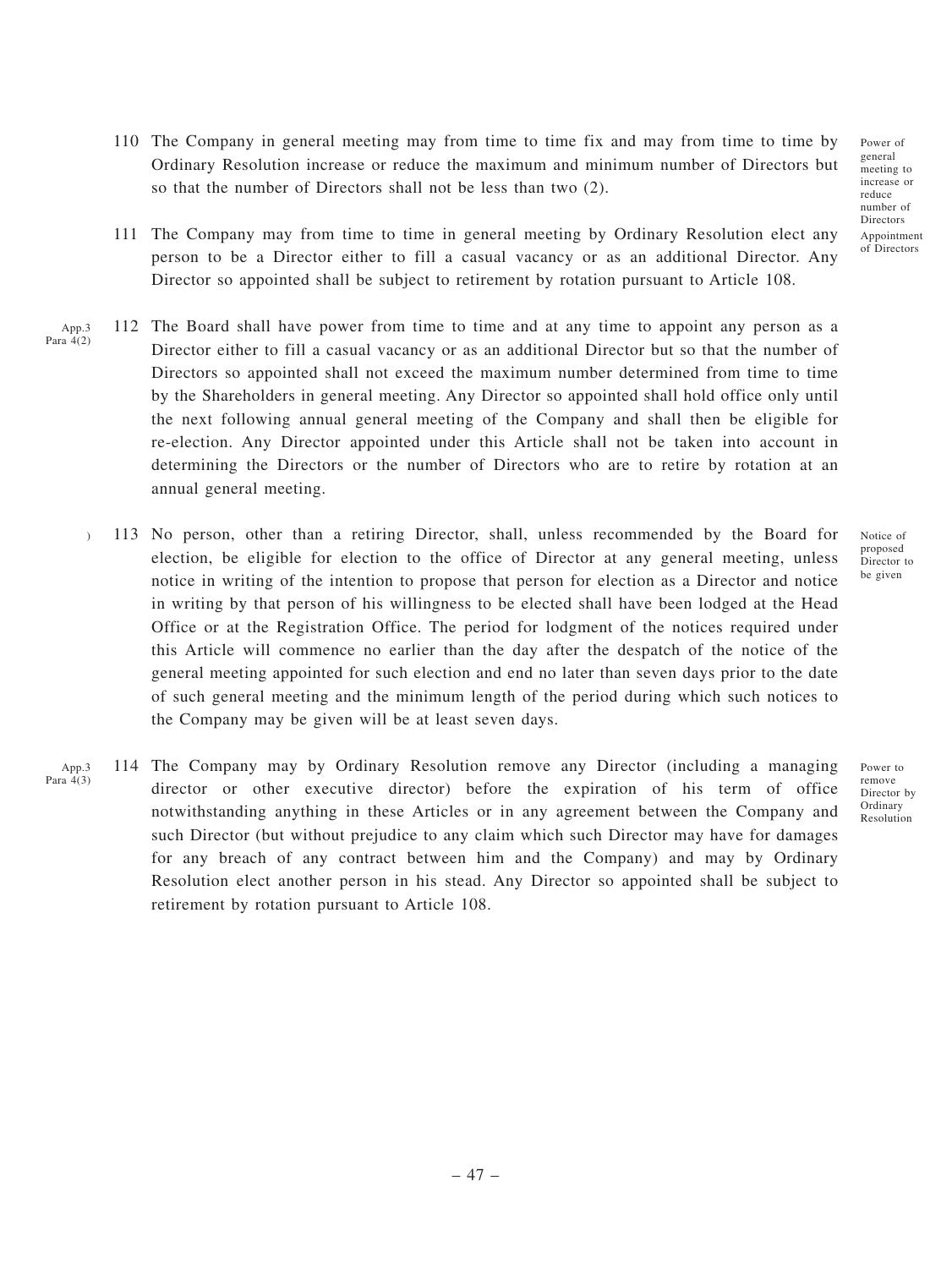110 The Company in general meeting may from time to time fix and may from time to time by Ordinary Resolution increase or reduce the maximum and minimum number of Directors but so that the number of Directors shall not be less than two (2).

*Power of general meeting to increase or reduce number of Directors*

111 The Company may from time to time in general meeting by Ordinary Resolution elect any person to be a Director either to fill a casual vacancy or as an additional Director. Any Director so appointed shall be subject to retirement by rotation pursuant to Article 108.

*Appointment of Directors*

*App.3 Para 4(2)*

112 The Board shall have power from time to time and at any time to appoint any person as a Director either to fill a casual vacancy or as an additional Director but so that the number of Directors so appointed shall not exceed the maximum number determined from time to time by the Shareholders in general meeting. Any Director so appointed shall hold office only until the next following annual general meeting of the Company and shall then be eligible for re-election. Any Director appointed under this Article shall not be taken into account in determining the Directors or the number of Directors who are to retire by rotation at an annual general meeting.

113 No person, other than a retiring Director, shall, unless recommended by the Board for election, be eligible for election to the office of Director at any general meeting, unless notice in writing of the intention to propose that person for election as a Director and notice in writing by that person of his willingness to be elected shall have been lodged at the Head Office or at the Registration Office. The period for lodgment of the notices required under this Article will commence no earlier than the day after the despatch of the notice of the general meeting appointed for such election and end no later than seven days prior to the date of such general meeting and the minimum length of the period during which such notices to the Company may be given will be at least seven days.

*Notice of proposed Director to be given*

*App.3 Para 4(3)*

114 The Company may by Ordinary Resolution remove any Director (including a managing director or other executive director) before the expiration of his term of office notwithstanding anything in these Articles or in any agreement between the Company and such Director (but without prejudice to any claim which such Director may have for damages for any breach of any contract between him and the Company) and may by Ordinary Resolution elect another person in his stead. Any Director so appointed shall be subject to retirement by rotation pursuant to Article 108.

*Power to remove Director by Ordinary Resolution*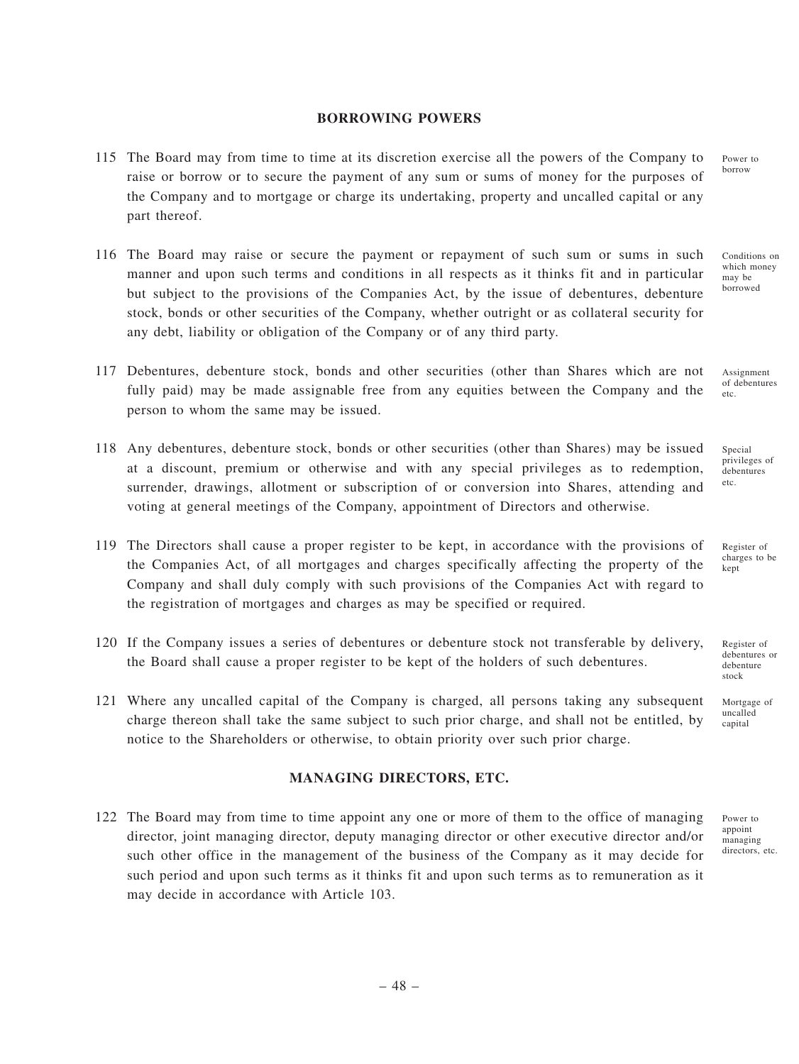## BORROWING POWERS

115 The Board may from time to time at its discretion exercise all the powers of the Company to raise or borrow or to secure the payment of any sum or sums of money for the purposes of the Company and to mortgage or charge its undertaking, property and uncalled capital or any part thereof.

Power to borrow

116 The Board may raise or secure the payment or repayment of such sum or sums in such manner and upon such terms and conditions in all respects as it thinks fit and in particular but subject to the provisions of the Companies Act, by the issue of debentures, debenture stock, bonds or other securities of the Company, whether outright or as collateral security for any debt, liability or obligation of the Company or of any third party.

Conditions on which money may be borrowed

117 Debentures, debenture stock, bonds and other securities (other than Shares which are not fully paid) may be made assignable free from any equities between the Company and the person to whom the same may be issued.

Assignment of debentures etc.

118 Any debentures, debenture stock, bonds or other securities (other than Shares) may be issued at a discount, premium or otherwise and with any special privileges as to redemption, surrender, drawings, allotment or subscription of or conversion into Shares, attending and voting at general meetings of the Company, appointment of Directors and otherwise.

Special privileges of debentures etc.

119 The Directors shall cause a proper register to be kept, in accordance with the provisions of the Companies Act, of all mortgages and charges specifically affecting the property of the Company and shall duly comply with such provisions of the Companies Act with regard to the registration of mortgages and charges as may be specified or required.

Register of charges to be kept

120 If the Company issues a series of debentures or debenture stock not transferable by delivery, the Board shall cause a proper register to be kept of the holders of such debentures.

Register of debentures or debenture stock

121 Where any uncalled capital of the Company is charged, all persons taking any subsequent charge thereon shall take the same subject to such prior charge, and shall not be entitled, by notice to the Shareholders or otherwise, to obtain priority over such prior charge.

Mortgage of uncalled capital

## MANAGING DIRECTORS, ETC.

122 The Board may from time to time appoint any one or more of them to the office of managing director, joint managing director, deputy managing director or other executive director and/or such other office in the management of the business of the Company as it may decide for such period and upon such terms as it thinks fit and upon such terms as to remuneration as it may decide in accordance with Article 103.

Power to appoint managing directors, etc.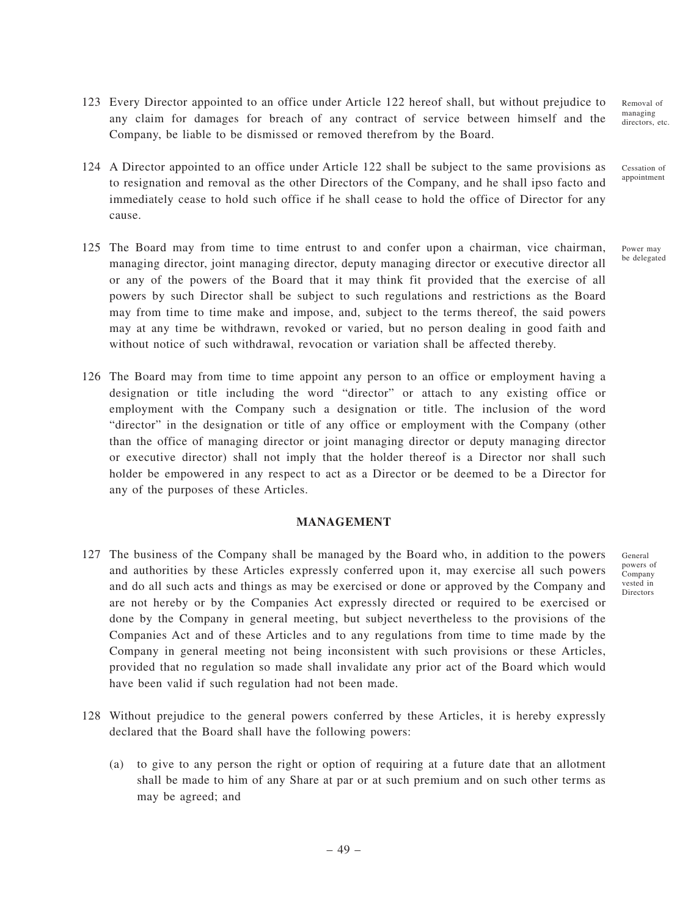123 Every Director appointed to an office under Article 122 hereof shall, but without prejudice to any claim for damages for breach of any contract of service between himself and the Company, be liable to be dismissed or removed therefrom by the Board.

Removal of managing directors, etc.

124 A Director appointed to an office under Article 122 shall be subject to the same provisions as to resignation and removal as the other Directors of the Company, and he shall ipso facto and immediately cease to hold such office if he shall cease to hold the office of Director for any cause.

Cessation of appointment

125 The Board may from time to time entrust to and confer upon a chairman, vice chairman, managing director, joint managing director, deputy managing director or executive director all or any of the powers of the Board that it may think fit provided that the exercise of all powers by such Director shall be subject to such regulations and restrictions as the Board may from time to time make and impose, and, subject to the terms thereof, the said powers may at any time be withdrawn, revoked or varied, but no person dealing in good faith and without notice of such withdrawal, revocation or variation shall be affected thereby.

Power may be delegated

126 The Board may from time to time appoint any person to an office or employment having a designation or title including the word "director" or attach to any existing office or employment with the Company such a designation or title. The inclusion of the word "director" in the designation or title of any office or employment with the Company (other than the office of managing director or joint managing director or deputy managing director or executive director) shall not imply that the holder thereof is a Director nor shall such holder be empowered in any respect to act as a Director or be deemed to be a Director for any of the purposes of these Articles.

## MANAGEMENT

127 The business of the Company shall be managed by the Board who, in addition to the powers and authorities by these Articles expressly conferred upon it, may exercise all such powers and do all such acts and things as may be exercised or done or approved by the Company and are not hereby or by the Companies Act expressly directed or required to be exercised or done by the Company in general meeting, but subject nevertheless to the provisions of the Companies Act and of these Articles and to any regulations from time to time made by the Company in general meeting not being inconsistent with such provisions or these Articles, provided that no regulation so made shall invalidate any prior act of the Board which would have been valid if such regulation had not been made.

General powers of Company vested in Directors

128 Without prejudice to the general powers conferred by these Articles, it is hereby expressly declared that the Board shall have the following powers:

(a) to give to any person the right or option of requiring at a future date that an allotment shall be made to him of any Share at par or at such premium and on such other terms as may be agreed; and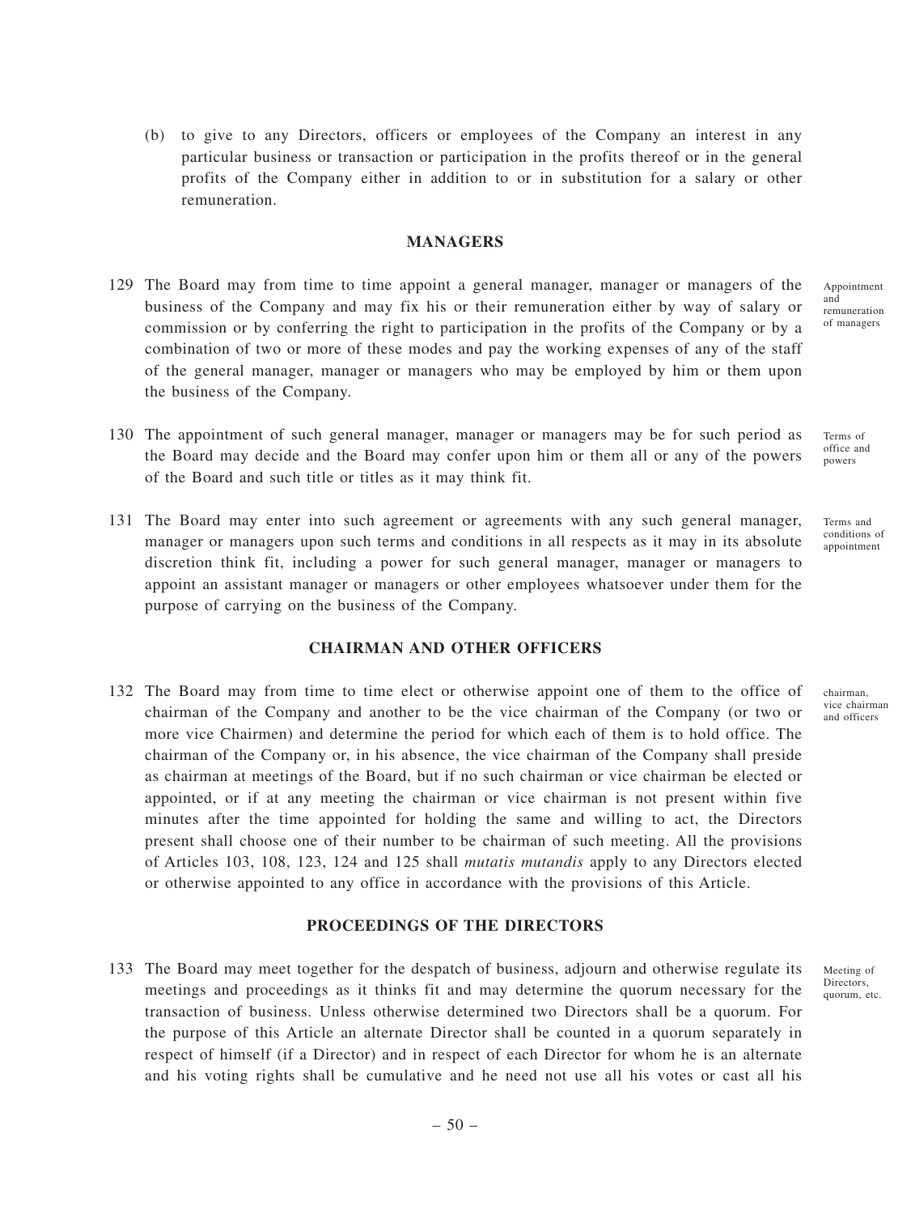(b) to give to any Directors, officers or employees of the Company an interest in any particular business or transaction or participation in the profits thereof or in the general profits of the Company either in addition to or in substitution for a salary or other remuneration.

## MANAGERS

129 The Board may from time to time appoint a general manager, manager or managers of the business of the Company and may fix his or their remuneration either by way of salary or commission or by conferring the right to participation in the profits of the Company or by a combination of two or more of these modes and pay the working expenses of any of the staff of the general manager, manager or managers who may be employed by him or them upon the business of the Company.

Appointment and remuneration of managers

130 The appointment of such general manager, manager or managers may be for such period as the Board may decide and the Board may confer upon him or them all or any of the powers of the Board and such title or titles as it may think fit.

Terms of office and powers

131 The Board may enter into such agreement or agreements with any such general manager, manager or managers upon such terms and conditions in all respects as it may in its absolute discretion think fit, including a power for such general manager, manager or managers to appoint an assistant manager or managers or other employees whatsoever under them for the purpose of carrying on the business of the Company.

Terms and conditions of appointment

## CHAIRMAN AND OTHER OFFICERS

132 The Board may from time to time elect or otherwise appoint one of them to the office of chairman of the Company and another to be the vice chairman of the Company (or two or more vice Chairmen) and determine the period for which each of them is to hold office. The chairman of the Company or, in his absence, the vice chairman of the Company shall preside as chairman at meetings of the Board, but if no such chairman or vice chairman be elected or appointed, or if at any meeting the chairman or vice chairman is not present within five minutes after the time appointed for holding the same and willing to act, the Directors present shall choose one of their number to be chairman of such meeting. All the provisions of Articles 103, 108, 123, 124 and 125 shall *mutatis mutandis* apply to any Directors elected or otherwise appointed to any office in accordance with the provisions of this Article.

chairman, vice chairman and officers

## PROCEEDINGS OF THE DIRECTORS

133 The Board may meet together for the despatch of business, adjourn and otherwise regulate its meetings and proceedings as it thinks fit and may determine the quorum necessary for the transaction of business. Unless otherwise determined two Directors shall be a quorum. For the purpose of this Article an alternate Director shall be counted in a quorum separately in respect of himself (if a Director) and in respect of each Director for whom he is an alternate and his voting rights shall be cumulative and he need not use all his votes or cast all his

Meeting of Directors, quorum, etc.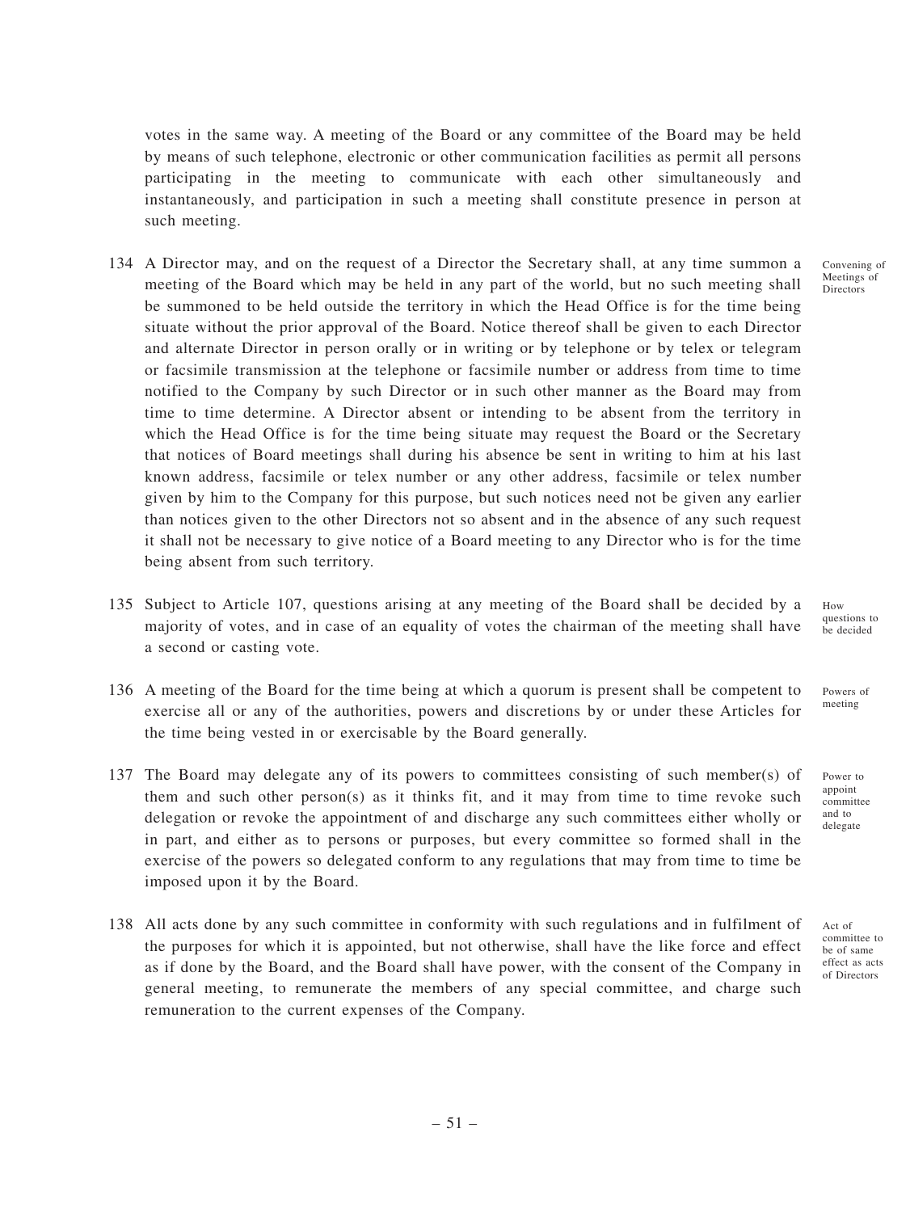votes in the same way. A meeting of the Board or any committee of the Board may be held by means of such telephone, electronic or other communication facilities as permit all persons participating in the meeting to communicate with each other simultaneously and instantaneously, and participation in such a meeting shall constitute presence in person at such meeting.

*Convening of Meetings of Directors*

134 A Director may, and on the request of a Director the Secretary shall, at any time summon a meeting of the Board which may be held in any part of the world, but no such meeting shall be summoned to be held outside the territory in which the Head Office is for the time being situate without the prior approval of the Board. Notice thereof shall be given to each Director and alternate Director in person orally or in writing or by telephone or by telex or telegram or facsimile transmission at the telephone or facsimile number or address from time to time notified to the Company by such Director or in such other manner as the Board may from time to time determine. A Director absent or intending to be absent from the territory in which the Head Office is for the time being situate may request the Board or the Secretary that notices of Board meetings shall during his absence be sent in writing to him at his last known address, facsimile or telex number or any other address, facsimile or telex number given by him to the Company for this purpose, but such notices need not be given any earlier than notices given to the other Directors not so absent and in the absence of any such request it shall not be necessary to give notice of a Board meeting to any Director who is for the time being absent from such territory.

*How questions to be decided*

135 Subject to Article 107, questions arising at any meeting of the Board shall be decided by a majority of votes, and in case of an equality of votes the chairman of the meeting shall have a second or casting vote.

*Powers of meeting*

136 A meeting of the Board for the time being at which a quorum is present shall be competent to exercise all or any of the authorities, powers and discretions by or under these Articles for the time being vested in or exercisable by the Board generally.

*Power to appoint committee and to delegate*

137 The Board may delegate any of its powers to committees consisting of such member(s) of them and such other person(s) as it thinks fit, and it may from time to time revoke such delegation or revoke the appointment of and discharge any such committees either wholly or in part, and either as to persons or purposes, but every committee so formed shall in the exercise of the powers so delegated conform to any regulations that may from time to time be imposed upon it by the Board.

*Act of committee to be of same effect as acts of Directors*

138 All acts done by any such committee in conformity with such regulations and in fulfilment of the purposes for which it is appointed, but not otherwise, shall have the like force and effect as if done by the Board, and the Board shall have power, with the consent of the Company in general meeting, to remunerate the members of any special committee, and charge such remuneration to the current expenses of the Company.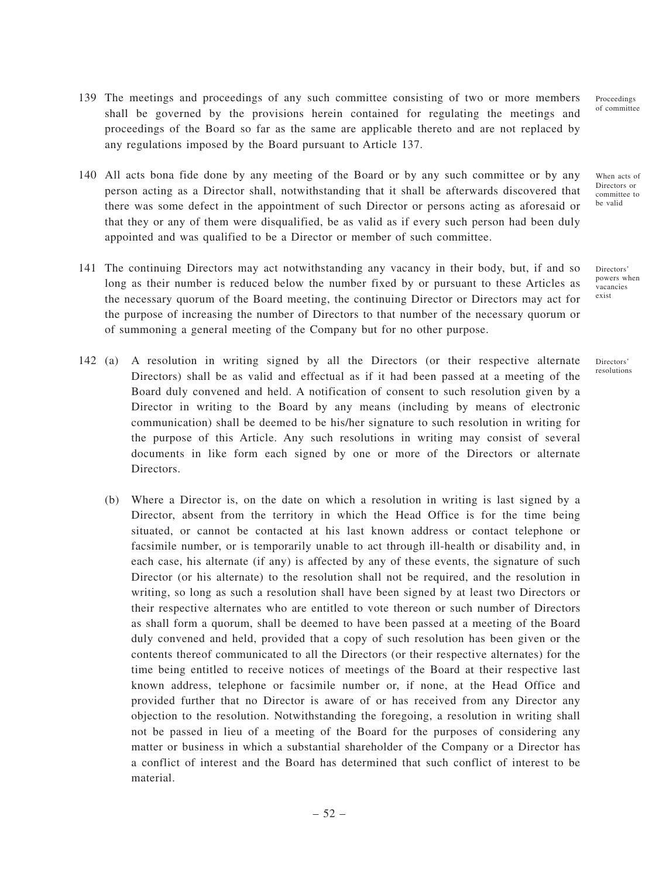139 The meetings and proceedings of any such committee consisting of two or more members shall be governed by the provisions herein contained for regulating the meetings and proceedings of the Board so far as the same are applicable thereto and are not replaced by any regulations imposed by the Board pursuant to Article 137.

Proceedings of committee

140 All acts bona fide done by any meeting of the Board or by any such committee or by any person acting as a Director shall, notwithstanding that it shall be afterwards discovered that there was some defect in the appointment of such Director or persons acting as aforesaid or that they or any of them were disqualified, be as valid as if every such person had been duly appointed and was qualified to be a Director or member of such committee.

When acts of Directors or committee to be valid

141 The continuing Directors may act notwithstanding any vacancy in their body, but, if and so long as their number is reduced below the number fixed by or pursuant to these Articles as the necessary quorum of the Board meeting, the continuing Director or Directors may act for the purpose of increasing the number of Directors to that number of the necessary quorum or of summoning a general meeting of the Company but for no other purpose.

Directors' powers when vacancies exist

142 (a) A resolution in writing signed by all the Directors (or their respective alternate Directors) shall be as valid and effectual as if it had been passed at a meeting of the Board duly convened and held. A notification of consent to such resolution given by a Director in writing to the Board by any means (including by means of electronic communication) shall be deemed to be his/her signature to such resolution in writing for the purpose of this Article. Any such resolutions in writing may consist of several documents in like form each signed by one or more of the Directors or alternate Directors.

Directors' resolutions

(b) Where a Director is, on the date on which a resolution in writing is last signed by a Director, absent from the territory in which the Head Office is for the time being situated, or cannot be contacted at his last known address or contact telephone or facsimile number, or is temporarily unable to act through ill-health or disability and, in each case, his alternate (if any) is affected by any of these events, the signature of such Director (or his alternate) to the resolution shall not be required, and the resolution in writing, so long as such a resolution shall have been signed by at least two Directors or their respective alternates who are entitled to vote thereon or such number of Directors as shall form a quorum, shall be deemed to have been passed at a meeting of the Board duly convened and held, provided that a copy of such resolution has been given or the contents thereof communicated to all the Directors (or their respective alternates) for the time being entitled to receive notices of meetings of the Board at their respective last known address, telephone or facsimile number or, if none, at the Head Office and provided further that no Director is aware of or has received from any Director any objection to the resolution. Notwithstanding the foregoing, a resolution in writing shall not be passed in lieu of a meeting of the Board for the purposes of considering any matter or business in which a substantial shareholder of the Company or a Director has a conflict of interest and the Board has determined that such conflict of interest to be material.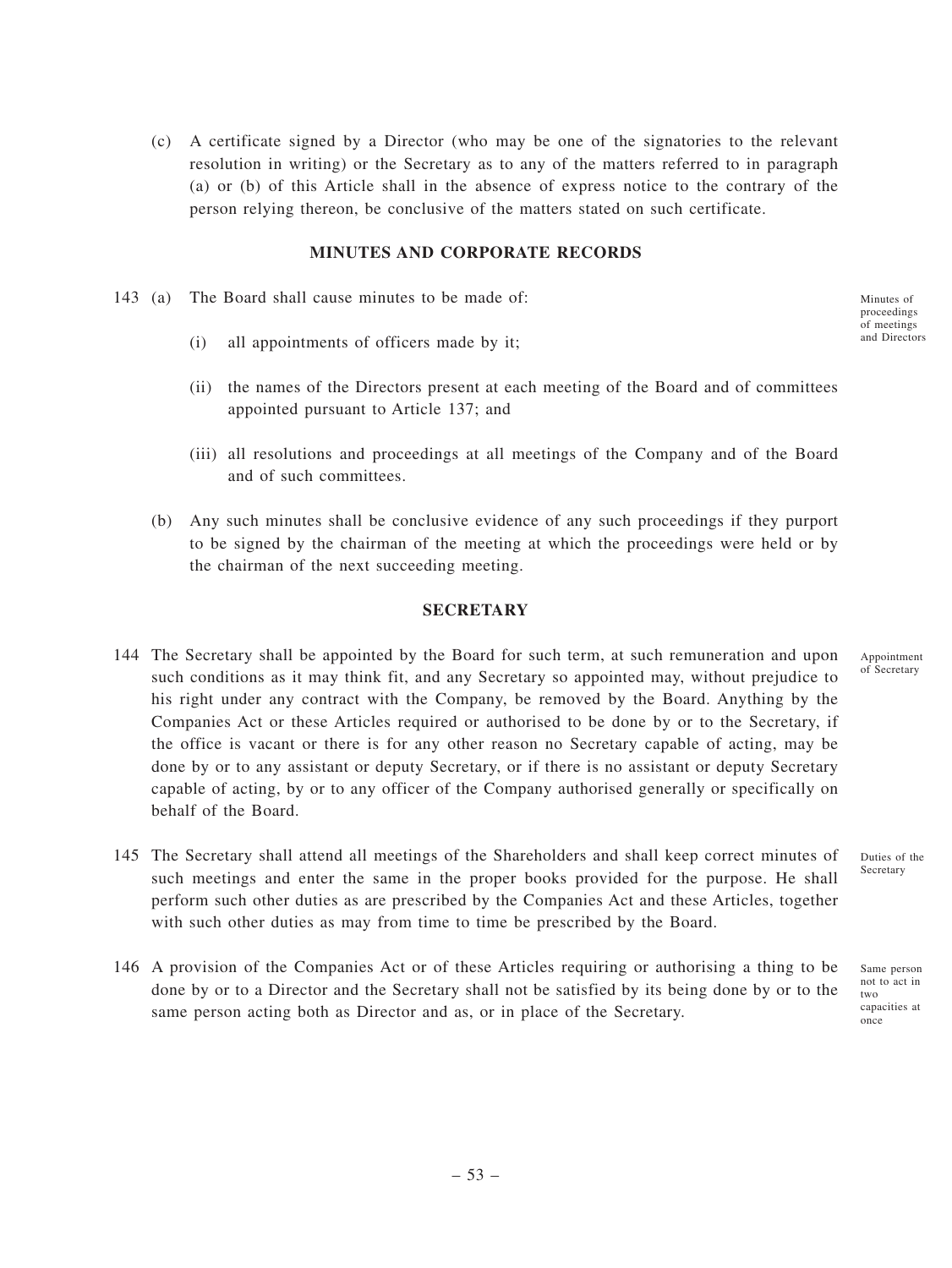(c) A certificate signed by a Director (who may be one of the signatories to the relevant resolution in writing) or the Secretary as to any of the matters referred to in paragraph (a) or (b) of this Article shall in the absence of express notice to the contrary of the person relying thereon, be conclusive of the matters stated on such certificate.

## MINUTES AND CORPORATE RECORDS

143 (a) The Board shall cause minutes to be made of:

*Minutes of proceedings of meetings and Directors*

(i) all appointments of officers made by it;

(ii) the names of the Directors present at each meeting of the Board and of committees appointed pursuant to Article 137; and

(iii) all resolutions and proceedings at all meetings of the Company and of the Board and of such committees.

(b) Any such minutes shall be conclusive evidence of any such proceedings if they purport to be signed by the chairman of the meeting at which the proceedings were held or by the chairman of the next succeeding meeting.

## SECRETARY

*Appointment of Secretary*

144 The Secretary shall be appointed by the Board for such term, at such remuneration and upon such conditions as it may think fit, and any Secretary so appointed may, without prejudice to his right under any contract with the Company, be removed by the Board. Anything by the Companies Act or these Articles required or authorised to be done by or to the Secretary, if the office is vacant or there is for any other reason no Secretary capable of acting, may be done by or to any assistant or deputy Secretary, or if there is no assistant or deputy Secretary capable of acting, by or to any officer of the Company authorised generally or specifically on behalf of the Board.

*Duties of the Secretary*

145 The Secretary shall attend all meetings of the Shareholders and shall keep correct minutes of such meetings and enter the same in the proper books provided for the purpose. He shall perform such other duties as are prescribed by the Companies Act and these Articles, together with such other duties as may from time to time be prescribed by the Board.

*Same person not to act in two capacities at once*

146 A provision of the Companies Act or of these Articles requiring or authorising a thing to be done by or to a Director and the Secretary shall not be satisfied by its being done by or to the same person acting both as Director and as, or in place of the Secretary.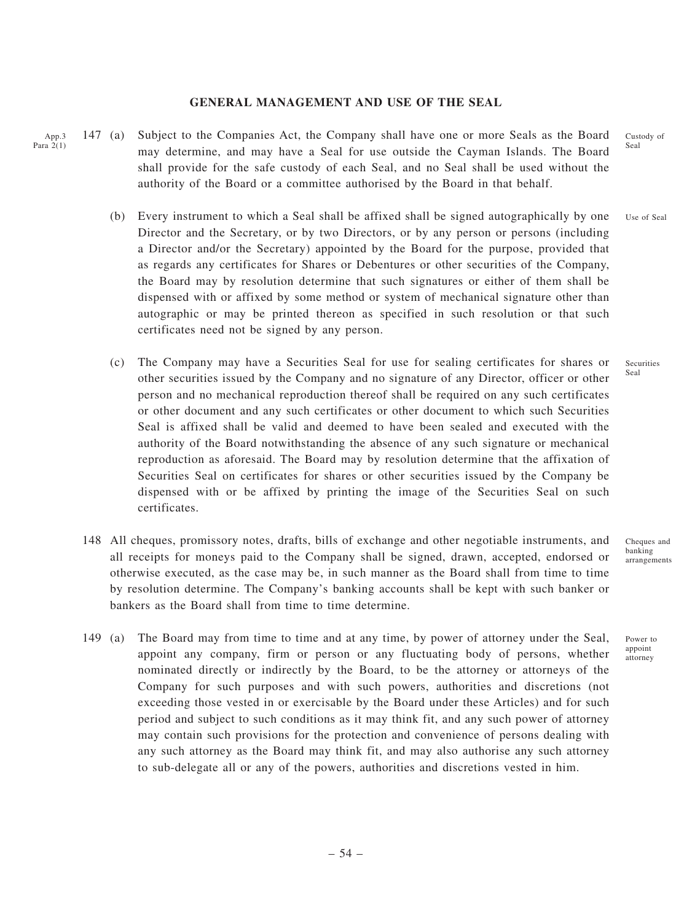## GENERAL MANAGEMENT AND USE OF THE SEAL

App.3 Para 2(1)

147 (a) Subject to the Companies Act, the Company shall have one or more Seals as the Board may determine, and may have a Seal for use outside the Cayman Islands. The Board shall provide for the safe custody of each Seal, and no Seal shall be used without the authority of the Board or a committee authorised by the Board in that behalf. *Custody of Seal*

(b) Every instrument to which a Seal shall be affixed shall be signed autographically by one Director and the Secretary, or by two Directors, or by any person or persons (including a Director and/or the Secretary) appointed by the Board for the purpose, provided that as regards any certificates for Shares or Debentures or other securities of the Company, the Board may by resolution determine that such signatures or either of them shall be dispensed with or affixed by some method or system of mechanical signature other than autographic or may be printed thereon as specified in such resolution or that such certificates need not be signed by any person. *Use of Seal*

(c) The Company may have a Securities Seal for use for sealing certificates for shares or other securities issued by the Company and no signature of any Director, officer or other person and no mechanical reproduction thereof shall be required on any such certificates or other document and any such certificates or other document to which such Securities Seal is affixed shall be valid and deemed to have been sealed and executed with the authority of the Board notwithstanding the absence of any such signature or mechanical reproduction as aforesaid. The Board may by resolution determine that the affixation of Securities Seal on certificates for shares or other securities issued by the Company be dispensed with or be affixed by printing the image of the Securities Seal on such certificates. *Securities Seal*

148 All cheques, promissory notes, drafts, bills of exchange and other negotiable instruments, and all receipts for moneys paid to the Company shall be signed, drawn, accepted, endorsed or otherwise executed, as the case may be, in such manner as the Board shall from time to time by resolution determine. The Company's banking accounts shall be kept with such banker or bankers as the Board shall from time to time determine. *Cheques and banking arrangements*

149 (a) The Board may from time to time and at any time, by power of attorney under the Seal, appoint any company, firm or person or any fluctuating body of persons, whether nominated directly or indirectly by the Board, to be the attorney or attorneys of the Company for such purposes and with such powers, authorities and discretions (not exceeding those vested in or exercisable by the Board under these Articles) and for such period and subject to such conditions as it may think fit, and any such power of attorney may contain such provisions for the protection and convenience of persons dealing with any such attorney as the Board may think fit, and may also authorise any such attorney to sub-delegate all or any of the powers, authorities and discretions vested in him. *Power to appoint attorney*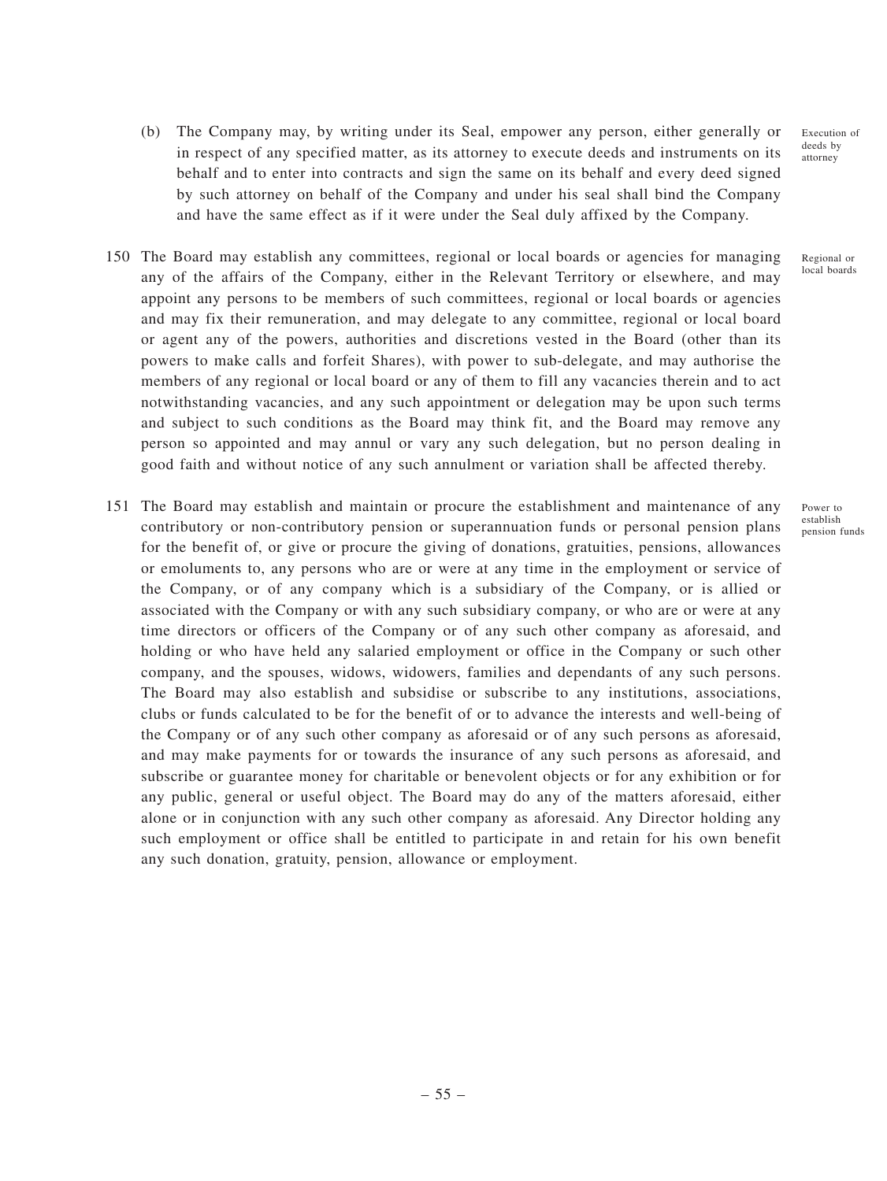(b) The Company may, by writing under its Seal, empower any person, either generally or in respect of any specified matter, as its attorney to execute deeds and instruments on its behalf and to enter into contracts and sign the same on its behalf and every deed signed by such attorney on behalf of the Company and under his seal shall bind the Company and have the same effect as if it were under the Seal duly affixed by the Company.

Execution of deeds by attorney

150 The Board may establish any committees, regional or local boards or agencies for managing any of the affairs of the Company, either in the Relevant Territory or elsewhere, and may appoint any persons to be members of such committees, regional or local boards or agencies and may fix their remuneration, and may delegate to any committee, regional or local board or agent any of the powers, authorities and discretions vested in the Board (other than its powers to make calls and forfeit Shares), with power to sub-delegate, and may authorise the members of any regional or local board or any of them to fill any vacancies therein and to act notwithstanding vacancies, and any such appointment or delegation may be upon such terms and subject to such conditions as the Board may think fit, and the Board may remove any person so appointed and may annul or vary any such delegation, but no person dealing in good faith and without notice of any such annulment or variation shall be affected thereby.

Regional or local boards

151 The Board may establish and maintain or procure the establishment and maintenance of any contributory or non-contributory pension or superannuation funds or personal pension plans for the benefit of, or give or procure the giving of donations, gratuities, pensions, allowances or emoluments to, any persons who are or were at any time in the employment or service of the Company, or of any company which is a subsidiary of the Company, or is allied or associated with the Company or with any such subsidiary company, or who are or were at any time directors or officers of the Company or of any such other company as aforesaid, and holding or who have held any salaried employment or office in the Company or such other company, and the spouses, widows, widowers, families and dependants of any such persons. The Board may also establish and subsidise or subscribe to any institutions, associations, clubs or funds calculated to be for the benefit of or to advance the interests and well-being of the Company or of any such other company as aforesaid or of any such persons as aforesaid, and may make payments for or towards the insurance of any such persons as aforesaid, and subscribe or guarantee money for charitable or benevolent objects or for any exhibition or for any public, general or useful object. The Board may do any of the matters aforesaid, either alone or in conjunction with any such other company as aforesaid. Any Director holding any such employment or office shall be entitled to participate in and retain for his own benefit any such donation, gratuity, pension, allowance or employment.

Power to establish pension funds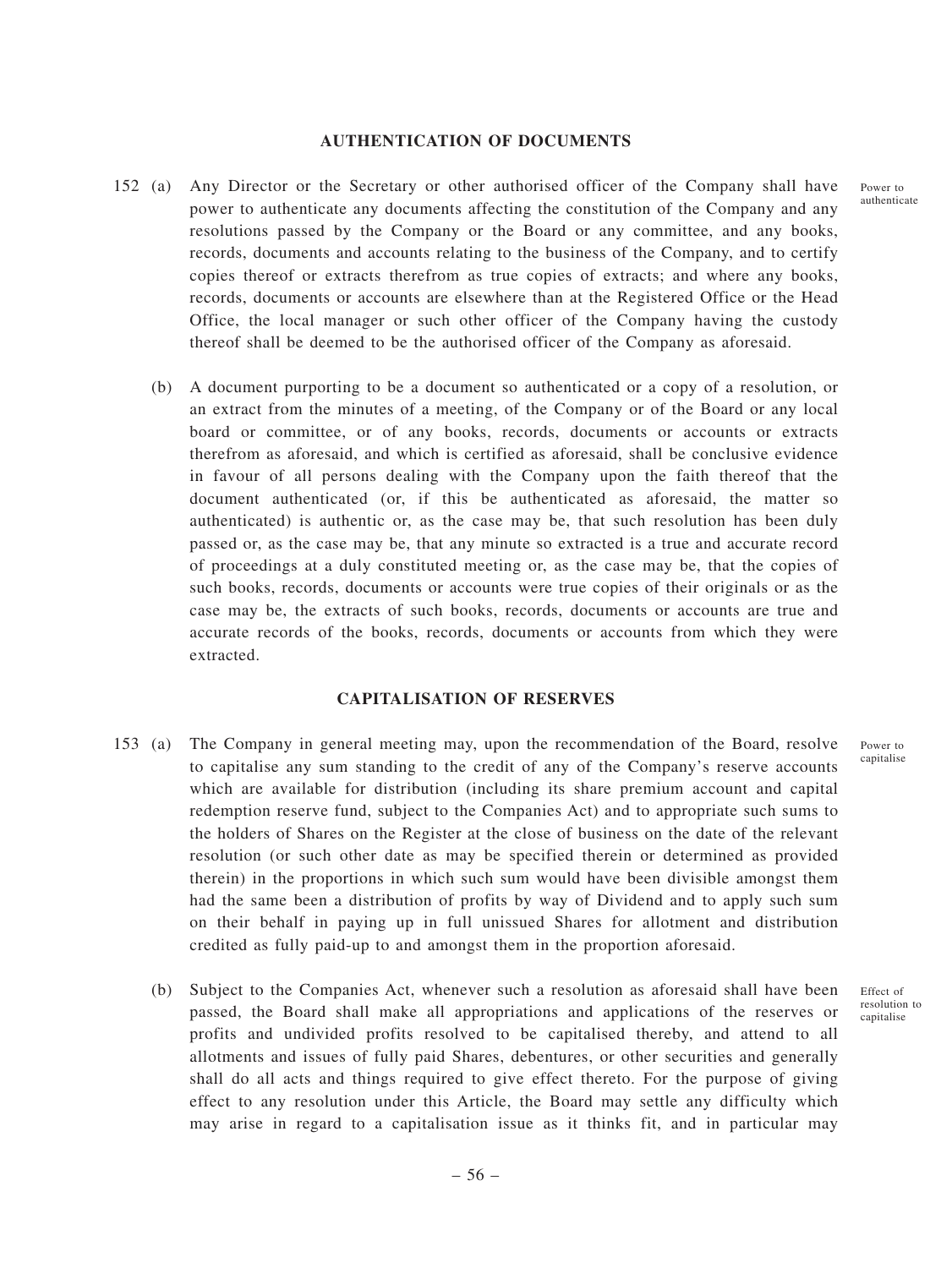## AUTHENTICATION OF DOCUMENTS

152 (a) Any Director or the Secretary or other authorised officer of the Company shall have power to authenticate any documents affecting the constitution of the Company and any resolutions passed by the Company or the Board or any committee, and any books, records, documents and accounts relating to the business of the Company, and to certify copies thereof or extracts therefrom as true copies of extracts; and where any books, records, documents or accounts are elsewhere than at the Registered Office or the Head Office, the local manager or such other officer of the Company having the custody thereof shall be deemed to be the authorised officer of the Company as aforesaid.

Power to authenticate

(b) A document purporting to be a document so authenticated or a copy of a resolution, or an extract from the minutes of a meeting, of the Company or of the Board or any local board or committee, or of any books, records, documents or accounts or extracts therefrom as aforesaid, and which is certified as aforesaid, shall be conclusive evidence in favour of all persons dealing with the Company upon the faith thereof that the document authenticated (or, if this be authenticated as aforesaid, the matter so authenticated) is authentic or, as the case may be, that such resolution has been duly passed or, as the case may be, that any minute so extracted is a true and accurate record of proceedings at a duly constituted meeting or, as the case may be, that the copies of such books, records, documents or accounts were true copies of their originals or as the case may be, the extracts of such books, records, documents or accounts are true and accurate records of the books, records, documents or accounts from which they were extracted.

## CAPITALISATION OF RESERVES

153 (a) The Company in general meeting may, upon the recommendation of the Board, resolve to capitalise any sum standing to the credit of any of the Company's reserve accounts which are available for distribution (including its share premium account and capital redemption reserve fund, subject to the Companies Act) and to appropriate such sums to the holders of Shares on the Register at the close of business on the date of the relevant resolution (or such other date as may be specified therein or determined as provided therein) in the proportions in which such sum would have been divisible amongst them had the same been a distribution of profits by way of Dividend and to apply such sum on their behalf in paying up in full unissued Shares for allotment and distribution credited as fully paid-up to and amongst them in the proportion aforesaid.

Power to capitalise

(b) Subject to the Companies Act, whenever such a resolution as aforesaid shall have been passed, the Board shall make all appropriations and applications of the reserves or profits and undivided profits resolved to be capitalised thereby, and attend to all allotments and issues of fully paid Shares, debentures, or other securities and generally shall do all acts and things required to give effect thereto. For the purpose of giving effect to any resolution under this Article, the Board may settle any difficulty which may arise in regard to a capitalisation issue as it thinks fit, and in particular may

Effect of resolution to capitalise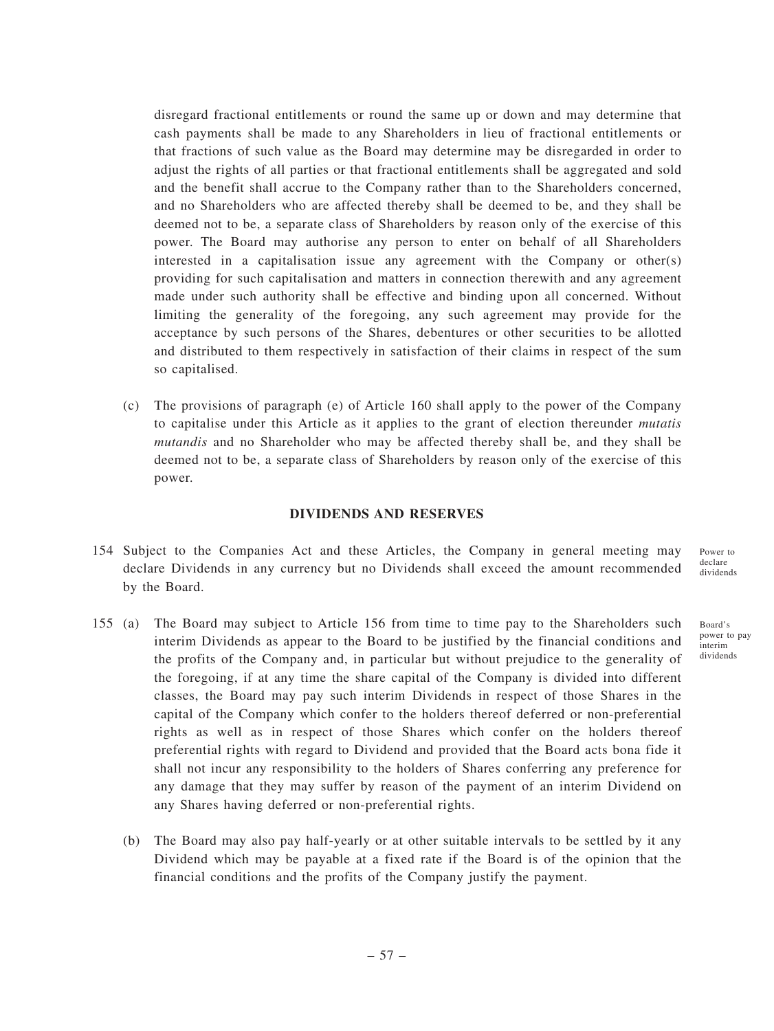disregard fractional entitlements or round the same up or down and may determine that cash payments shall be made to any Shareholders in lieu of fractional entitlements or that fractions of such value as the Board may determine may be disregarded in order to adjust the rights of all parties or that fractional entitlements shall be aggregated and sold and the benefit shall accrue to the Company rather than to the Shareholders concerned, and no Shareholders who are affected thereby shall be deemed to be, and they shall be deemed not to be, a separate class of Shareholders by reason only of the exercise of this power. The Board may authorise any person to enter on behalf of all Shareholders interested in a capitalisation issue any agreement with the Company or other(s) providing for such capitalisation and matters in connection therewith and any agreement made under such authority shall be effective and binding upon all concerned. Without limiting the generality of the foregoing, any such agreement may provide for the acceptance by such persons of the Shares, debentures or other securities to be allotted and distributed to them respectively in satisfaction of their claims in respect of the sum so capitalised.

(c) The provisions of paragraph (e) of Article 160 shall apply to the power of the Company to capitalise under this Article as it applies to the grant of election thereunder *mutatis mutandis* and no Shareholder who may be affected thereby shall be, and they shall be deemed not to be, a separate class of Shareholders by reason only of the exercise of this power.

## DIVIDENDS AND RESERVES

154 Subject to the Companies Act and these Articles, the Company in general meeting may declare Dividends in any currency but no Dividends shall exceed the amount recommended by the Board.

Power to declare dividends

155 (a) The Board may subject to Article 156 from time to time pay to the Shareholders such interim Dividends as appear to the Board to be justified by the financial conditions and the profits of the Company and, in particular but without prejudice to the generality of the foregoing, if at any time the share capital of the Company is divided into different classes, the Board may pay such interim Dividends in respect of those Shares in the capital of the Company which confer to the holders thereof deferred or non-preferential rights as well as in respect of those Shares which confer on the holders thereof preferential rights with regard to Dividend and provided that the Board acts bona fide it shall not incur any responsibility to the holders of Shares conferring any preference for any damage that they may suffer by reason of the payment of an interim Dividend on any Shares having deferred or non-preferential rights.

Board's power to pay interim dividends

(b) The Board may also pay half-yearly or at other suitable intervals to be settled by it any Dividend which may be payable at a fixed rate if the Board is of the opinion that the financial conditions and the profits of the Company justify the payment.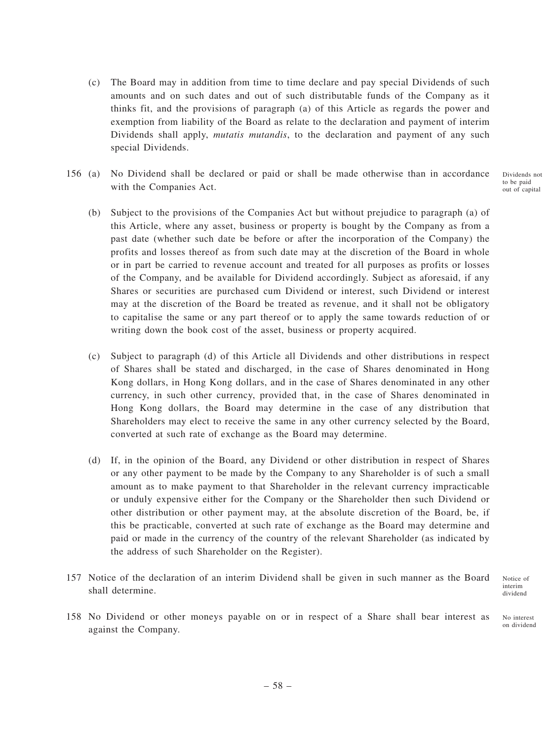(c) The Board may in addition from time to time declare and pay special Dividends of such amounts and on such dates and out of such distributable funds of the Company as it thinks fit, and the provisions of paragraph (a) of this Article as regards the power and exemption from liability of the Board as relate to the declaration and payment of interim Dividends shall apply, *mutatis mutandis*, to the declaration and payment of any such special Dividends.

156 (a) No Dividend shall be declared or paid or shall be made otherwise than in accordance with the Companies Act.

Dividends not to be paid out of capital

(b) Subject to the provisions of the Companies Act but without prejudice to paragraph (a) of this Article, where any asset, business or property is bought by the Company as from a past date (whether such date be before or after the incorporation of the Company) the profits and losses thereof as from such date may at the discretion of the Board in whole or in part be carried to revenue account and treated for all purposes as profits or losses of the Company, and be available for Dividend accordingly. Subject as aforesaid, if any Shares or securities are purchased cum Dividend or interest, such Dividend or interest may at the discretion of the Board be treated as revenue, and it shall not be obligatory to capitalise the same or any part thereof or to apply the same towards reduction of or writing down the book cost of the asset, business or property acquired.

(c) Subject to paragraph (d) of this Article all Dividends and other distributions in respect of Shares shall be stated and discharged, in the case of Shares denominated in Hong Kong dollars, in Hong Kong dollars, and in the case of Shares denominated in any other currency, in such other currency, provided that, in the case of Shares denominated in Hong Kong dollars, the Board may determine in the case of any distribution that Shareholders may elect to receive the same in any other currency selected by the Board, converted at such rate of exchange as the Board may determine.

(d) If, in the opinion of the Board, any Dividend or other distribution in respect of Shares or any other payment to be made by the Company to any Shareholder is of such a small amount as to make payment to that Shareholder in the relevant currency impracticable or unduly expensive either for the Company or the Shareholder then such Dividend or other distribution or other payment may, at the absolute discretion of the Board, be, if this be practicable, converted at such rate of exchange as the Board may determine and paid or made in the currency of the country of the relevant Shareholder (as indicated by the address of such Shareholder on the Register).

157 Notice of the declaration of an interim Dividend shall be given in such manner as the Board shall determine.

Notice of interim dividend

158 No Dividend or other moneys payable on or in respect of a Share shall bear interest as against the Company.

No interest on dividend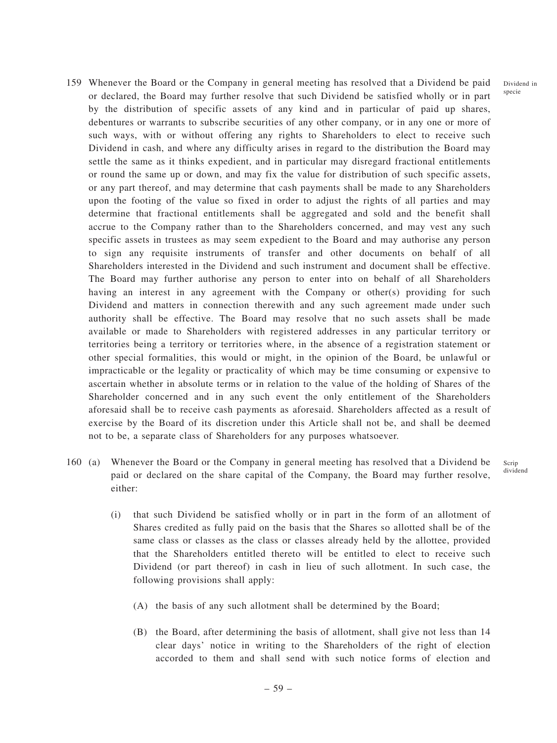159 Whenever the Board or the Company in general meeting has resolved that a Dividend be paid or declared, the Board may further resolve that such Dividend be satisfied wholly or in part by the distribution of specific assets of any kind and in particular of paid up shares, debentures or warrants to subscribe securities of any other company, or in any one or more of such ways, with or without offering any rights to Shareholders to elect to receive such Dividend in cash, and where any difficulty arises in regard to the distribution the Board may settle the same as it thinks expedient, and in particular may disregard fractional entitlements or round the same up or down, and may fix the value for distribution of such specific assets, or any part thereof, and may determine that cash payments shall be made to any Shareholders upon the footing of the value so fixed in order to adjust the rights of all parties and may determine that fractional entitlements shall be aggregated and sold and the benefit shall accrue to the Company rather than to the Shareholders concerned, and may vest any such specific assets in trustees as may seem expedient to the Board and may authorise any person to sign any requisite instruments of transfer and other documents on behalf of all Shareholders interested in the Dividend and such instrument and document shall be effective. The Board may further authorise any person to enter into on behalf of all Shareholders having an interest in any agreement with the Company or other(s) providing for such Dividend and matters in connection therewith and any such agreement made under such authority shall be effective. The Board may resolve that no such assets shall be made available or made to Shareholders with registered addresses in any particular territory or territories being a territory or territories where, in the absence of a registration statement or other special formalities, this would or might, in the opinion of the Board, be unlawful or impracticable or the legality or practicality of which may be time consuming or expensive to ascertain whether in absolute terms or in relation to the value of the holding of Shares of the Shareholder concerned and in any such event the only entitlement of the Shareholders aforesaid shall be to receive cash payments as aforesaid. Shareholders affected as a result of exercise by the Board of its discretion under this Article shall not be, and shall be deemed not to be, a separate class of Shareholders for any purposes whatsoever.

Dividend in specie

160 (a) Whenever the Board or the Company in general meeting has resolved that a Dividend be paid or declared on the share capital of the Company, the Board may further resolve, either:

Scrip dividend

(i) that such Dividend be satisfied wholly or in part in the form of an allotment of Shares credited as fully paid on the basis that the Shares so allotted shall be of the same class or classes as the class or classes already held by the allottee, provided that the Shareholders entitled thereto will be entitled to elect to receive such Dividend (or part thereof) in cash in lieu of such allotment. In such case, the following provisions shall apply:

(A) the basis of any such allotment shall be determined by the Board;

(B) the Board, after determining the basis of allotment, shall give not less than 14 clear days' notice in writing to the Shareholders of the right of election accorded to them and shall send with such notice forms of election and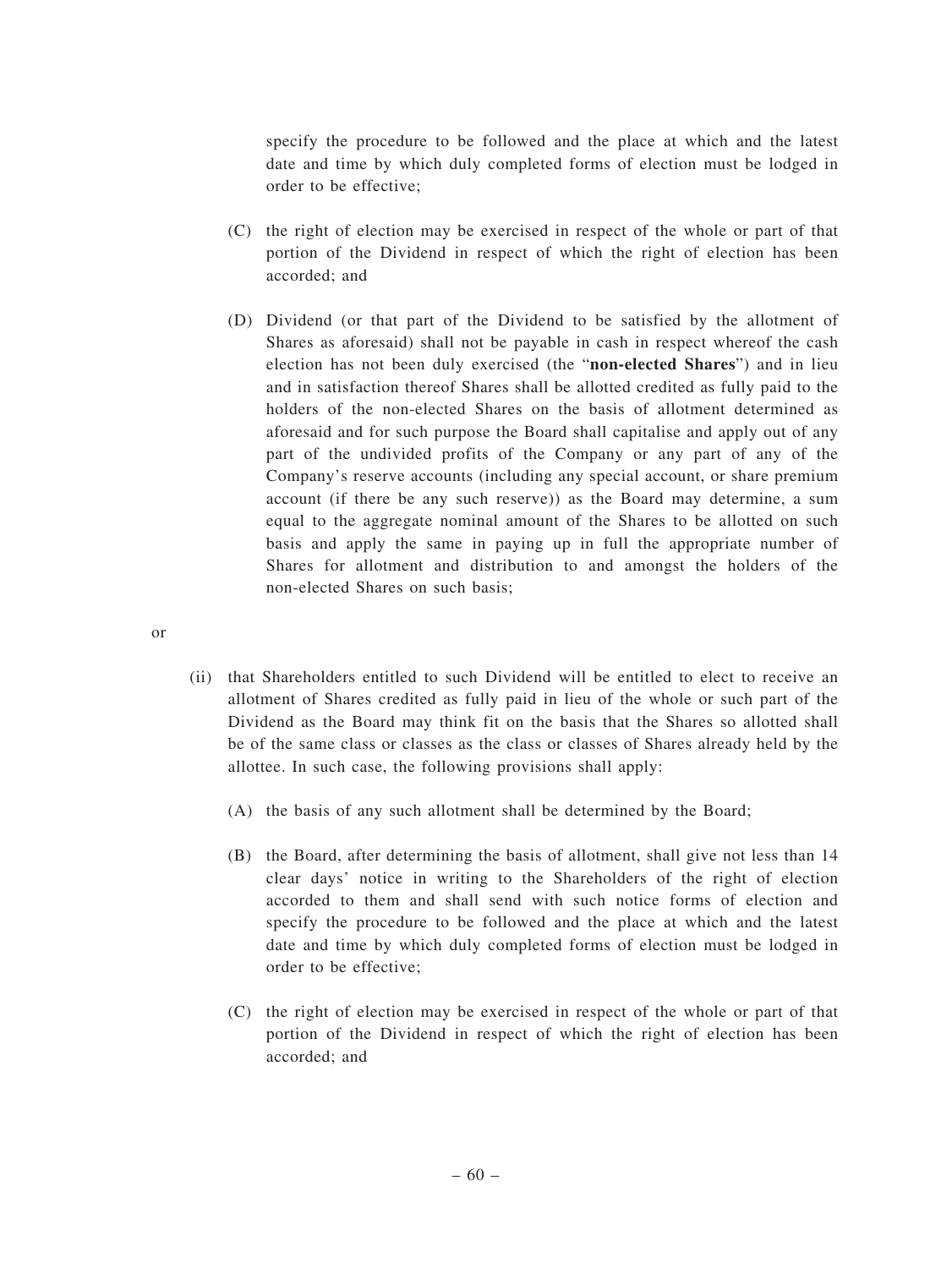specify the procedure to be followed and the place at which and the latest date and time by which duly completed forms of election must be lodged in order to be effective;

(C) the right of election may be exercised in respect of the whole or part of that portion of the Dividend in respect of which the right of election has been accorded; and

(D) Dividend (or that part of the Dividend to be satisfied by the allotment of Shares as aforesaid) shall not be payable in cash in respect whereof the cash election has not been duly exercised (the "**non-elected Shares**") and in lieu and in satisfaction thereof Shares shall be allotted credited as fully paid to the holders of the non-elected Shares on the basis of allotment determined as aforesaid and for such purpose the Board shall capitalise and apply out of any part of the undivided profits of the Company or any part of any of the Company's reserve accounts (including any special account, or share premium account (if there be any such reserve)) as the Board may determine, a sum equal to the aggregate nominal amount of the Shares to be allotted on such basis and apply the same in paying up in full the appropriate number of Shares for allotment and distribution to and amongst the holders of the non-elected Shares on such basis;

or

(ii) that Shareholders entitled to such Dividend will be entitled to elect to receive an allotment of Shares credited as fully paid in lieu of the whole or such part of the Dividend as the Board may think fit on the basis that the Shares so allotted shall be of the same class or classes as the class or classes of Shares already held by the allottee. In such case, the following provisions shall apply:

(A) the basis of any such allotment shall be determined by the Board;

(B) the Board, after determining the basis of allotment, shall give not less than 14 clear days' notice in writing to the Shareholders of the right of election accorded to them and shall send with such notice forms of election and specify the procedure to be followed and the place at which and the latest date and time by which duly completed forms of election must be lodged in order to be effective;

(C) the right of election may be exercised in respect of the whole or part of that portion of the Dividend in respect of which the right of election has been accorded; and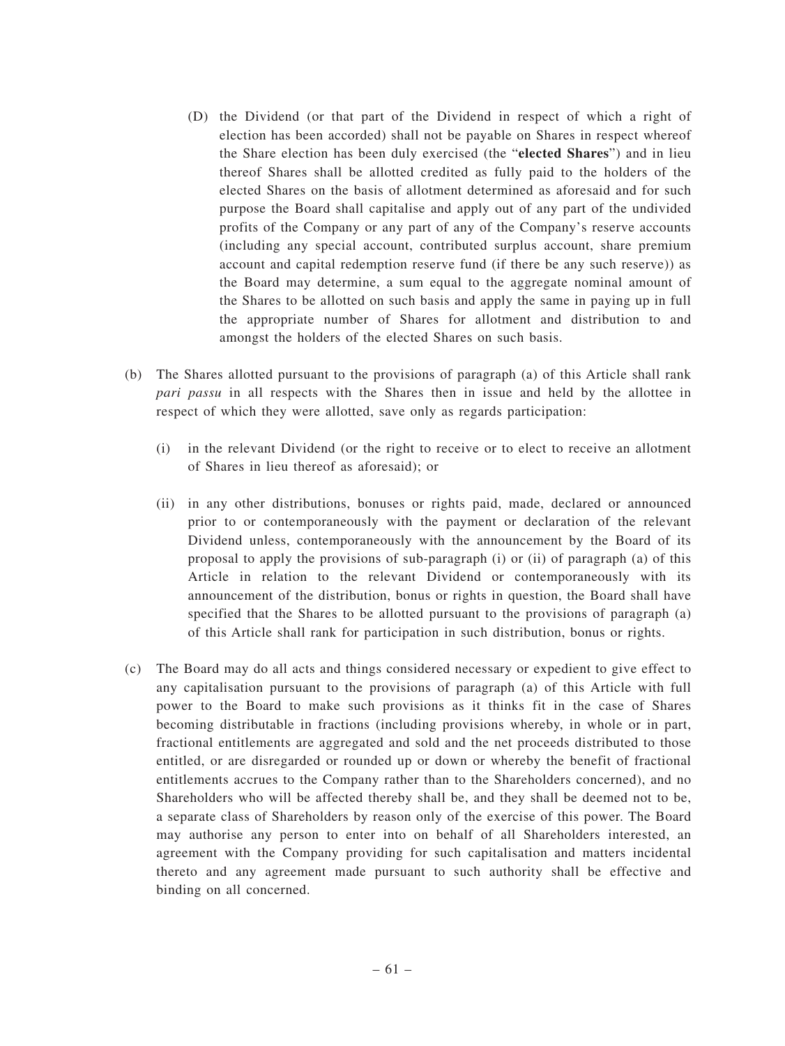(D) the Dividend (or that part of the Dividend in respect of which a right of election has been accorded) shall not be payable on Shares in respect whereof the Share election has been duly exercised (the "**elected Shares**") and in lieu thereof Shares shall be allotted credited as fully paid to the holders of the elected Shares on the basis of allotment determined as aforesaid and for such purpose the Board shall capitalise and apply out of any part of the undivided profits of the Company or any part of any of the Company's reserve accounts (including any special account, contributed surplus account, share premium account and capital redemption reserve fund (if there be any such reserve)) as the Board may determine, a sum equal to the aggregate nominal amount of the Shares to be allotted on such basis and apply the same in paying up in full the appropriate number of Shares for allotment and distribution to and amongst the holders of the elected Shares on such basis.

(b) The Shares allotted pursuant to the provisions of paragraph (a) of this Article shall rank *pari passu* in all respects with the Shares then in issue and held by the allottee in respect of which they were allotted, save only as regards participation:

(i) in the relevant Dividend (or the right to receive or to elect to receive an allotment of Shares in lieu thereof as aforesaid); or

(ii) in any other distributions, bonuses or rights paid, made, declared or announced prior to or contemporaneously with the payment or declaration of the relevant Dividend unless, contemporaneously with the announcement by the Board of its proposal to apply the provisions of sub-paragraph (i) or (ii) of paragraph (a) of this Article in relation to the relevant Dividend or contemporaneously with its announcement of the distribution, bonus or rights in question, the Board shall have specified that the Shares to be allotted pursuant to the provisions of paragraph (a) of this Article shall rank for participation in such distribution, bonus or rights.

(c) The Board may do all acts and things considered necessary or expedient to give effect to any capitalisation pursuant to the provisions of paragraph (a) of this Article with full power to the Board to make such provisions as it thinks fit in the case of Shares becoming distributable in fractions (including provisions whereby, in whole or in part, fractional entitlements are aggregated and sold and the net proceeds distributed to those entitled, or are disregarded or rounded up or down or whereby the benefit of fractional entitlements accrues to the Company rather than to the Shareholders concerned), and no Shareholders who will be affected thereby shall be, and they shall be deemed not to be, a separate class of Shareholders by reason only of the exercise of this power. The Board may authorise any person to enter into on behalf of all Shareholders interested, an agreement with the Company providing for such capitalisation and matters incidental thereto and any agreement made pursuant to such authority shall be effective and binding on all concerned.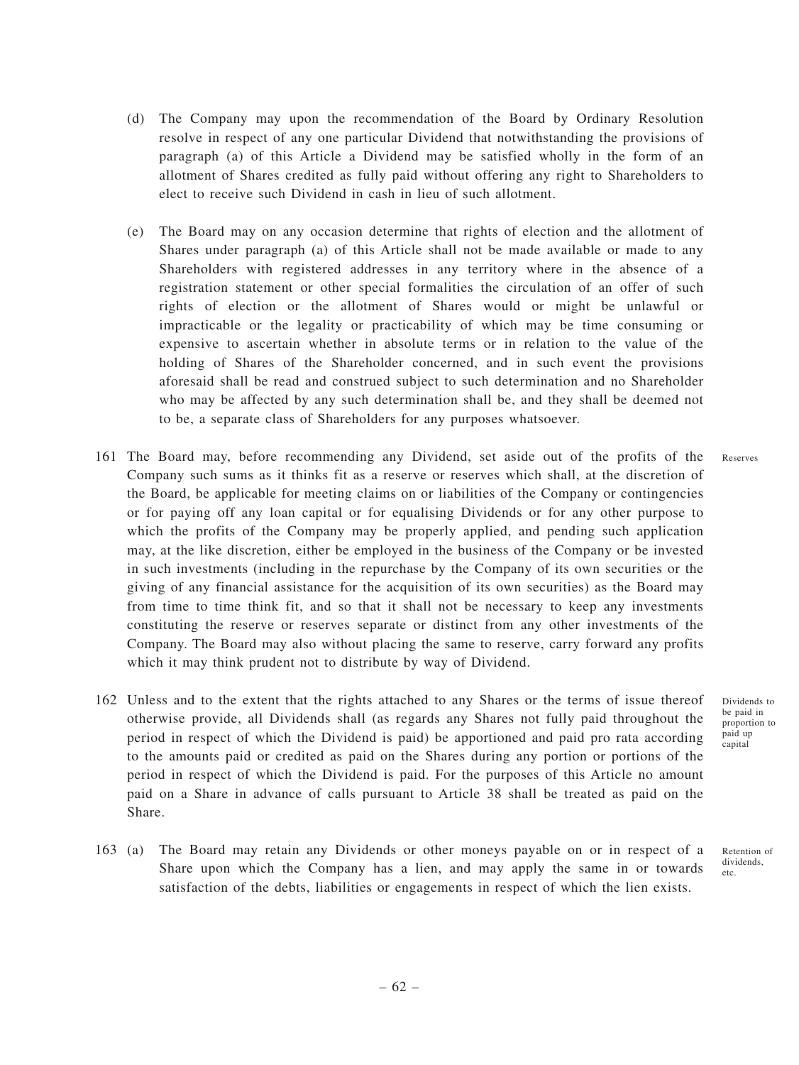(d) The Company may upon the recommendation of the Board by Ordinary Resolution resolve in respect of any one particular Dividend that notwithstanding the provisions of paragraph (a) of this Article a Dividend may be satisfied wholly in the form of an allotment of Shares credited as fully paid without offering any right to Shareholders to elect to receive such Dividend in cash in lieu of such allotment.

(e) The Board may on any occasion determine that rights of election and the allotment of Shares under paragraph (a) of this Article shall not be made available or made to any Shareholders with registered addresses in any territory where in the absence of a registration statement or other special formalities the circulation of an offer of such rights of election or the allotment of Shares would or might be unlawful or impracticable or the legality or practicability of which may be time consuming or expensive to ascertain whether in absolute terms or in relation to the value of the holding of Shares of the Shareholder concerned, and in such event the provisions aforesaid shall be read and construed subject to such determination and no Shareholder who may be affected by any such determination shall be, and they shall be deemed not to be, a separate class of Shareholders for any purposes whatsoever.

161 The Board may, before recommending any Dividend, set aside out of the profits of the Company such sums as it thinks fit as a reserve or reserves which shall, at the discretion of the Board, be applicable for meeting claims on or liabilities of the Company or contingencies or for paying off any loan capital or for equalising Dividends or for any other purpose to which the profits of the Company may be properly applied, and pending such application may, at the like discretion, either be employed in the business of the Company or be invested in such investments (including in the repurchase by the Company of its own securities or the giving of any financial assistance for the acquisition of its own securities) as the Board may from time to time think fit, and so that it shall not be necessary to keep any investments constituting the reserve or reserves separate or distinct from any other investments of the Company. The Board may also without placing the same to reserve, carry forward any profits which it may think prudent not to distribute by way of Dividend.

*Reserves*

162 Unless and to the extent that the rights attached to any Shares or the terms of issue thereof otherwise provide, all Dividends shall (as regards any Shares not fully paid throughout the period in respect of which the Dividend is paid) be apportioned and paid pro rata according to the amounts paid or credited as paid on the Shares during any portion or portions of the period in respect of which the Dividend is paid. For the purposes of this Article no amount paid on a Share in advance of calls pursuant to Article 38 shall be treated as paid on the Share.

*Dividends to be paid in proportion to paid up capital*

163 (a) The Board may retain any Dividends or other moneys payable on or in respect of a Share upon which the Company has a lien, and may apply the same in or towards satisfaction of the debts, liabilities or engagements in respect of which the lien exists.

*Retention of dividends, etc.*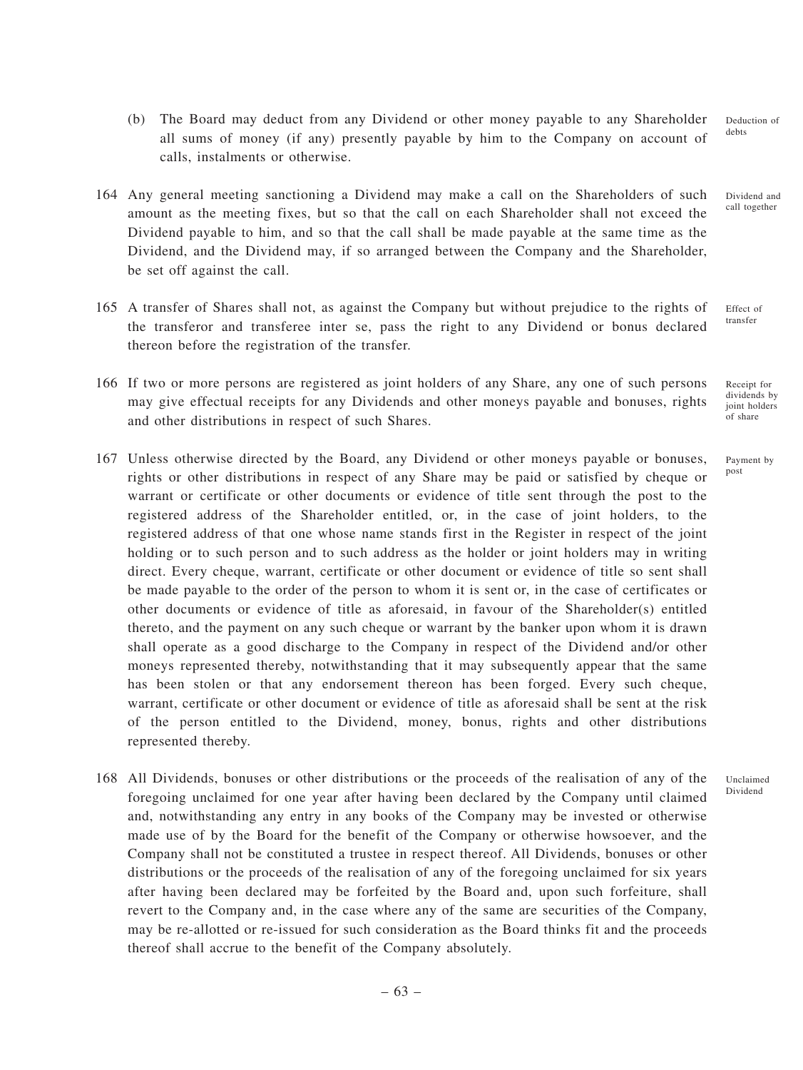(b) The Board may deduct from any Dividend or other money payable to any Shareholder all sums of money (if any) presently payable by him to the Company on account of calls, instalments or otherwise.

Deduction of debts

164 Any general meeting sanctioning a Dividend may make a call on the Shareholders of such amount as the meeting fixes, but so that the call on each Shareholder shall not exceed the Dividend payable to him, and so that the call shall be made payable at the same time as the Dividend, and the Dividend may, if so arranged between the Company and the Shareholder, be set off against the call.

Dividend and call together

165 A transfer of Shares shall not, as against the Company but without prejudice to the rights of the transferor and transferee inter se, pass the right to any Dividend or bonus declared thereon before the registration of the transfer.

Effect of transfer

166 If two or more persons are registered as joint holders of any Share, any one of such persons may give effectual receipts for any Dividends and other moneys payable and bonuses, rights and other distributions in respect of such Shares.

Receipt for dividends by joint holders of share

167 Unless otherwise directed by the Board, any Dividend or other moneys payable or bonuses, rights or other distributions in respect of any Share may be paid or satisfied by cheque or warrant or certificate or other documents or evidence of title sent through the post to the registered address of the Shareholder entitled, or, in the case of joint holders, to the registered address of that one whose name stands first in the Register in respect of the joint holding or to such person and to such address as the holder or joint holders may in writing direct. Every cheque, warrant, certificate or other document or evidence of title so sent shall be made payable to the order of the person to whom it is sent or, in the case of certificates or other documents or evidence of title as aforesaid, in favour of the Shareholder(s) entitled thereto, and the payment on any such cheque or warrant by the banker upon whom it is drawn shall operate as a good discharge to the Company in respect of the Dividend and/or other moneys represented thereby, notwithstanding that it may subsequently appear that the same has been stolen or that any endorsement thereon has been forged. Every such cheque, warrant, certificate or other document or evidence of title as aforesaid shall be sent at the risk of the person entitled to the Dividend, money, bonus, rights and other distributions represented thereby.

Payment by post

168 All Dividends, bonuses or other distributions or the proceeds of the realisation of any of the foregoing unclaimed for one year after having been declared by the Company until claimed and, notwithstanding any entry in any books of the Company may be invested or otherwise made use of by the Board for the benefit of the Company or otherwise howsoever, and the Company shall not be constituted a trustee in respect thereof. All Dividends, bonuses or other distributions or the proceeds of the realisation of any of the foregoing unclaimed for six years after having been declared may be forfeited by the Board and, upon such forfeiture, shall revert to the Company and, in the case where any of the same are securities of the Company, may be re-allotted or re-issued for such consideration as the Board thinks fit and the proceeds thereof shall accrue to the benefit of the Company absolutely.

Unclaimed Dividend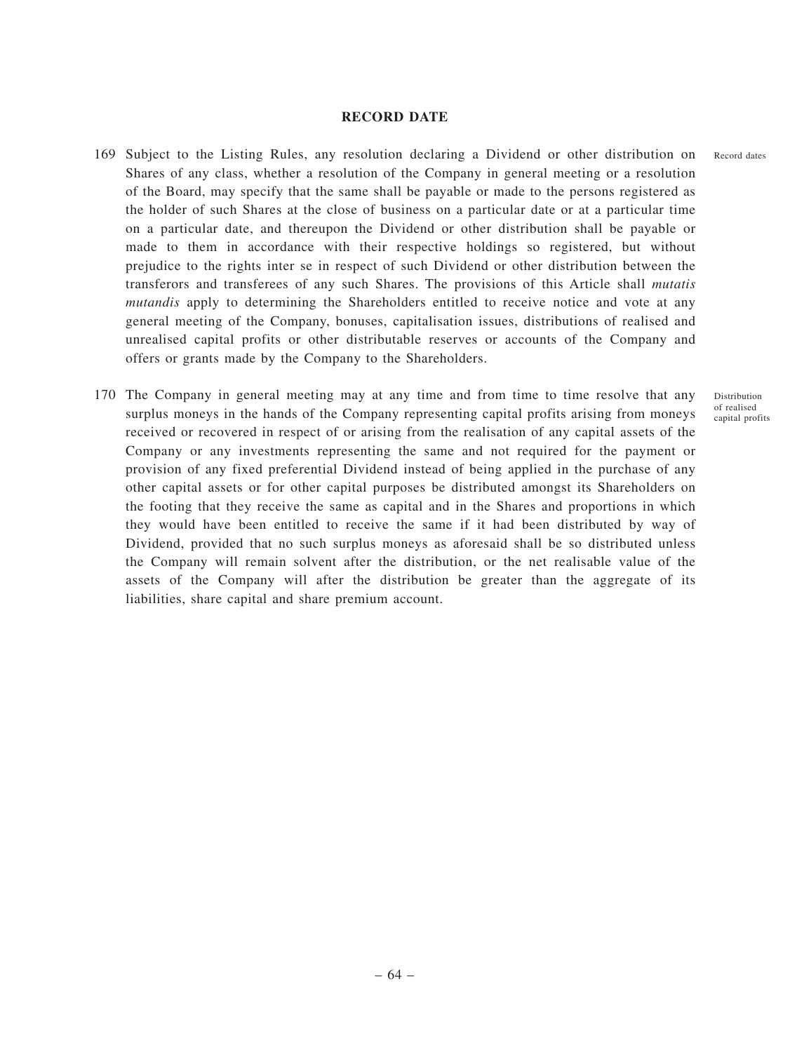## RECORD DATE

169 Subject to the Listing Rules, any resolution declaring a Dividend or other distribution on Shares of any class, whether a resolution of the Company in general meeting or a resolution of the Board, may specify that the same shall be payable or made to the persons registered as the holder of such Shares at the close of business on a particular date or at a particular time on a particular date, and thereupon the Dividend or other distribution shall be payable or made to them in accordance with their respective holdings so registered, but without prejudice to the rights inter se in respect of such Dividend or other distribution between the transferors and transferees of any such Shares. The provisions of this Article shall *mutatis mutandis* apply to determining the Shareholders entitled to receive notice and vote at any general meeting of the Company, bonuses, capitalisation issues, distributions of realised and unrealised capital profits or other distributable reserves or accounts of the Company and offers or grants made by the Company to the Shareholders.

Record dates

170 The Company in general meeting may at any time and from time to time resolve that any surplus moneys in the hands of the Company representing capital profits arising from moneys received or recovered in respect of or arising from the realisation of any capital assets of the Company or any investments representing the same and not required for the payment or provision of any fixed preferential Dividend instead of being applied in the purchase of any other capital assets or for other capital purposes be distributed amongst its Shareholders on the footing that they receive the same as capital and in the Shares and proportions in which they would have been entitled to receive the same if it had been distributed by way of Dividend, provided that no such surplus moneys as aforesaid shall be so distributed unless the Company will remain solvent after the distribution, or the net realisable value of the assets of the Company will after the distribution be greater than the aggregate of its liabilities, share capital and share premium account.

Distribution of realised capital profits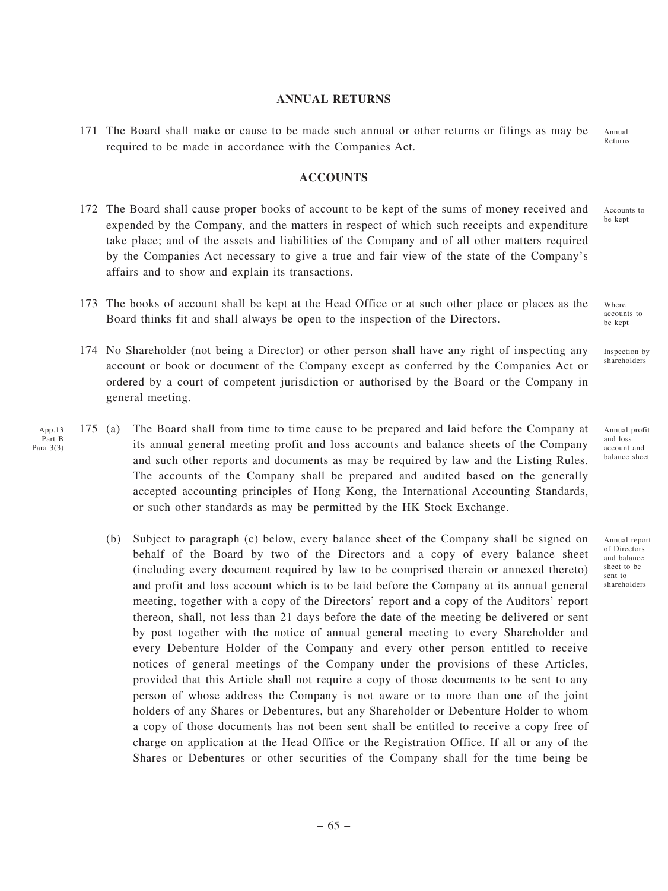## ANNUAL RETURNS

171 The Board shall make or cause to be made such annual or other returns or filings as may be required to be made in accordance with the Companies Act. *Annual Returns*

## ACCOUNTS

172 The Board shall cause proper books of account to be kept of the sums of money received and expended by the Company, and the matters in respect of which such receipts and expenditure take place; and of the assets and liabilities of the Company and of all other matters required by the Companies Act necessary to give a true and fair view of the state of the Company's affairs and to show and explain its transactions. *Accounts to be kept*

173 The books of account shall be kept at the Head Office or at such other place or places as the Board thinks fit and shall always be open to the inspection of the Directors. *Where accounts to be kept*

174 No Shareholder (not being a Director) or other person shall have any right of inspecting any account or book or document of the Company except as conferred by the Companies Act or ordered by a court of competent jurisdiction or authorised by the Board or the Company in general meeting. *Inspection by shareholders*

App.13 Part B Para 3(3)

175 (a) The Board shall from time to time cause to be prepared and laid before the Company at its annual general meeting profit and loss accounts and balance sheets of the Company and such other reports and documents as may be required by law and the Listing Rules. The accounts of the Company shall be prepared and audited based on the generally accepted accounting principles of Hong Kong, the International Accounting Standards, or such other standards as may be permitted by the HK Stock Exchange. *Annual profit and loss account and balance sheet*

(b) Subject to paragraph (c) below, every balance sheet of the Company shall be signed on behalf of the Board by two of the Directors and a copy of every balance sheet (including every document required by law to be comprised therein or annexed thereto) and profit and loss account which is to be laid before the Company at its annual general meeting, together with a copy of the Directors' report and a copy of the Auditors' report thereon, shall, not less than 21 days before the date of the meeting be delivered or sent by post together with the notice of annual general meeting to every Shareholder and every Debenture Holder of the Company and every other person entitled to receive notices of general meetings of the Company under the provisions of these Articles, provided that this Article shall not require a copy of those documents to be sent to any person of whose address the Company is not aware or to more than one of the joint holders of any Shares or Debentures, but any Shareholder or Debenture Holder to whom a copy of those documents has not been sent shall be entitled to receive a copy free of charge on application at the Head Office or the Registration Office. If all or any of the Shares or Debentures or other securities of the Company shall for the time being be *Annual report of Directors and balance sheet to be sent to shareholders*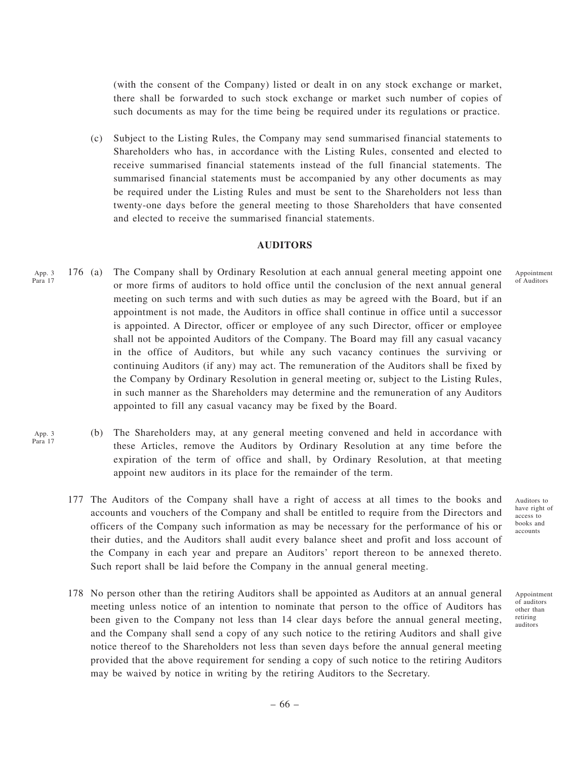(with the consent of the Company) listed or dealt in on any stock exchange or market, there shall be forwarded to such stock exchange or market such number of copies of such documents as may for the time being be required under its regulations or practice.

(c) Subject to the Listing Rules, the Company may send summarised financial statements to Shareholders who has, in accordance with the Listing Rules, consented and elected to receive summarised financial statements instead of the full financial statements. The summarised financial statements must be accompanied by any other documents as may be required under the Listing Rules and must be sent to the Shareholders not less than twenty-one days before the general meeting to those Shareholders that have consented and elected to receive the summarised financial statements.

## AUDITORS

App. 3 Para 17

*Appointment of Auditors*

176 (a) The Company shall by Ordinary Resolution at each annual general meeting appoint one or more firms of auditors to hold office until the conclusion of the next annual general meeting on such terms and with such duties as may be agreed with the Board, but if an appointment is not made, the Auditors in office shall continue in office until a successor is appointed. A Director, officer or employee of any such Director, officer or employee shall not be appointed Auditors of the Company. The Board may fill any casual vacancy in the office of Auditors, but while any such vacancy continues the surviving or continuing Auditors (if any) may act. The remuneration of the Auditors shall be fixed by the Company by Ordinary Resolution in general meeting or, subject to the Listing Rules, in such manner as the Shareholders may determine and the remuneration of any Auditors appointed to fill any casual vacancy may be fixed by the Board.

App. 3 Para 17

(b) The Shareholders may, at any general meeting convened and held in accordance with these Articles, remove the Auditors by Ordinary Resolution at any time before the expiration of the term of office and shall, by Ordinary Resolution, at that meeting appoint new auditors in its place for the remainder of the term.

*Auditors to have right of access to books and accounts*

177 The Auditors of the Company shall have a right of access at all times to the books and accounts and vouchers of the Company and shall be entitled to require from the Directors and officers of the Company such information as may be necessary for the performance of his or their duties, and the Auditors shall audit every balance sheet and profit and loss account of the Company in each year and prepare an Auditors' report thereon to be annexed thereto. Such report shall be laid before the Company in the annual general meeting.

*Appointment of auditors other than retiring auditors*

178 No person other than the retiring Auditors shall be appointed as Auditors at an annual general meeting unless notice of an intention to nominate that person to the office of Auditors has been given to the Company not less than 14 clear days before the annual general meeting, and the Company shall send a copy of any such notice to the retiring Auditors and shall give notice thereof to the Shareholders not less than seven days before the annual general meeting provided that the above requirement for sending a copy of such notice to the retiring Auditors may be waived by notice in writing by the retiring Auditors to the Secretary.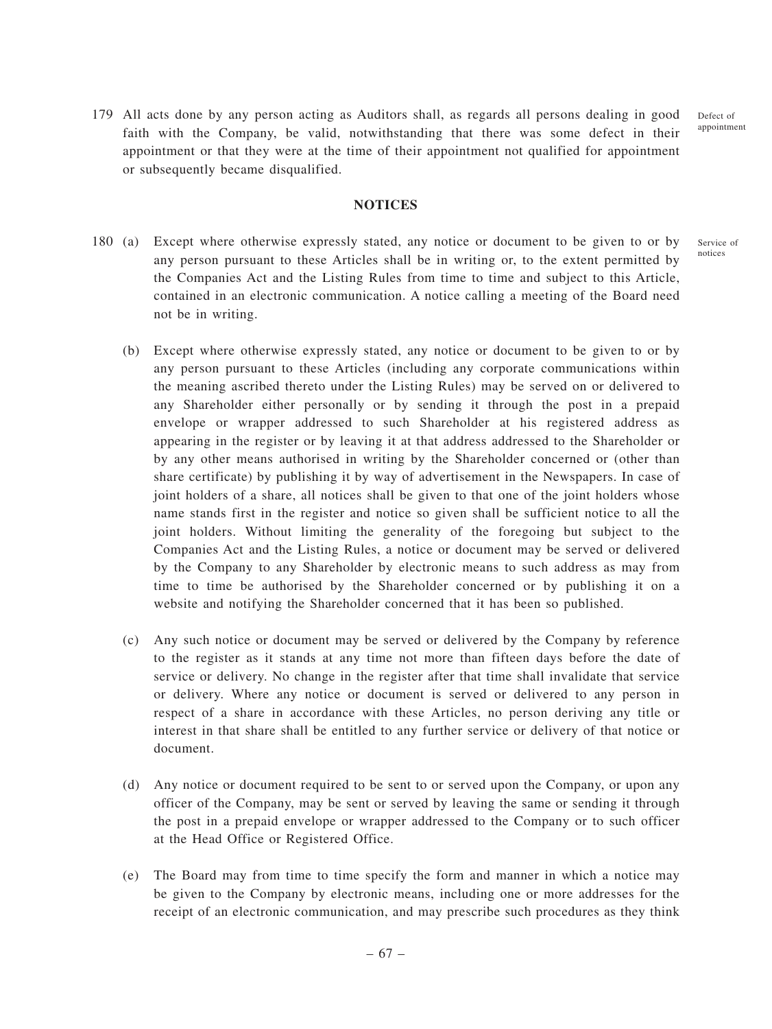179 All acts done by any person acting as Auditors shall, as regards all persons dealing in good faith with the Company, be valid, notwithstanding that there was some defect in their appointment or that they were at the time of their appointment not qualified for appointment or subsequently became disqualified.

Defect of appointment

## NOTICES

180 (a) Except where otherwise expressly stated, any notice or document to be given to or by any person pursuant to these Articles shall be in writing or, to the extent permitted by the Companies Act and the Listing Rules from time to time and subject to this Article, contained in an electronic communication. A notice calling a meeting of the Board need not be in writing.

Service of notices

(b) Except where otherwise expressly stated, any notice or document to be given to or by any person pursuant to these Articles (including any corporate communications within the meaning ascribed thereto under the Listing Rules) may be served on or delivered to any Shareholder either personally or by sending it through the post in a prepaid envelope or wrapper addressed to such Shareholder at his registered address as appearing in the register or by leaving it at that address addressed to the Shareholder or by any other means authorised in writing by the Shareholder concerned or (other than share certificate) by publishing it by way of advertisement in the Newspapers. In case of joint holders of a share, all notices shall be given to that one of the joint holders whose name stands first in the register and notice so given shall be sufficient notice to all the joint holders. Without limiting the generality of the foregoing but subject to the Companies Act and the Listing Rules, a notice or document may be served or delivered by the Company to any Shareholder by electronic means to such address as may from time to time be authorised by the Shareholder concerned or by publishing it on a website and notifying the Shareholder concerned that it has been so published.

(c) Any such notice or document may be served or delivered by the Company by reference to the register as it stands at any time not more than fifteen days before the date of service or delivery. No change in the register after that time shall invalidate that service or delivery. Where any notice or document is served or delivered to any person in respect of a share in accordance with these Articles, no person deriving any title or interest in that share shall be entitled to any further service or delivery of that notice or document.

(d) Any notice or document required to be sent to or served upon the Company, or upon any officer of the Company, may be sent or served by leaving the same or sending it through the post in a prepaid envelope or wrapper addressed to the Company or to such officer at the Head Office or Registered Office.

(e) The Board may from time to time specify the form and manner in which a notice may be given to the Company by electronic means, including one or more addresses for the receipt of an electronic communication, and may prescribe such procedures as they think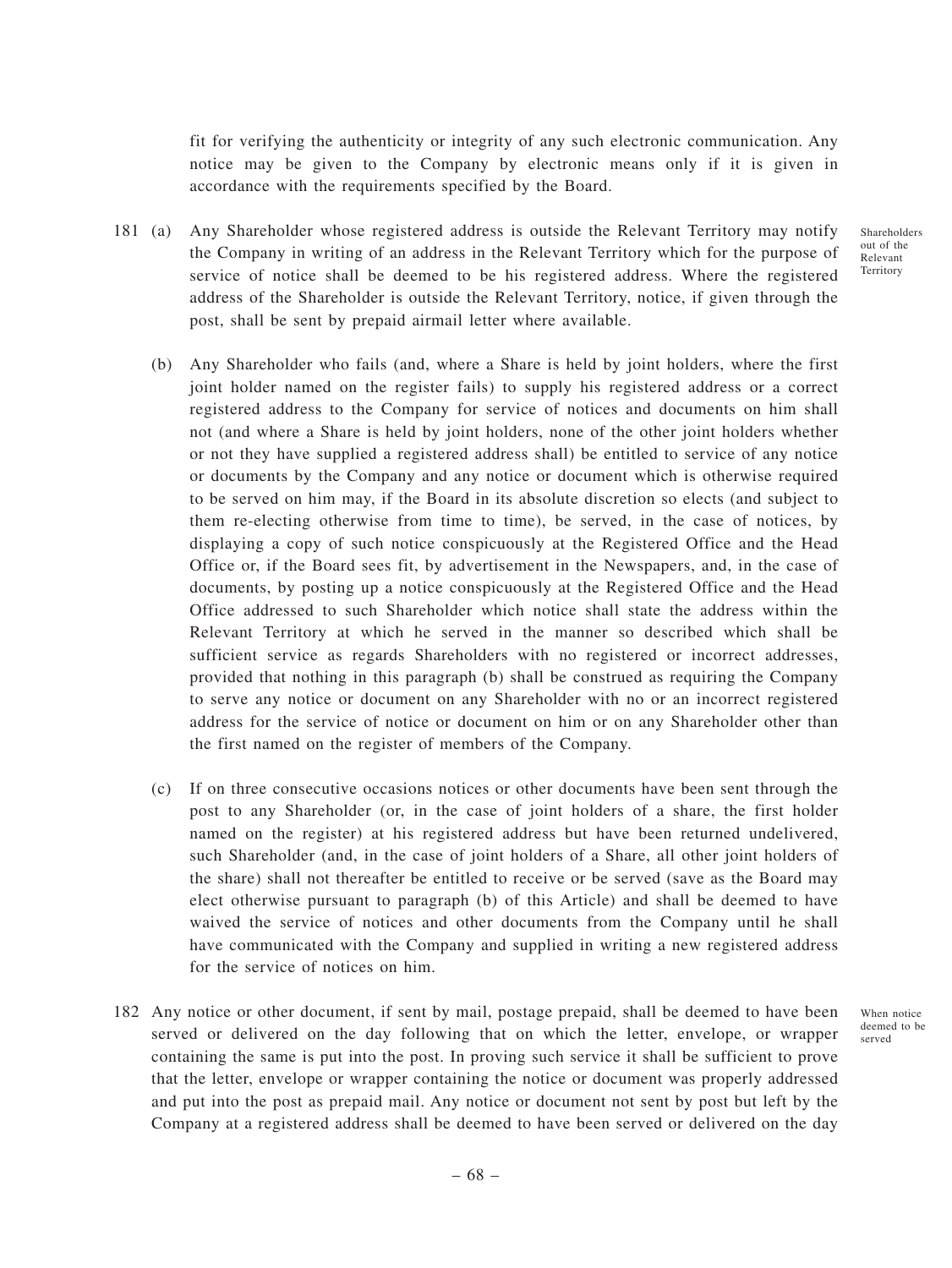fit for verifying the authenticity or integrity of any such electronic communication. Any notice may be given to the Company by electronic means only if it is given in accordance with the requirements specified by the Board.

Shareholders out of the Relevant Territory

181 (a) Any Shareholder whose registered address is outside the Relevant Territory may notify the Company in writing of an address in the Relevant Territory which for the purpose of service of notice shall be deemed to be his registered address. Where the registered address of the Shareholder is outside the Relevant Territory, notice, if given through the post, shall be sent by prepaid airmail letter where available.

(b) Any Shareholder who fails (and, where a Share is held by joint holders, where the first joint holder named on the register fails) to supply his registered address or a correct registered address to the Company for service of notices and documents on him shall not (and where a Share is held by joint holders, none of the other joint holders whether or not they have supplied a registered address shall) be entitled to service of any notice or documents by the Company and any notice or document which is otherwise required to be served on him may, if the Board in its absolute discretion so elects (and subject to them re-electing otherwise from time to time), be served, in the case of notices, by displaying a copy of such notice conspicuously at the Registered Office and the Head Office or, if the Board sees fit, by advertisement in the Newspapers, and, in the case of documents, by posting up a notice conspicuously at the Registered Office and the Head Office addressed to such Shareholder which notice shall state the address within the Relevant Territory at which he served in the manner so described which shall be sufficient service as regards Shareholders with no registered or incorrect addresses, provided that nothing in this paragraph (b) shall be construed as requiring the Company to serve any notice or document on any Shareholder with no or an incorrect registered address for the service of notice or document on him or on any Shareholder other than the first named on the register of members of the Company.

(c) If on three consecutive occasions notices or other documents have been sent through the post to any Shareholder (or, in the case of joint holders of a share, the first holder named on the register) at his registered address but have been returned undelivered, such Shareholder (and, in the case of joint holders of a Share, all other joint holders of the share) shall not thereafter be entitled to receive or be served (save as the Board may elect otherwise pursuant to paragraph (b) of this Article) and shall be deemed to have waived the service of notices and other documents from the Company until he shall have communicated with the Company and supplied in writing a new registered address for the service of notices on him.

When notice deemed to be served

182 Any notice or other document, if sent by mail, postage prepaid, shall be deemed to have been served or delivered on the day following that on which the letter, envelope, or wrapper containing the same is put into the post. In proving such service it shall be sufficient to prove that the letter, envelope or wrapper containing the notice or document was properly addressed and put into the post as prepaid mail. Any notice or document not sent by post but left by the Company at a registered address shall be deemed to have been served or delivered on the day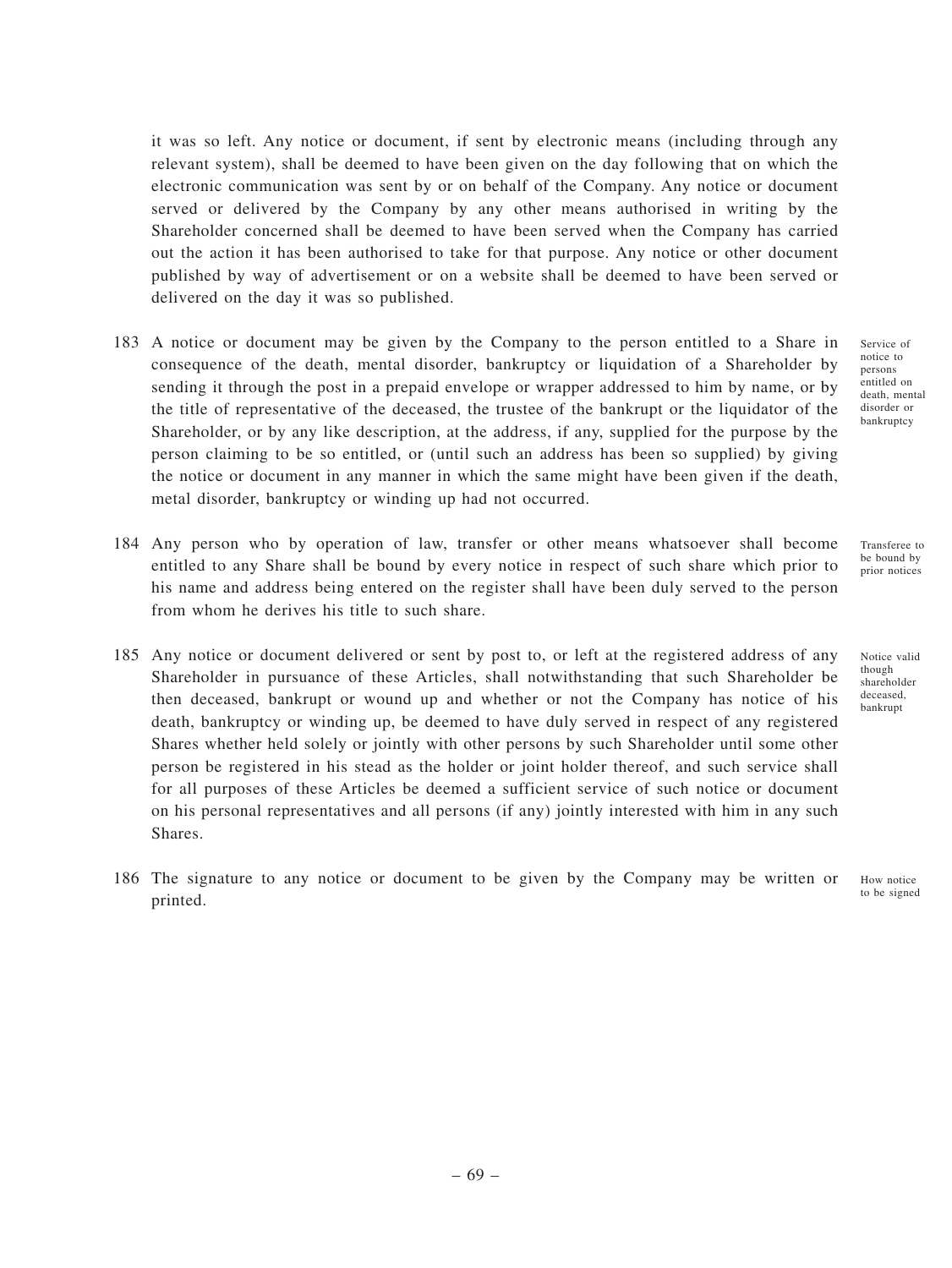it was so left. Any notice or document, if sent by electronic means (including through any relevant system), shall be deemed to have been given on the day following that on which the electronic communication was sent by or on behalf of the Company. Any notice or document served or delivered by the Company by any other means authorised in writing by the Shareholder concerned shall be deemed to have been served when the Company has carried out the action it has been authorised to take for that purpose. Any notice or other document published by way of advertisement or on a website shall be deemed to have been served or delivered on the day it was so published.

183 A notice or document may be given by the Company to the person entitled to a Share in consequence of the death, mental disorder, bankruptcy or liquidation of a Shareholder by sending it through the post in a prepaid envelope or wrapper addressed to him by name, or by the title of representative of the deceased, the trustee of the bankrupt or the liquidator of the Shareholder, or by any like description, at the address, if any, supplied for the purpose by the person claiming to be so entitled, or (until such an address has been so supplied) by giving the notice or document in any manner in which the same might have been given if the death, metal disorder, bankruptcy or winding up had not occurred.

*Service of notice to persons entitled on death, mental disorder or bankruptcy*

184 Any person who by operation of law, transfer or other means whatsoever shall become entitled to any Share shall be bound by every notice in respect of such share which prior to his name and address being entered on the register shall have been duly served to the person from whom he derives his title to such share.

*Transferee to be bound by prior notices*

185 Any notice or document delivered or sent by post to, or left at the registered address of any Shareholder in pursuance of these Articles, shall notwithstanding that such Shareholder be then deceased, bankrupt or wound up and whether or not the Company has notice of his death, bankruptcy or winding up, be deemed to have duly served in respect of any registered Shares whether held solely or jointly with other persons by such Shareholder until some other person be registered in his stead as the holder or joint holder thereof, and such service shall for all purposes of these Articles be deemed a sufficient service of such notice or document on his personal representatives and all persons (if any) jointly interested with him in any such Shares.

*Notice valid though shareholder deceased, bankrupt*

186 The signature to any notice or document to be given by the Company may be written or printed.

*How notice to be signed*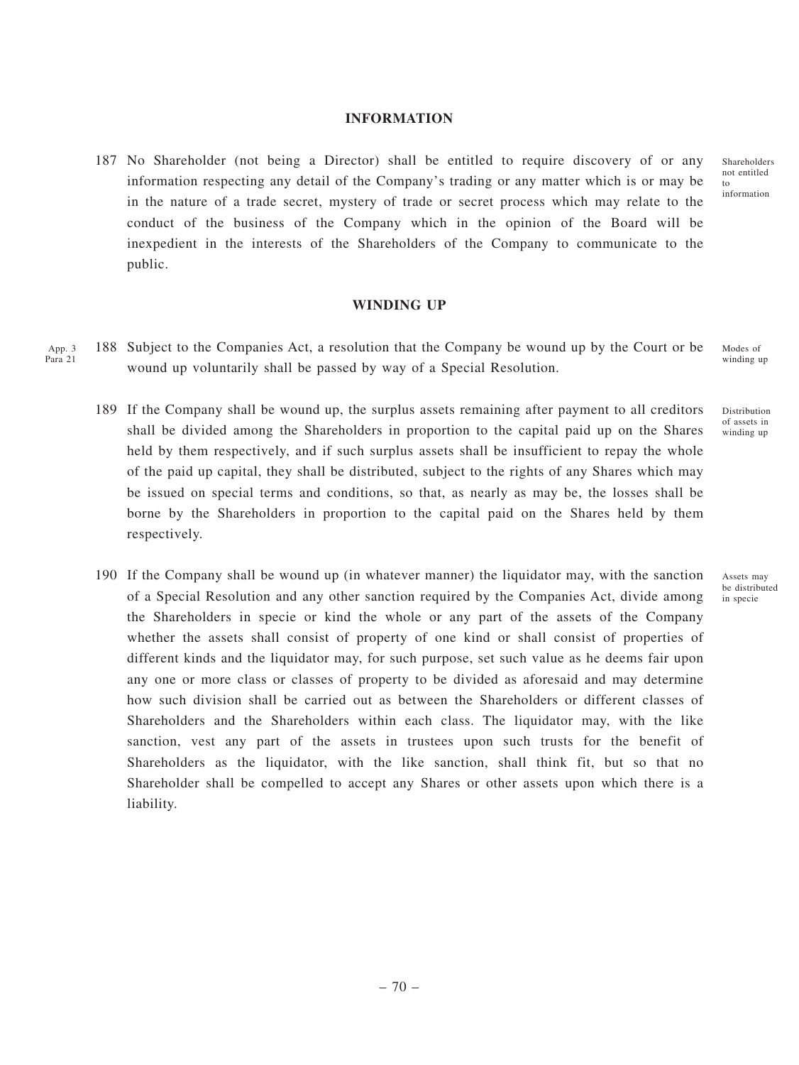## INFORMATION

187 No Shareholder (not being a Director) shall be entitled to require discovery of or any information respecting any detail of the Company's trading or any matter which is or may be in the nature of a trade secret, mystery of trade or secret process which may relate to the conduct of the business of the Company which in the opinion of the Board will be inexpedient in the interests of the Shareholders of the Company to communicate to the public.

Shareholders not entitled to information

## WINDING UP

App. 3 Para 21

188 Subject to the Companies Act, a resolution that the Company be wound up by the Court or be wound up voluntarily shall be passed by way of a Special Resolution.

Modes of winding up

189 If the Company shall be wound up, the surplus assets remaining after payment to all creditors shall be divided among the Shareholders in proportion to the capital paid up on the Shares held by them respectively, and if such surplus assets shall be insufficient to repay the whole of the paid up capital, they shall be distributed, subject to the rights of any Shares which may be issued on special terms and conditions, so that, as nearly as may be, the losses shall be borne by the Shareholders in proportion to the capital paid on the Shares held by them respectively.

Distribution of assets in winding up

190 If the Company shall be wound up (in whatever manner) the liquidator may, with the sanction of a Special Resolution and any other sanction required by the Companies Act, divide among the Shareholders in specie or kind the whole or any part of the assets of the Company whether the assets shall consist of property of one kind or shall consist of properties of different kinds and the liquidator may, for such purpose, set such value as he deems fair upon any one or more class or classes of property to be divided as aforesaid and may determine how such division shall be carried out as between the Shareholders or different classes of Shareholders and the Shareholders within each class. The liquidator may, with the like sanction, vest any part of the assets in trustees upon such trusts for the benefit of Shareholders as the liquidator, with the like sanction, shall think fit, but so that no Shareholder shall be compelled to accept any Shares or other assets upon which there is a liability.

Assets may be distributed in specie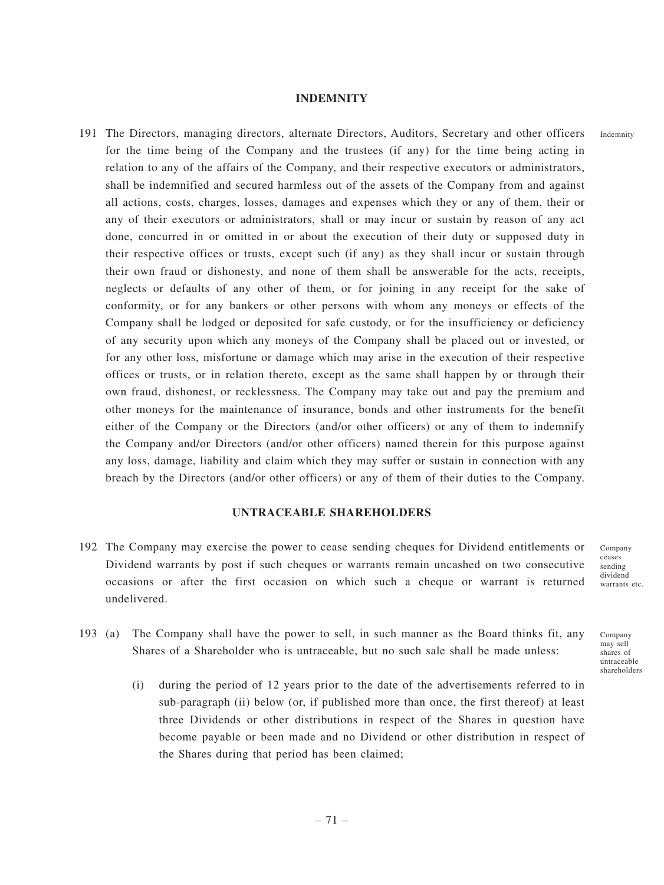## INDEMNITY

191 The Directors, managing directors, alternate Directors, Auditors, Secretary and other officers for the time being of the Company and the trustees (if any) for the time being acting in relation to any of the affairs of the Company, and their respective executors or administrators, shall be indemnified and secured harmless out of the assets of the Company from and against all actions, costs, charges, losses, damages and expenses which they or any of them, their or any of their executors or administrators, shall or may incur or sustain by reason of any act done, concurred in or omitted in or about the execution of their duty or supposed duty in their respective offices or trusts, except such (if any) as they shall incur or sustain through their own fraud or dishonesty, and none of them shall be answerable for the acts, receipts, neglects or defaults of any other of them, or for joining in any receipt for the sake of conformity, or for any bankers or other persons with whom any moneys or effects of the Company shall be lodged or deposited for safe custody, or for the insufficiency or deficiency of any security upon which any moneys of the Company shall be placed out or invested, or for any other loss, misfortune or damage which may arise in the execution of their respective offices or trusts, or in relation thereto, except as the same shall happen by or through their own fraud, dishonest, or recklessness. The Company may take out and pay the premium and other moneys for the maintenance of insurance, bonds and other instruments for the benefit either of the Company or the Directors (and/or other officers) or any of them to indemnify the Company and/or Directors (and/or other officers) named therein for this purpose against any loss, damage, liability and claim which they may suffer or sustain in connection with any breach by the Directors (and/or other officers) or any of them of their duties to the Company. *Indemnity*

## UNTRACEABLE SHAREHOLDERS

192 The Company may exercise the power to cease sending cheques for Dividend entitlements or Dividend warrants by post if such cheques or warrants remain uncashed on two consecutive occasions or after the first occasion on which such a cheque or warrant is returned undelivered. *Company ceases sending dividend warrants etc.*

193 (a) The Company shall have the power to sell, in such manner as the Board thinks fit, any Shares of a Shareholder who is untraceable, but no such sale shall be made unless: *Company may sell shares of untraceable shareholders*

(i) during the period of 12 years prior to the date of the advertisements referred to in sub-paragraph (ii) below (or, if published more than once, the first thereof) at least three Dividends or other distributions in respect of the Shares in question have become payable or been made and no Dividend or other distribution in respect of the Shares during that period has been claimed;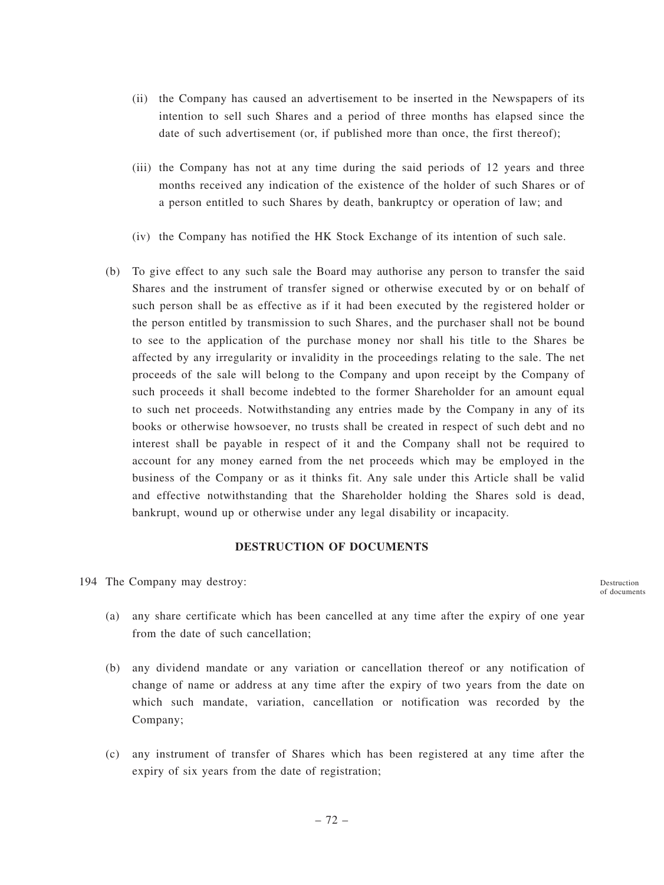(ii) the Company has caused an advertisement to be inserted in the Newspapers of its intention to sell such Shares and a period of three months has elapsed since the date of such advertisement (or, if published more than once, the first thereof);

(iii) the Company has not at any time during the said periods of 12 years and three months received any indication of the existence of the holder of such Shares or of a person entitled to such Shares by death, bankruptcy or operation of law; and

(iv) the Company has notified the HK Stock Exchange of its intention of such sale.

(b) To give effect to any such sale the Board may authorise any person to transfer the said Shares and the instrument of transfer signed or otherwise executed by or on behalf of such person shall be as effective as if it had been executed by the registered holder or the person entitled by transmission to such Shares, and the purchaser shall not be bound to see to the application of the purchase money nor shall his title to the Shares be affected by any irregularity or invalidity in the proceedings relating to the sale. The net proceeds of the sale will belong to the Company and upon receipt by the Company of such proceeds it shall become indebted to the former Shareholder for an amount equal to such net proceeds. Notwithstanding any entries made by the Company in any of its books or otherwise howsoever, no trusts shall be created in respect of such debt and no interest shall be payable in respect of it and the Company shall not be required to account for any money earned from the net proceeds which may be employed in the business of the Company or as it thinks fit. Any sale under this Article shall be valid and effective notwithstanding that the Shareholder holding the Shares sold is dead, bankrupt, wound up or otherwise under any legal disability or incapacity.

## DESTRUCTION OF DOCUMENTS

194 The Company may destroy:

Destruction of documents

(a) any share certificate which has been cancelled at any time after the expiry of one year from the date of such cancellation;

(b) any dividend mandate or any variation or cancellation thereof or any notification of change of name or address at any time after the expiry of two years from the date on which such mandate, variation, cancellation or notification was recorded by the Company;

(c) any instrument of transfer of Shares which has been registered at any time after the expiry of six years from the date of registration;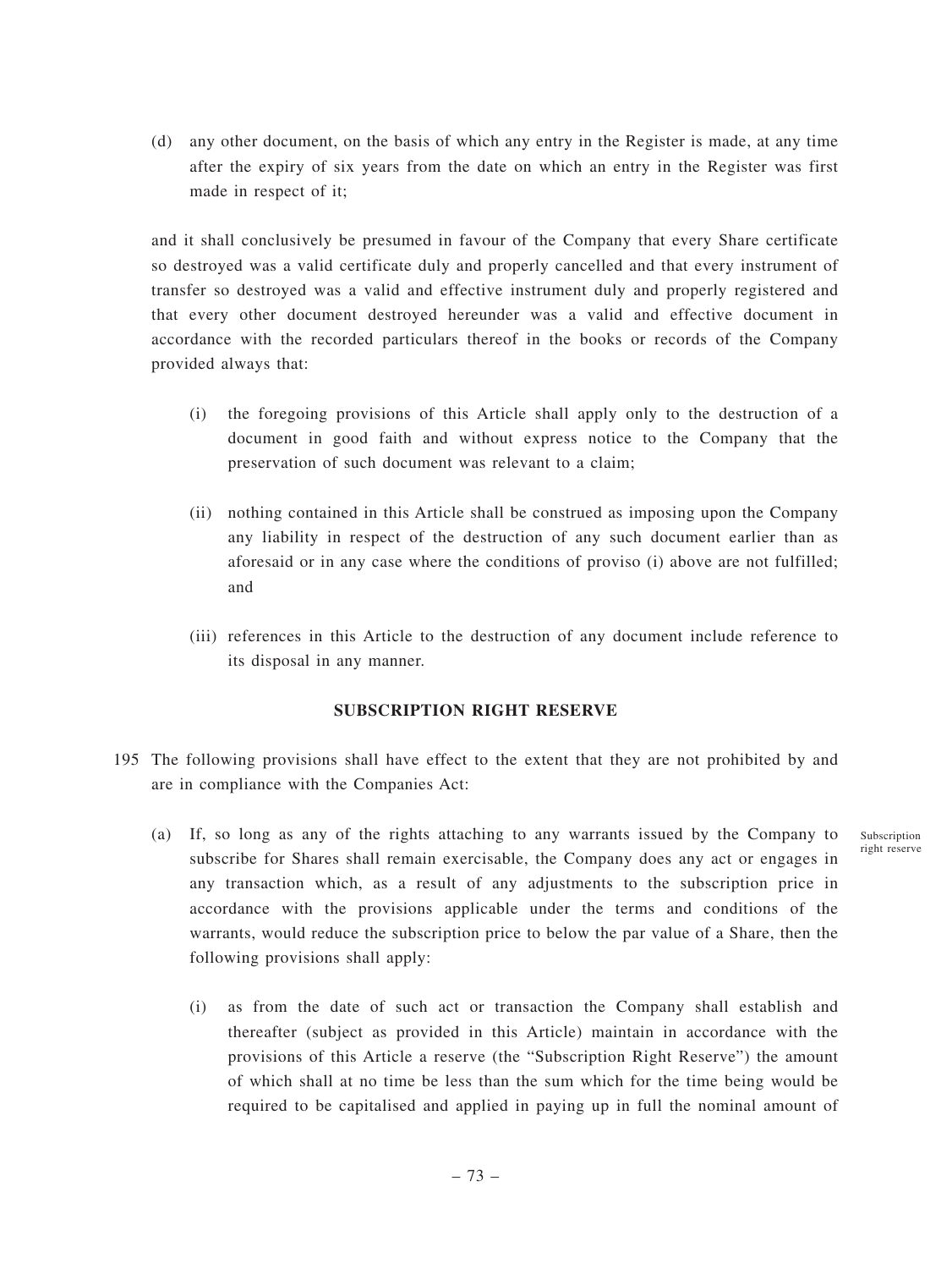(d) any other document, on the basis of which any entry in the Register is made, at any time after the expiry of six years from the date on which an entry in the Register was first made in respect of it;

and it shall conclusively be presumed in favour of the Company that every Share certificate so destroyed was a valid certificate duly and properly cancelled and that every instrument of transfer so destroyed was a valid and effective instrument duly and properly registered and that every other document destroyed hereunder was a valid and effective document in accordance with the recorded particulars thereof in the books or records of the Company provided always that:

(i) the foregoing provisions of this Article shall apply only to the destruction of a document in good faith and without express notice to the Company that the preservation of such document was relevant to a claim;

(ii) nothing contained in this Article shall be construed as imposing upon the Company any liability in respect of the destruction of any such document earlier than as aforesaid or in any case where the conditions of proviso (i) above are not fulfilled; and

(iii) references in this Article to the destruction of any document include reference to its disposal in any manner.

**SUBSCRIPTION RIGHT RESERVE**

195 The following provisions shall have effect to the extent that they are not prohibited by and are in compliance with the Companies Act:

Subscription right reserve

(a) If, so long as any of the rights attaching to any warrants issued by the Company to subscribe for Shares shall remain exercisable, the Company does any act or engages in any transaction which, as a result of any adjustments to the subscription price in accordance with the provisions applicable under the terms and conditions of the warrants, would reduce the subscription price to below the par value of a Share, then the following provisions shall apply:

(i) as from the date of such act or transaction the Company shall establish and thereafter (subject as provided in this Article) maintain in accordance with the provisions of this Article a reserve (the "Subscription Right Reserve") the amount of which shall at no time be less than the sum which for the time being would be required to be capitalised and applied in paying up in full the nominal amount of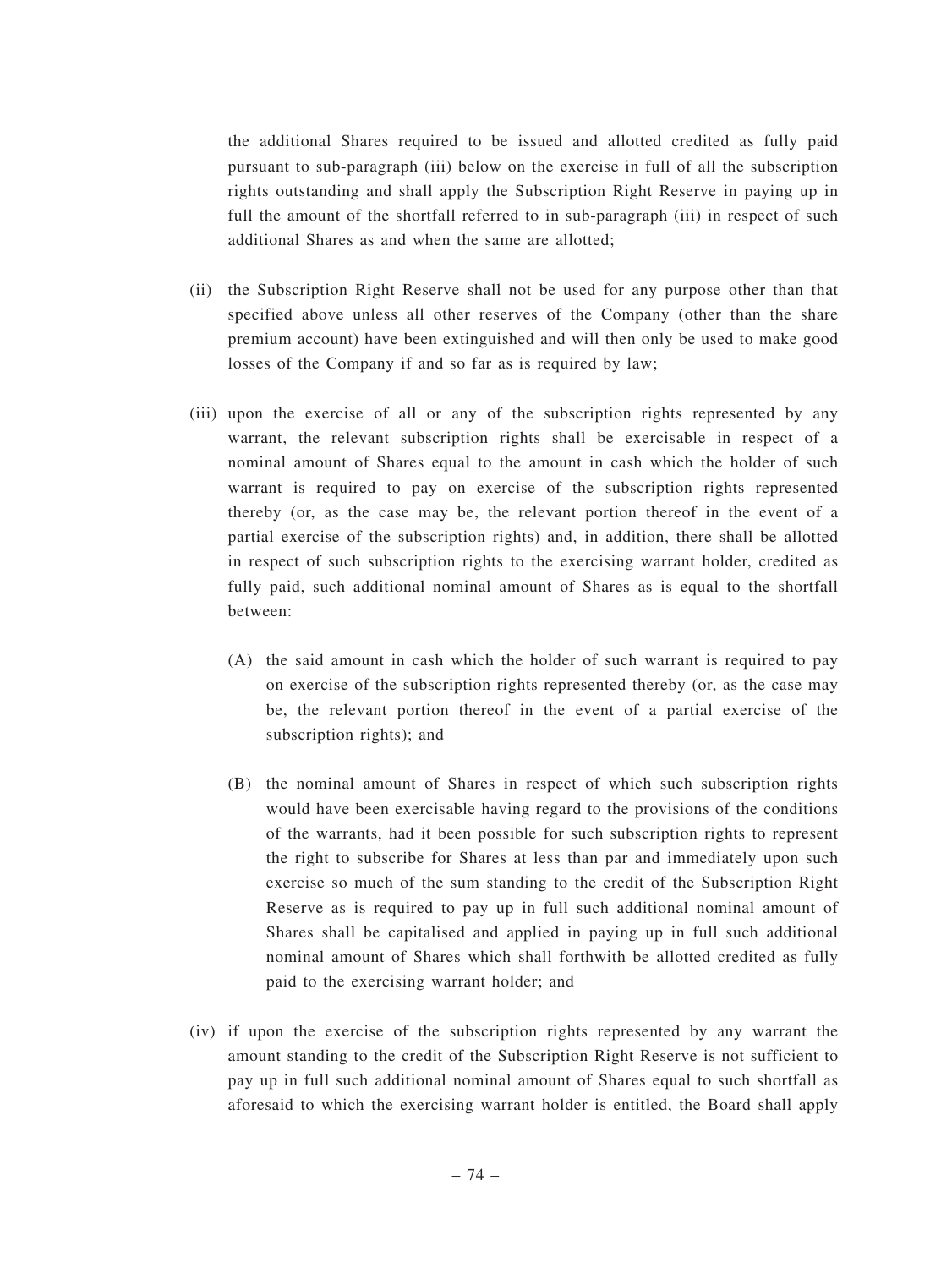the additional Shares required to be issued and allotted credited as fully paid pursuant to sub-paragraph (iii) below on the exercise in full of all the subscription rights outstanding and shall apply the Subscription Right Reserve in paying up in full the amount of the shortfall referred to in sub-paragraph (iii) in respect of such additional Shares as and when the same are allotted;

(ii) the Subscription Right Reserve shall not be used for any purpose other than that specified above unless all other reserves of the Company (other than the share premium account) have been extinguished and will then only be used to make good losses of the Company if and so far as is required by law;

(iii) upon the exercise of all or any of the subscription rights represented by any warrant, the relevant subscription rights shall be exercisable in respect of a nominal amount of Shares equal to the amount in cash which the holder of such warrant is required to pay on exercise of the subscription rights represented thereby (or, as the case may be, the relevant portion thereof in the event of a partial exercise of the subscription rights) and, in addition, there shall be allotted in respect of such subscription rights to the exercising warrant holder, credited as fully paid, such additional nominal amount of Shares as is equal to the shortfall between:

   (A) the said amount in cash which the holder of such warrant is required to pay on exercise of the subscription rights represented thereby (or, as the case may be, the relevant portion thereof in the event of a partial exercise of the subscription rights); and

   (B) the nominal amount of Shares in respect of which such subscription rights would have been exercisable having regard to the provisions of the conditions of the warrants, had it been possible for such subscription rights to represent the right to subscribe for Shares at less than par and immediately upon such exercise so much of the sum standing to the credit of the Subscription Right Reserve as is required to pay up in full such additional nominal amount of Shares shall be capitalised and applied in paying up in full such additional nominal amount of Shares which shall forthwith be allotted credited as fully paid to the exercising warrant holder; and

(iv) if upon the exercise of the subscription rights represented by any warrant the amount standing to the credit of the Subscription Right Reserve is not sufficient to pay up in full such additional nominal amount of Shares equal to such shortfall as aforesaid to which the exercising warrant holder is entitled, the Board shall apply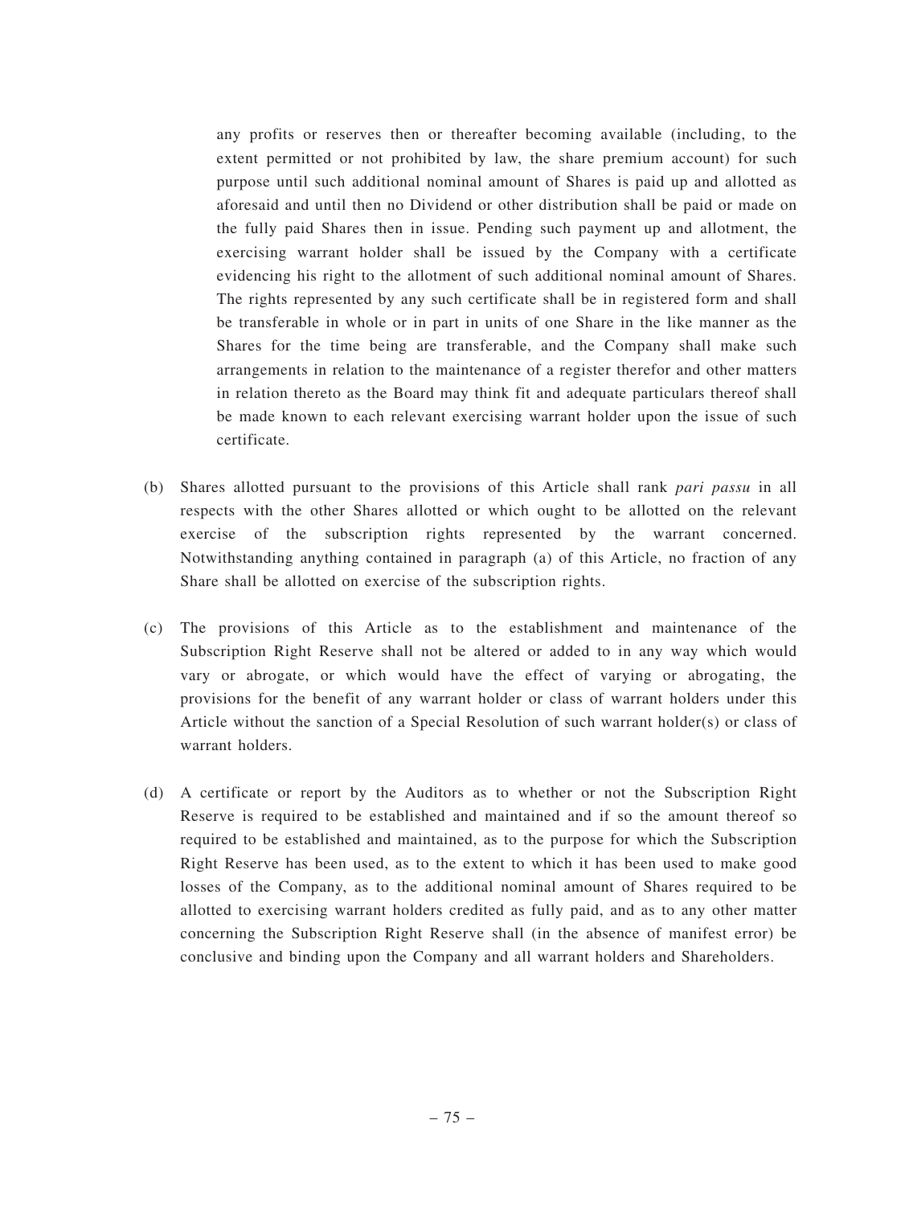any profits or reserves then or thereafter becoming available (including, to the extent permitted or not prohibited by law, the share premium account) for such purpose until such additional nominal amount of Shares is paid up and allotted as aforesaid and until then no Dividend or other distribution shall be paid or made on the fully paid Shares then in issue. Pending such payment up and allotment, the exercising warrant holder shall be issued by the Company with a certificate evidencing his right to the allotment of such additional nominal amount of Shares. The rights represented by any such certificate shall be in registered form and shall be transferable in whole or in part in units of one Share in the like manner as the Shares for the time being are transferable, and the Company shall make such arrangements in relation to the maintenance of a register therefor and other matters in relation thereto as the Board may think fit and adequate particulars thereof shall be made known to each relevant exercising warrant holder upon the issue of such certificate.

(b) Shares allotted pursuant to the provisions of this Article shall rank *pari passu* in all respects with the other Shares allotted or which ought to be allotted on the relevant exercise of the subscription rights represented by the warrant concerned. Notwithstanding anything contained in paragraph (a) of this Article, no fraction of any Share shall be allotted on exercise of the subscription rights.

(c) The provisions of this Article as to the establishment and maintenance of the Subscription Right Reserve shall not be altered or added to in any way which would vary or abrogate, or which would have the effect of varying or abrogating, the provisions for the benefit of any warrant holder or class of warrant holders under this Article without the sanction of a Special Resolution of such warrant holder(s) or class of warrant holders.

(d) A certificate or report by the Auditors as to whether or not the Subscription Right Reserve is required to be established and maintained and if so the amount thereof so required to be established and maintained, as to the purpose for which the Subscription Right Reserve has been used, as to the extent to which it has been used to make good losses of the Company, as to the additional nominal amount of Shares required to be allotted to exercising warrant holders credited as fully paid, and as to any other matter concerning the Subscription Right Reserve shall (in the absence of manifest error) be conclusive and binding upon the Company and all warrant holders and Shareholders.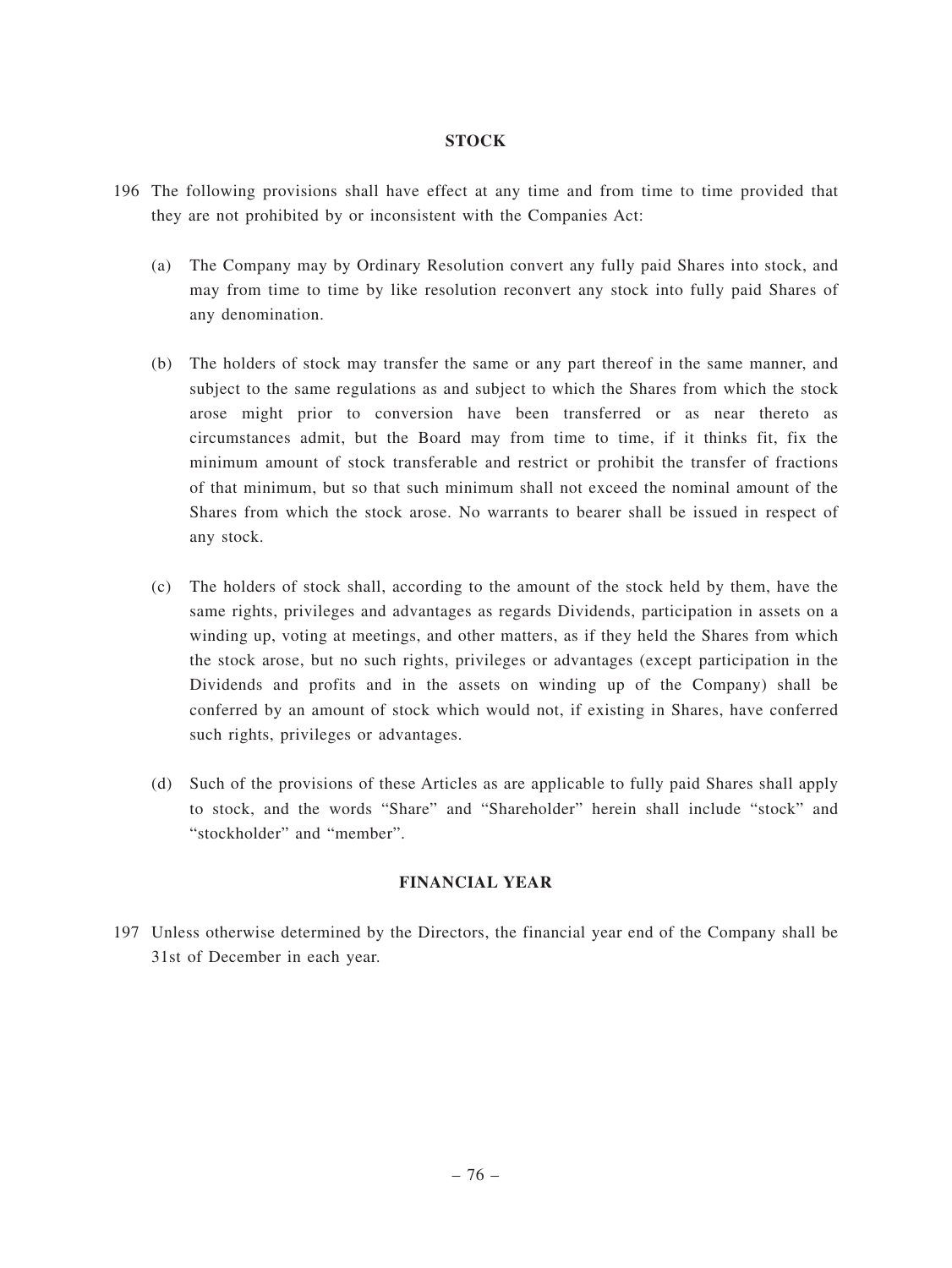## STOCK

196 The following provisions shall have effect at any time and from time to time provided that they are not prohibited by or inconsistent with the Companies Act:

(a) The Company may by Ordinary Resolution convert any fully paid Shares into stock, and may from time to time by like resolution reconvert any stock into fully paid Shares of any denomination.

(b) The holders of stock may transfer the same or any part thereof in the same manner, and subject to the same regulations as and subject to which the Shares from which the stock arose might prior to conversion have been transferred or as near thereto as circumstances admit, but the Board may from time to time, if it thinks fit, fix the minimum amount of stock transferable and restrict or prohibit the transfer of fractions of that minimum, but so that such minimum shall not exceed the nominal amount of the Shares from which the stock arose. No warrants to bearer shall be issued in respect of any stock.

(c) The holders of stock shall, according to the amount of the stock held by them, have the same rights, privileges and advantages as regards Dividends, participation in assets on a winding up, voting at meetings, and other matters, as if they held the Shares from which the stock arose, but no such rights, privileges or advantages (except participation in the Dividends and profits and in the assets on winding up of the Company) shall be conferred by an amount of stock which would not, if existing in Shares, have conferred such rights, privileges or advantages.

(d) Such of the provisions of these Articles as are applicable to fully paid Shares shall apply to stock, and the words "Share" and "Shareholder" herein shall include "stock" and "stockholder" and "member".

## FINANCIAL YEAR

197 Unless otherwise determined by the Directors, the financial year end of the Company shall be 31st of December in each year.